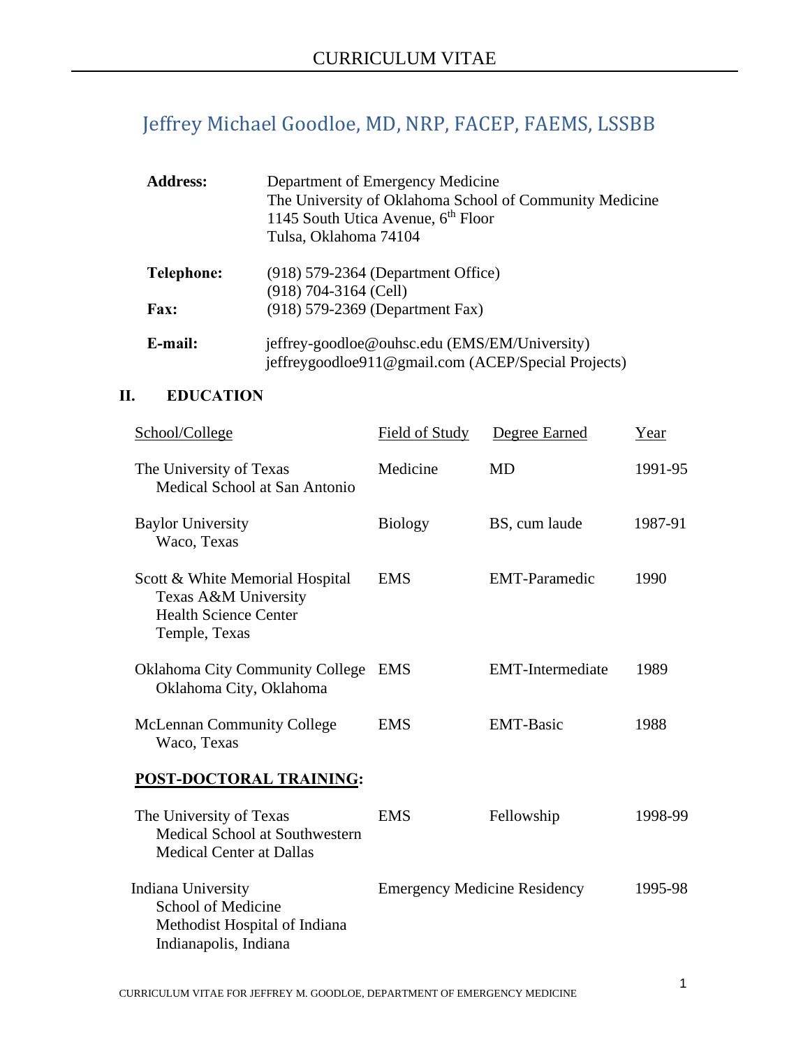# CURRICULUM VITAE

## Jeffrey Michael Goodloe, MD, NRP, FACEP, FAEMS, LSSBB

**Address:** Department of Emergency Medicine
The University of Oklahoma School of Community Medicine
1145 South Utica Avenue, 6th Floor
Tulsa, Oklahoma 74104

**Telephone:** (918) 579-2364 (Department Office)
(918) 704-3164 (Cell)

**Fax:** (918) 579-2369 (Department Fax)

**E-mail:** jeffrey-goodloe@ouhsc.edu (EMS/EM/University)
jeffreygoodloe911@gmail.com (ACEP/Special Projects)

### II. EDUCATION

| School/College | Field of Study | Degree Earned | Year |
|---|---|---|---|
| The University of Texas Medical School at San Antonio | Medicine | MD | 1991-95 |
| Baylor University Waco, Texas | Biology | BS, cum laude | 1987-91 |
| Scott & White Memorial Hospital Texas A&M University Health Science Center Temple, Texas | EMS | EMT-Paramedic | 1990 |
| Oklahoma City Community College Oklahoma City, Oklahoma | EMS | EMT-Intermediate | 1989 |
| McLennan Community College Waco, Texas | EMS | EMT-Basic | 1988 |

**POST-DOCTORAL TRAINING:**

| School/College | Field of Study | Degree Earned | Year |
|---|---|---|---|
| The University of Texas Medical School at Southwestern Medical Center at Dallas | EMS | Fellowship | 1998-99 |
| Indiana University School of Medicine Methodist Hospital of Indiana Indianapolis, Indiana | Emergency Medicine Residency | | 1995-98 |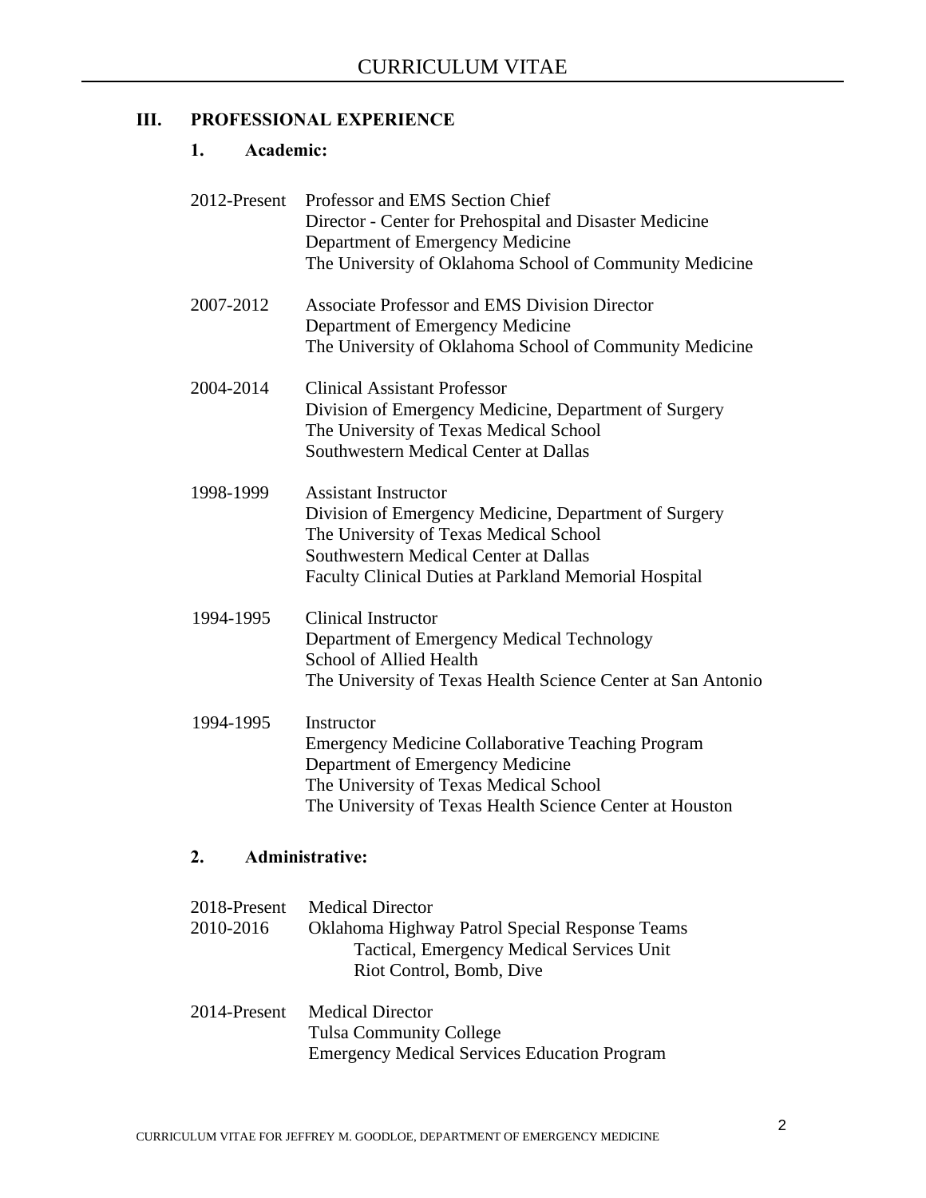## III. PROFESSIONAL EXPERIENCE

### 1. Academic:

2012-Present Professor and EMS Section Chief
Director - Center for Prehospital and Disaster Medicine
Department of Emergency Medicine
The University of Oklahoma School of Community Medicine

2007-2012 Associate Professor and EMS Division Director
Department of Emergency Medicine
The University of Oklahoma School of Community Medicine

2004-2014 Clinical Assistant Professor
Division of Emergency Medicine, Department of Surgery
The University of Texas Medical School
Southwestern Medical Center at Dallas

1998-1999 Assistant Instructor
Division of Emergency Medicine, Department of Surgery
The University of Texas Medical School
Southwestern Medical Center at Dallas
Faculty Clinical Duties at Parkland Memorial Hospital

1994-1995 Clinical Instructor
Department of Emergency Medical Technology
School of Allied Health
The University of Texas Health Science Center at San Antonio

1994-1995 Instructor
Emergency Medicine Collaborative Teaching Program
Department of Emergency Medicine
The University of Texas Medical School
The University of Texas Health Science Center at Houston

### 2. Administrative:

2018-Present Medical Director
2010-2016 Oklahoma Highway Patrol Special Response Teams
Tactical, Emergency Medical Services Unit
Riot Control, Bomb, Dive

2014-Present Medical Director
Tulsa Community College
Emergency Medical Services Education Program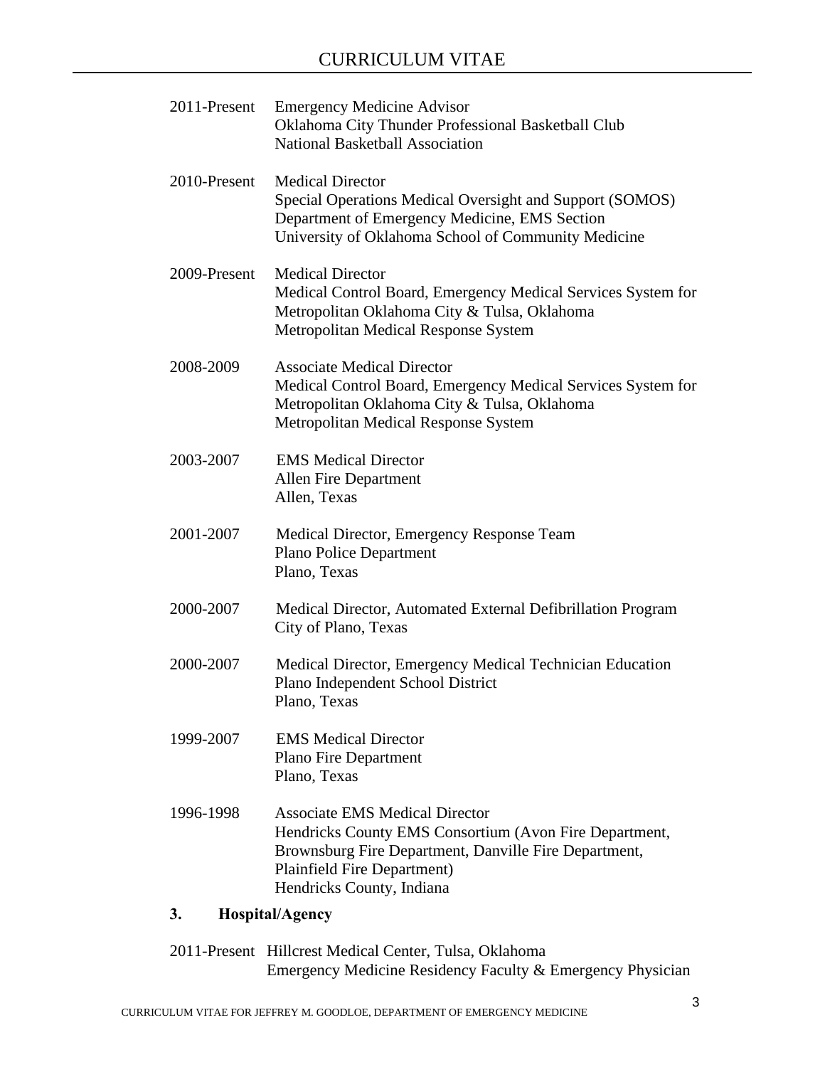2011-Present Emergency Medicine Advisor
Oklahoma City Thunder Professional Basketball Club
National Basketball Association

2010-Present Medical Director
Special Operations Medical Oversight and Support (SOMOS)
Department of Emergency Medicine, EMS Section
University of Oklahoma School of Community Medicine

2009-Present Medical Director
Medical Control Board, Emergency Medical Services System for Metropolitan Oklahoma City & Tulsa, Oklahoma
Metropolitan Medical Response System

2008-2009 Associate Medical Director
Medical Control Board, Emergency Medical Services System for Metropolitan Oklahoma City & Tulsa, Oklahoma
Metropolitan Medical Response System

2003-2007 EMS Medical Director
Allen Fire Department
Allen, Texas

2001-2007 Medical Director, Emergency Response Team
Plano Police Department
Plano, Texas

2000-2007 Medical Director, Automated External Defibrillation Program
City of Plano, Texas

2000-2007 Medical Director, Emergency Medical Technician Education
Plano Independent School District
Plano, Texas

1999-2007 EMS Medical Director
Plano Fire Department
Plano, Texas

1996-1998 Associate EMS Medical Director
Hendricks County EMS Consortium (Avon Fire Department, Brownsburg Fire Department, Danville Fire Department, Plainfield Fire Department)
Hendricks County, Indiana

### 3. Hospital/Agency

2011-Present Hillcrest Medical Center, Tulsa, Oklahoma
Emergency Medicine Residency Faculty & Emergency Physician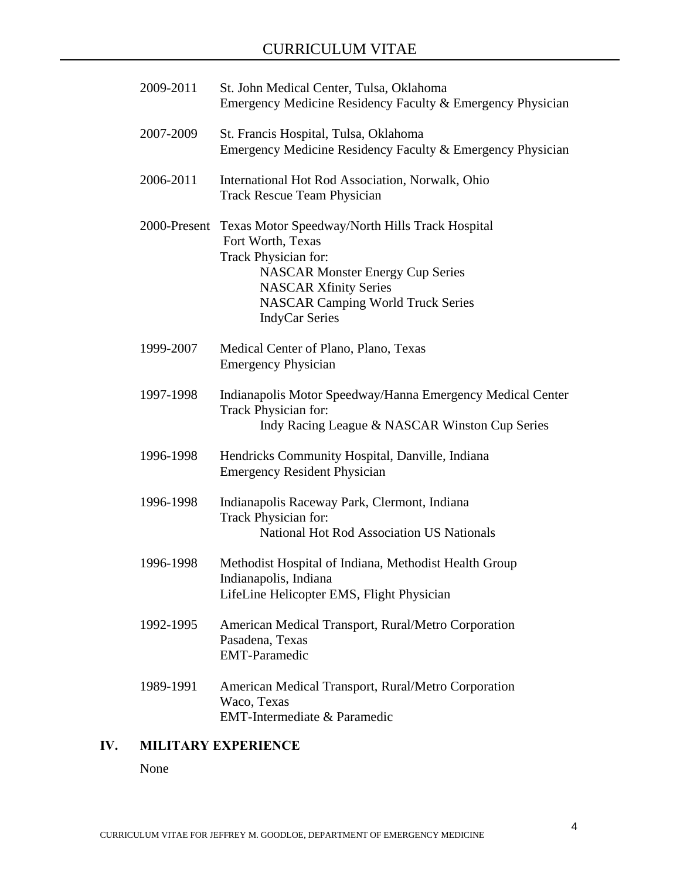| | |
|---|---|
| 2009-2011 | St. John Medical Center, Tulsa, Oklahoma<br>Emergency Medicine Residency Faculty & Emergency Physician |
| 2007-2009 | St. Francis Hospital, Tulsa, Oklahoma<br>Emergency Medicine Residency Faculty & Emergency Physician |
| 2006-2011 | International Hot Rod Association, Norwalk, Ohio<br>Track Rescue Team Physician |
| 2000-Present | Texas Motor Speedway/North Hills Track Hospital<br>Fort Worth, Texas<br>Track Physician for:<br>NASCAR Monster Energy Cup Series<br>NASCAR Xfinity Series<br>NASCAR Camping World Truck Series<br>IndyCar Series |
| 1999-2007 | Medical Center of Plano, Plano, Texas<br>Emergency Physician |
| 1997-1998 | Indianapolis Motor Speedway/Hanna Emergency Medical Center<br>Track Physician for:<br>Indy Racing League & NASCAR Winston Cup Series |
| 1996-1998 | Hendricks Community Hospital, Danville, Indiana<br>Emergency Resident Physician |
| 1996-1998 | Indianapolis Raceway Park, Clermont, Indiana<br>Track Physician for:<br>National Hot Rod Association US Nationals |
| 1996-1998 | Methodist Hospital of Indiana, Methodist Health Group<br>Indianapolis, Indiana<br>LifeLine Helicopter EMS, Flight Physician |
| 1992-1995 | American Medical Transport, Rural/Metro Corporation<br>Pasadena, Texas<br>EMT-Paramedic |
| 1989-1991 | American Medical Transport, Rural/Metro Corporation<br>Waco, Texas<br>EMT-Intermediate & Paramedic |

## IV. MILITARY EXPERIENCE

None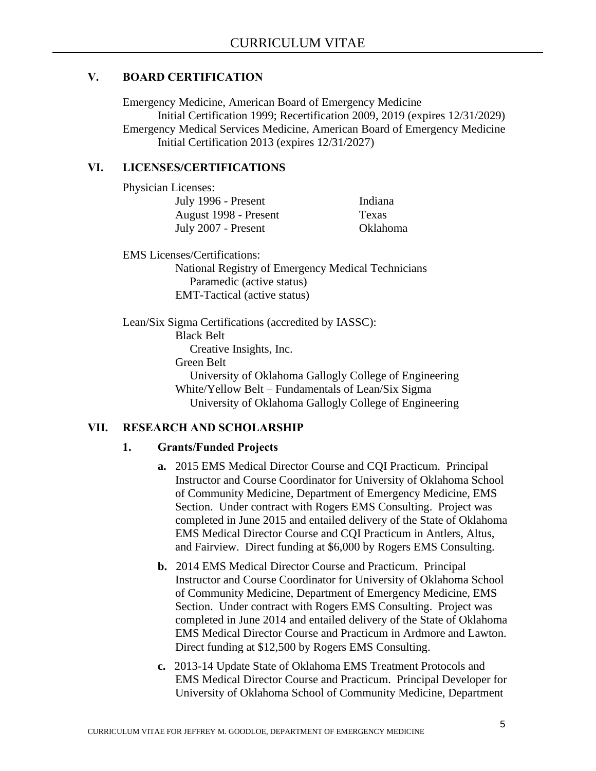## V. BOARD CERTIFICATION

Emergency Medicine, American Board of Emergency Medicine
Initial Certification 1999; Recertification 2009, 2019 (expires 12/31/2029)
Emergency Medical Services Medicine, American Board of Emergency Medicine
Initial Certification 2013 (expires 12/31/2027)

## VI. LICENSES/CERTIFICATIONS

Physician Licenses:

| | |
|---|---|
| July 1996 - Present | Indiana |
| August 1998 - Present | Texas |
| July 2007 - Present | Oklahoma |

EMS Licenses/Certifications:
National Registry of Emergency Medical Technicians
Paramedic (active status)
EMT-Tactical (active status)

Lean/Six Sigma Certifications (accredited by IASSC):
Black Belt
Creative Insights, Inc.
Green Belt
University of Oklahoma Gallogly College of Engineering
White/Yellow Belt – Fundamentals of Lean/Six Sigma
University of Oklahoma Gallogly College of Engineering

## VII. RESEARCH AND SCHOLARSHIP

### 1. Grants/Funded Projects

**a.** 2015 EMS Medical Director Course and CQI Practicum. Principal Instructor and Course Coordinator for University of Oklahoma School of Community Medicine, Department of Emergency Medicine, EMS Section. Under contract with Rogers EMS Consulting. Project was completed in June 2015 and entailed delivery of the State of Oklahoma EMS Medical Director Course and CQI Practicum in Antlers, Altus, and Fairview. Direct funding at $6,000 by Rogers EMS Consulting.

**b.** 2014 EMS Medical Director Course and Practicum. Principal Instructor and Course Coordinator for University of Oklahoma School of Community Medicine, Department of Emergency Medicine, EMS Section. Under contract with Rogers EMS Consulting. Project was completed in June 2014 and entailed delivery of the State of Oklahoma EMS Medical Director Course and Practicum in Ardmore and Lawton. Direct funding at $12,500 by Rogers EMS Consulting.

**c.** 2013-14 Update State of Oklahoma EMS Treatment Protocols and EMS Medical Director Course and Practicum. Principal Developer for University of Oklahoma School of Community Medicine, Department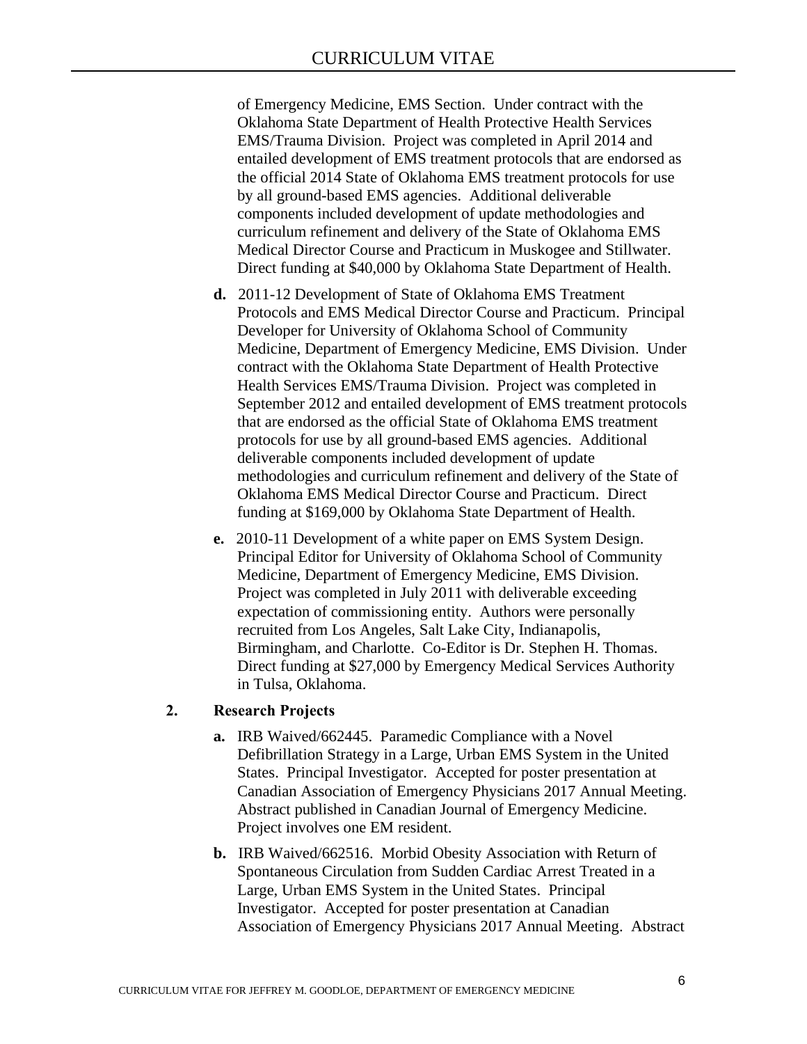of Emergency Medicine, EMS Section. Under contract with the Oklahoma State Department of Health Protective Health Services EMS/Trauma Division. Project was completed in April 2014 and entailed development of EMS treatment protocols that are endorsed as the official 2014 State of Oklahoma EMS treatment protocols for use by all ground-based EMS agencies. Additional deliverable components included development of update methodologies and curriculum refinement and delivery of the State of Oklahoma EMS Medical Director Course and Practicum in Muskogee and Stillwater. Direct funding at $40,000 by Oklahoma State Department of Health.

**d.** 2011-12 Development of State of Oklahoma EMS Treatment Protocols and EMS Medical Director Course and Practicum. Principal Developer for University of Oklahoma School of Community Medicine, Department of Emergency Medicine, EMS Division. Under contract with the Oklahoma State Department of Health Protective Health Services EMS/Trauma Division. Project was completed in September 2012 and entailed development of EMS treatment protocols that are endorsed as the official State of Oklahoma EMS treatment protocols for use by all ground-based EMS agencies. Additional deliverable components included development of update methodologies and curriculum refinement and delivery of the State of Oklahoma EMS Medical Director Course and Practicum. Direct funding at $169,000 by Oklahoma State Department of Health.

**e.** 2010-11 Development of a white paper on EMS System Design. Principal Editor for University of Oklahoma School of Community Medicine, Department of Emergency Medicine, EMS Division. Project was completed in July 2011 with deliverable exceeding expectation of commissioning entity. Authors were personally recruited from Los Angeles, Salt Lake City, Indianapolis, Birmingham, and Charlotte. Co-Editor is Dr. Stephen H. Thomas. Direct funding at $27,000 by Emergency Medical Services Authority in Tulsa, Oklahoma.

**2. Research Projects**

**a.** IRB Waived/662445. Paramedic Compliance with a Novel Defibrillation Strategy in a Large, Urban EMS System in the United States. Principal Investigator. Accepted for poster presentation at Canadian Association of Emergency Physicians 2017 Annual Meeting. Abstract published in Canadian Journal of Emergency Medicine. Project involves one EM resident.

**b.** IRB Waived/662516. Morbid Obesity Association with Return of Spontaneous Circulation from Sudden Cardiac Arrest Treated in a Large, Urban EMS System in the United States. Principal Investigator. Accepted for poster presentation at Canadian Association of Emergency Physicians 2017 Annual Meeting. Abstract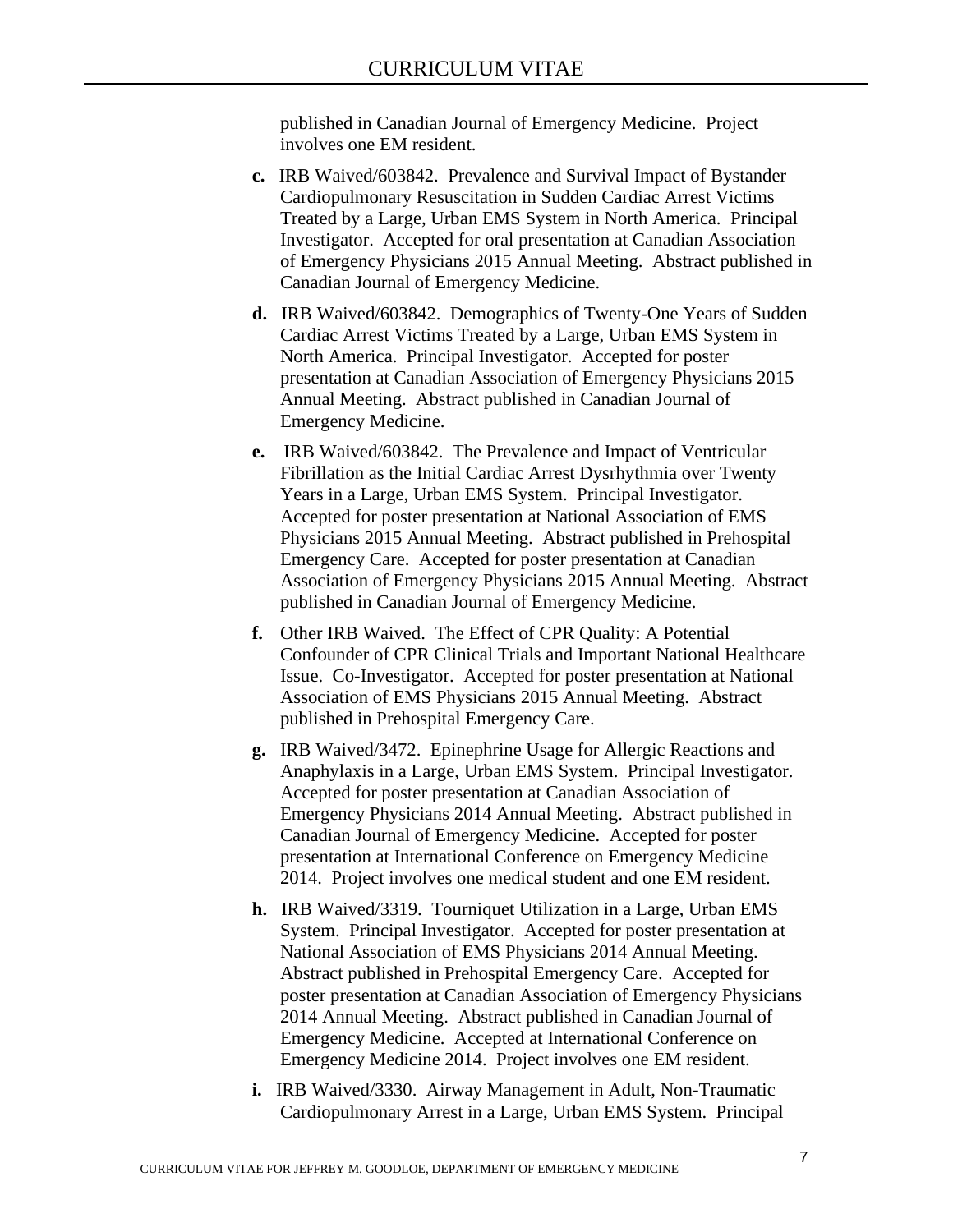published in Canadian Journal of Emergency Medicine. Project involves one EM resident.

**c.** IRB Waived/603842. Prevalence and Survival Impact of Bystander Cardiopulmonary Resuscitation in Sudden Cardiac Arrest Victims Treated by a Large, Urban EMS System in North America. Principal Investigator. Accepted for oral presentation at Canadian Association of Emergency Physicians 2015 Annual Meeting. Abstract published in Canadian Journal of Emergency Medicine.

**d.** IRB Waived/603842. Demographics of Twenty-One Years of Sudden Cardiac Arrest Victims Treated by a Large, Urban EMS System in North America. Principal Investigator. Accepted for poster presentation at Canadian Association of Emergency Physicians 2015 Annual Meeting. Abstract published in Canadian Journal of Emergency Medicine.

**e.** IRB Waived/603842. The Prevalence and Impact of Ventricular Fibrillation as the Initial Cardiac Arrest Dysrhythmia over Twenty Years in a Large, Urban EMS System. Principal Investigator. Accepted for poster presentation at National Association of EMS Physicians 2015 Annual Meeting. Abstract published in Prehospital Emergency Care. Accepted for poster presentation at Canadian Association of Emergency Physicians 2015 Annual Meeting. Abstract published in Canadian Journal of Emergency Medicine.

**f.** Other IRB Waived. The Effect of CPR Quality: A Potential Confounder of CPR Clinical Trials and Important National Healthcare Issue. Co-Investigator. Accepted for poster presentation at National Association of EMS Physicians 2015 Annual Meeting. Abstract published in Prehospital Emergency Care.

**g.** IRB Waived/3472. Epinephrine Usage for Allergic Reactions and Anaphylaxis in a Large, Urban EMS System. Principal Investigator. Accepted for poster presentation at Canadian Association of Emergency Physicians 2014 Annual Meeting. Abstract published in Canadian Journal of Emergency Medicine. Accepted for poster presentation at International Conference on Emergency Medicine 2014. Project involves one medical student and one EM resident.

**h.** IRB Waived/3319. Tourniquet Utilization in a Large, Urban EMS System. Principal Investigator. Accepted for poster presentation at National Association of EMS Physicians 2014 Annual Meeting. Abstract published in Prehospital Emergency Care. Accepted for poster presentation at Canadian Association of Emergency Physicians 2014 Annual Meeting. Abstract published in Canadian Journal of Emergency Medicine. Accepted at International Conference on Emergency Medicine 2014. Project involves one EM resident.

**i.** IRB Waived/3330. Airway Management in Adult, Non-Traumatic Cardiopulmonary Arrest in a Large, Urban EMS System. Principal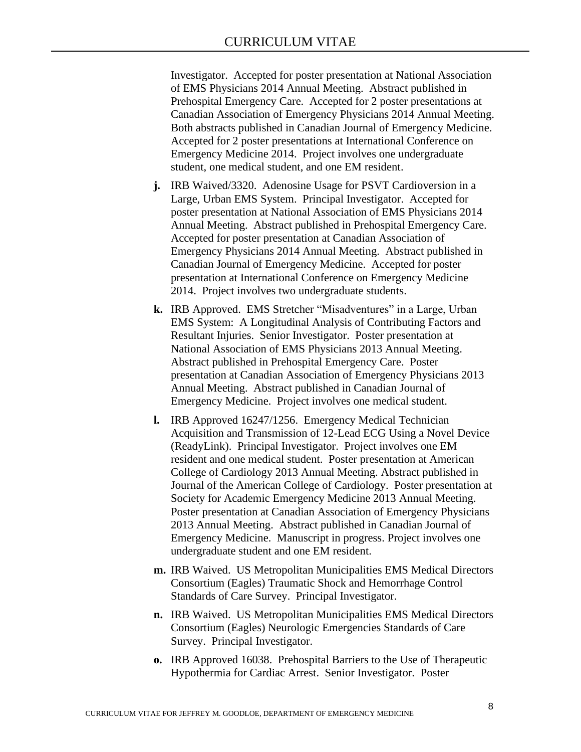Investigator. Accepted for poster presentation at National Association of EMS Physicians 2014 Annual Meeting. Abstract published in Prehospital Emergency Care. Accepted for 2 poster presentations at Canadian Association of Emergency Physicians 2014 Annual Meeting. Both abstracts published in Canadian Journal of Emergency Medicine. Accepted for 2 poster presentations at International Conference on Emergency Medicine 2014. Project involves one undergraduate student, one medical student, and one EM resident.

**j.** IRB Waived/3320. Adenosine Usage for PSVT Cardioversion in a Large, Urban EMS System. Principal Investigator. Accepted for poster presentation at National Association of EMS Physicians 2014 Annual Meeting. Abstract published in Prehospital Emergency Care. Accepted for poster presentation at Canadian Association of Emergency Physicians 2014 Annual Meeting. Abstract published in Canadian Journal of Emergency Medicine. Accepted for poster presentation at International Conference on Emergency Medicine 2014. Project involves two undergraduate students.

**k.** IRB Approved. EMS Stretcher "Misadventures" in a Large, Urban EMS System: A Longitudinal Analysis of Contributing Factors and Resultant Injuries. Senior Investigator. Poster presentation at National Association of EMS Physicians 2013 Annual Meeting. Abstract published in Prehospital Emergency Care. Poster presentation at Canadian Association of Emergency Physicians 2013 Annual Meeting. Abstract published in Canadian Journal of Emergency Medicine. Project involves one medical student.

**l.** IRB Approved 16247/1256. Emergency Medical Technician Acquisition and Transmission of 12-Lead ECG Using a Novel Device (ReadyLink). Principal Investigator. Project involves one EM resident and one medical student. Poster presentation at American College of Cardiology 2013 Annual Meeting. Abstract published in Journal of the American College of Cardiology. Poster presentation at Society for Academic Emergency Medicine 2013 Annual Meeting. Poster presentation at Canadian Association of Emergency Physicians 2013 Annual Meeting. Abstract published in Canadian Journal of Emergency Medicine. Manuscript in progress. Project involves one undergraduate student and one EM resident.

**m.** IRB Waived. US Metropolitan Municipalities EMS Medical Directors Consortium (Eagles) Traumatic Shock and Hemorrhage Control Standards of Care Survey. Principal Investigator.

**n.** IRB Waived. US Metropolitan Municipalities EMS Medical Directors Consortium (Eagles) Neurologic Emergencies Standards of Care Survey. Principal Investigator.

**o.** IRB Approved 16038. Prehospital Barriers to the Use of Therapeutic Hypothermia for Cardiac Arrest. Senior Investigator. Poster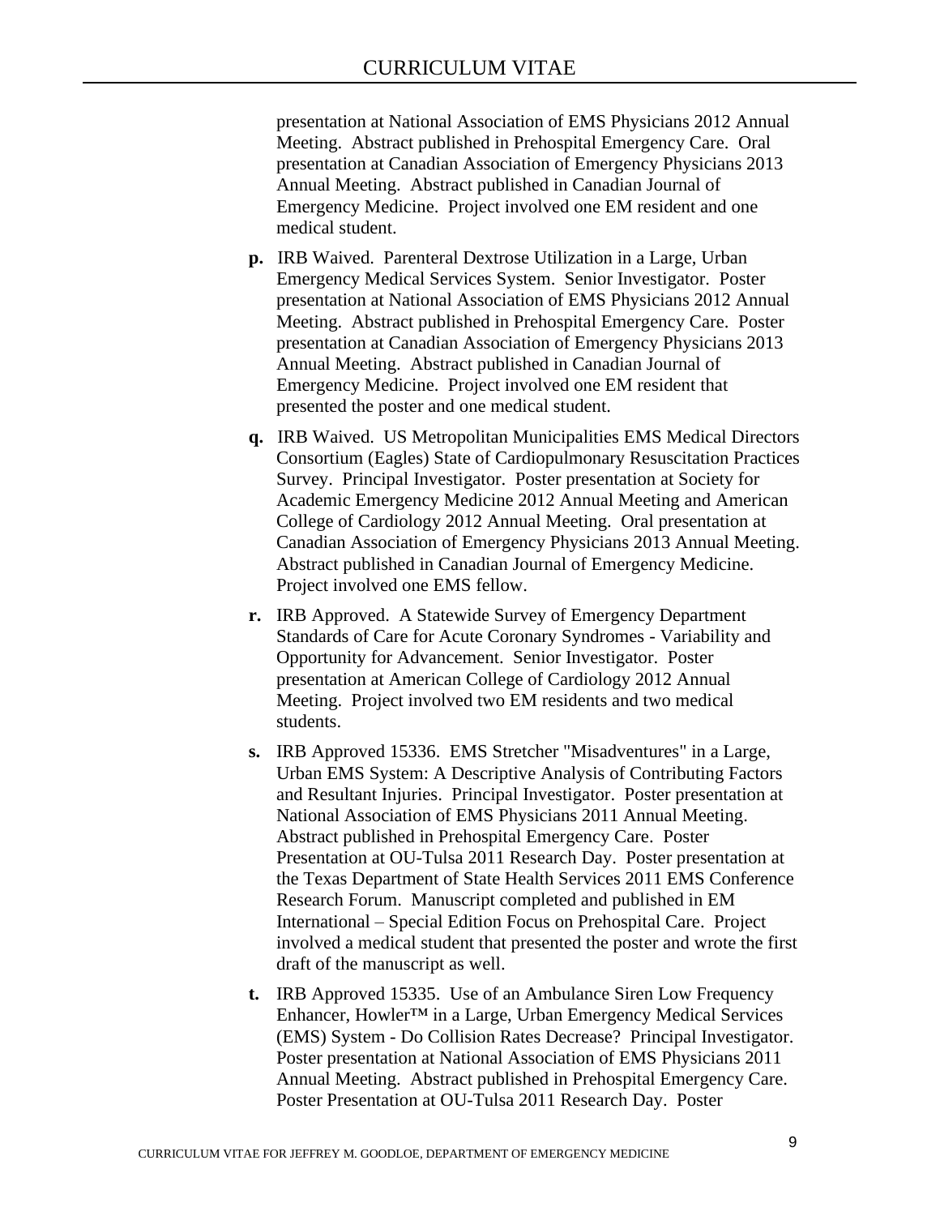presentation at National Association of EMS Physicians 2012 Annual Meeting. Abstract published in Prehospital Emergency Care. Oral presentation at Canadian Association of Emergency Physicians 2013 Annual Meeting. Abstract published in Canadian Journal of Emergency Medicine. Project involved one EM resident and one medical student.

- **p.** IRB Waived. Parenteral Dextrose Utilization in a Large, Urban Emergency Medical Services System. Senior Investigator. Poster presentation at National Association of EMS Physicians 2012 Annual Meeting. Abstract published in Prehospital Emergency Care. Poster presentation at Canadian Association of Emergency Physicians 2013 Annual Meeting. Abstract published in Canadian Journal of Emergency Medicine. Project involved one EM resident that presented the poster and one medical student.

- **q.** IRB Waived. US Metropolitan Municipalities EMS Medical Directors Consortium (Eagles) State of Cardiopulmonary Resuscitation Practices Survey. Principal Investigator. Poster presentation at Society for Academic Emergency Medicine 2012 Annual Meeting and American College of Cardiology 2012 Annual Meeting. Oral presentation at Canadian Association of Emergency Physicians 2013 Annual Meeting. Abstract published in Canadian Journal of Emergency Medicine. Project involved one EMS fellow.

- **r.** IRB Approved. A Statewide Survey of Emergency Department Standards of Care for Acute Coronary Syndromes - Variability and Opportunity for Advancement. Senior Investigator. Poster presentation at American College of Cardiology 2012 Annual Meeting. Project involved two EM residents and two medical students.

- **s.** IRB Approved 15336. EMS Stretcher "Misadventures" in a Large, Urban EMS System: A Descriptive Analysis of Contributing Factors and Resultant Injuries. Principal Investigator. Poster presentation at National Association of EMS Physicians 2011 Annual Meeting. Abstract published in Prehospital Emergency Care. Poster Presentation at OU-Tulsa 2011 Research Day. Poster presentation at the Texas Department of State Health Services 2011 EMS Conference Research Forum. Manuscript completed and published in EM International – Special Edition Focus on Prehospital Care. Project involved a medical student that presented the poster and wrote the first draft of the manuscript as well.

- **t.** IRB Approved 15335. Use of an Ambulance Siren Low Frequency Enhancer, Howler™ in a Large, Urban Emergency Medical Services (EMS) System - Do Collision Rates Decrease? Principal Investigator. Poster presentation at National Association of EMS Physicians 2011 Annual Meeting. Abstract published in Prehospital Emergency Care. Poster Presentation at OU-Tulsa 2011 Research Day. Poster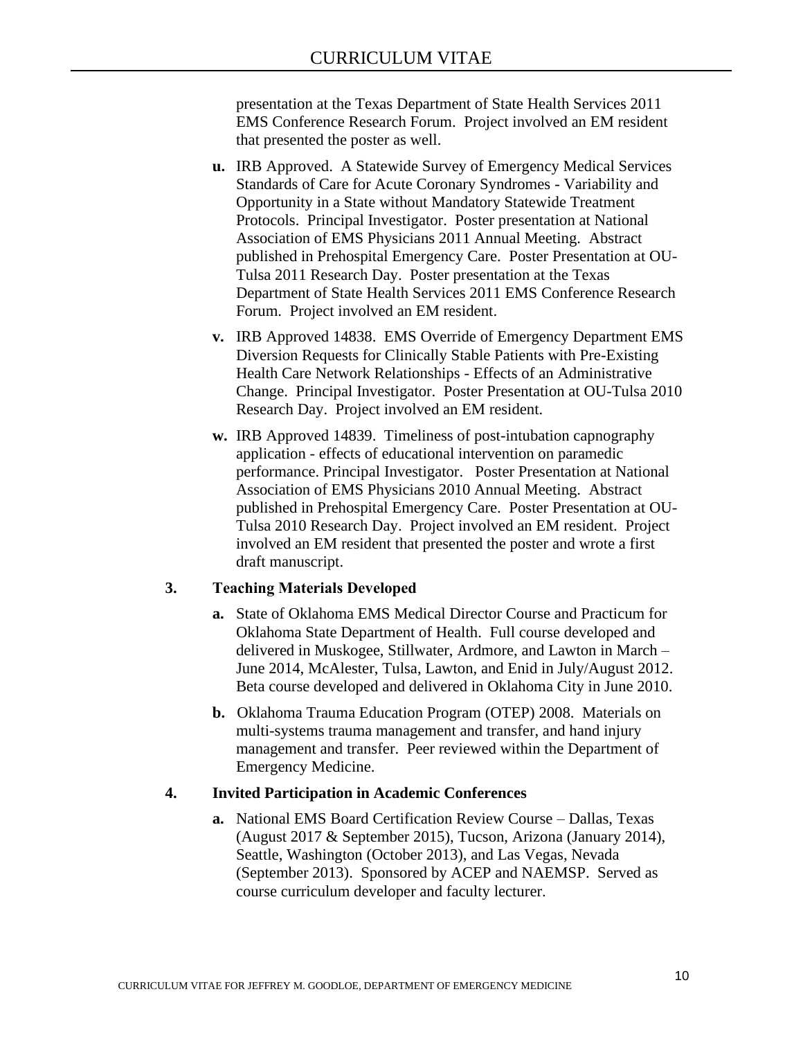presentation at the Texas Department of State Health Services 2011 EMS Conference Research Forum. Project involved an EM resident that presented the poster as well.

- **u.** IRB Approved. A Statewide Survey of Emergency Medical Services Standards of Care for Acute Coronary Syndromes - Variability and Opportunity in a State without Mandatory Statewide Treatment Protocols. Principal Investigator. Poster presentation at National Association of EMS Physicians 2011 Annual Meeting. Abstract published in Prehospital Emergency Care. Poster Presentation at OU-Tulsa 2011 Research Day. Poster presentation at the Texas Department of State Health Services 2011 EMS Conference Research Forum. Project involved an EM resident.

- **v.** IRB Approved 14838. EMS Override of Emergency Department EMS Diversion Requests for Clinically Stable Patients with Pre-Existing Health Care Network Relationships - Effects of an Administrative Change. Principal Investigator. Poster Presentation at OU-Tulsa 2010 Research Day. Project involved an EM resident.

- **w.** IRB Approved 14839. Timeliness of post-intubation capnography application - effects of educational intervention on paramedic performance. Principal Investigator. Poster Presentation at National Association of EMS Physicians 2010 Annual Meeting. Abstract published in Prehospital Emergency Care. Poster Presentation at OU-Tulsa 2010 Research Day. Project involved an EM resident. Project involved an EM resident that presented the poster and wrote a first draft manuscript.

**3. Teaching Materials Developed**

- **a.** State of Oklahoma EMS Medical Director Course and Practicum for Oklahoma State Department of Health. Full course developed and delivered in Muskogee, Stillwater, Ardmore, and Lawton in March – June 2014, McAlester, Tulsa, Lawton, and Enid in July/August 2012. Beta course developed and delivered in Oklahoma City in June 2010.

- **b.** Oklahoma Trauma Education Program (OTEP) 2008. Materials on multi-systems trauma management and transfer, and hand injury management and transfer. Peer reviewed within the Department of Emergency Medicine.

**4. Invited Participation in Academic Conferences**

- **a.** National EMS Board Certification Review Course – Dallas, Texas (August 2017 & September 2015), Tucson, Arizona (January 2014), Seattle, Washington (October 2013), and Las Vegas, Nevada (September 2013). Sponsored by ACEP and NAEMSP. Served as course curriculum developer and faculty lecturer.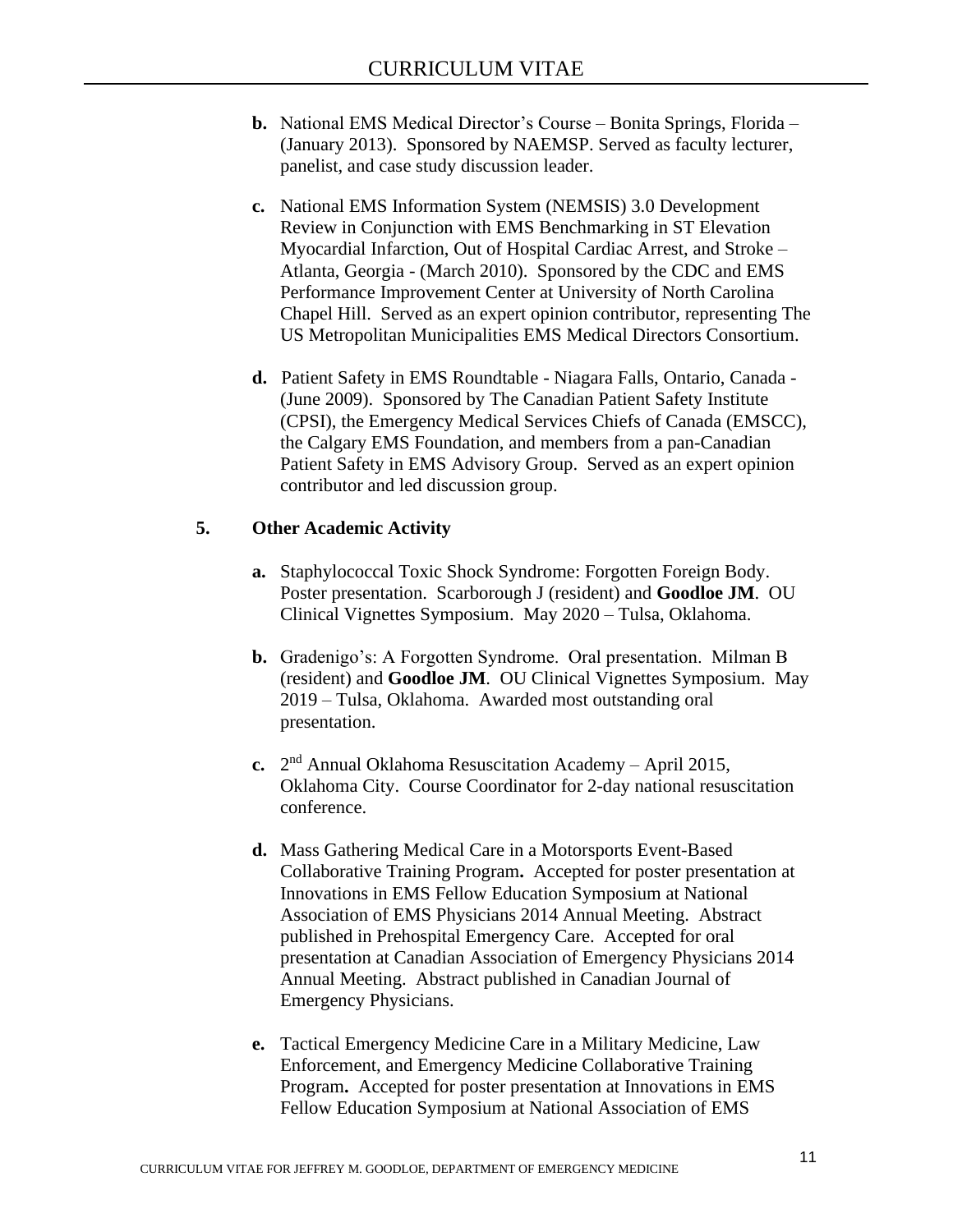- **b.** National EMS Medical Director's Course – Bonita Springs, Florida – (January 2013). Sponsored by NAEMSP. Served as faculty lecturer, panelist, and case study discussion leader.

- **c.** National EMS Information System (NEMSIS) 3.0 Development Review in Conjunction with EMS Benchmarking in ST Elevation Myocardial Infarction, Out of Hospital Cardiac Arrest, and Stroke – Atlanta, Georgia - (March 2010). Sponsored by the CDC and EMS Performance Improvement Center at University of North Carolina Chapel Hill. Served as an expert opinion contributor, representing The US Metropolitan Municipalities EMS Medical Directors Consortium.

- **d.** Patient Safety in EMS Roundtable - Niagara Falls, Ontario, Canada - (June 2009). Sponsored by The Canadian Patient Safety Institute (CPSI), the Emergency Medical Services Chiefs of Canada (EMSCC), the Calgary EMS Foundation, and members from a pan-Canadian Patient Safety in EMS Advisory Group. Served as an expert opinion contributor and led discussion group.

## 5. Other Academic Activity

- **a.** Staphylococcal Toxic Shock Syndrome: Forgotten Foreign Body. Poster presentation. Scarborough J (resident) and **Goodloe JM**. OU Clinical Vignettes Symposium. May 2020 – Tulsa, Oklahoma.

- **b.** Gradenigo's: A Forgotten Syndrome. Oral presentation. Milman B (resident) and **Goodloe JM**. OU Clinical Vignettes Symposium. May 2019 – Tulsa, Oklahoma. Awarded most outstanding oral presentation.

- **c.** 2nd Annual Oklahoma Resuscitation Academy – April 2015, Oklahoma City. Course Coordinator for 2-day national resuscitation conference.

- **d.** Mass Gathering Medical Care in a Motorsports Event-Based Collaborative Training Program**.** Accepted for poster presentation at Innovations in EMS Fellow Education Symposium at National Association of EMS Physicians 2014 Annual Meeting. Abstract published in Prehospital Emergency Care. Accepted for oral presentation at Canadian Association of Emergency Physicians 2014 Annual Meeting. Abstract published in Canadian Journal of Emergency Physicians.

- **e.** Tactical Emergency Medicine Care in a Military Medicine, Law Enforcement, and Emergency Medicine Collaborative Training Program**.** Accepted for poster presentation at Innovations in EMS Fellow Education Symposium at National Association of EMS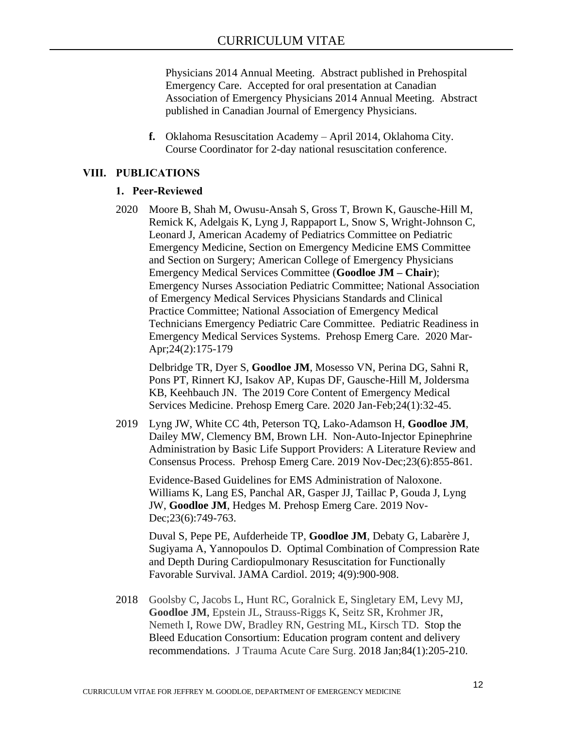Physicians 2014 Annual Meeting. Abstract published in Prehospital Emergency Care. Accepted for oral presentation at Canadian Association of Emergency Physicians 2014 Annual Meeting. Abstract published in Canadian Journal of Emergency Physicians.

**f.** Oklahoma Resuscitation Academy – April 2014, Oklahoma City. Course Coordinator for 2-day national resuscitation conference.

## VIII. PUBLICATIONS

### 1. Peer-Reviewed

2020 Moore B, Shah M, Owusu-Ansah S, Gross T, Brown K, Gausche-Hill M, Remick K, Adelgais K, Lyng J, Rappaport L, Snow S, Wright-Johnson C, Leonard J, American Academy of Pediatrics Committee on Pediatric Emergency Medicine, Section on Emergency Medicine EMS Committee and Section on Surgery; American College of Emergency Physicians Emergency Medical Services Committee (**Goodloe JM – Chair**); Emergency Nurses Association Pediatric Committee; National Association of Emergency Medical Services Physicians Standards and Clinical Practice Committee; National Association of Emergency Medical Technicians Emergency Pediatric Care Committee. Pediatric Readiness in Emergency Medical Services Systems. Prehosp Emerg Care. 2020 Mar-Apr;24(2):175-179

Delbridge TR, Dyer S, **Goodloe JM**, Mosesso VN, Perina DG, Sahni R, Pons PT, Rinnert KJ, Isakov AP, Kupas DF, Gausche-Hill M, Joldersma KB, Keehbauch JN. The 2019 Core Content of Emergency Medical Services Medicine. Prehosp Emerg Care. 2020 Jan-Feb;24(1):32-45.

2019 Lyng JW, White CC 4th, Peterson TQ, Lako-Adamson H, **Goodloe JM**, Dailey MW, Clemency BM, Brown LH. Non-Auto-Injector Epinephrine Administration by Basic Life Support Providers: A Literature Review and Consensus Process. Prehosp Emerg Care. 2019 Nov-Dec;23(6):855-861.

Evidence-Based Guidelines for EMS Administration of Naloxone. Williams K, Lang ES, Panchal AR, Gasper JJ, Taillac P, Gouda J, Lyng JW, **Goodloe JM**, Hedges M. Prehosp Emerg Care. 2019 Nov-Dec;23(6):749-763.

Duval S, Pepe PE, Aufderheide TP, **Goodloe JM**, Debaty G, Labarère J, Sugiyama A, Yannopoulos D. Optimal Combination of Compression Rate and Depth During Cardiopulmonary Resuscitation for Functionally Favorable Survival. JAMA Cardiol. 2019; 4(9):900-908.

2018 Goolsby C, Jacobs L, Hunt RC, Goralnick E, Singletary EM, Levy MJ, **Goodloe JM**, Epstein JL, Strauss-Riggs K, Seitz SR, Krohmer JR, Nemeth I, Rowe DW, Bradley RN, Gestring ML, Kirsch TD. Stop the Bleed Education Consortium: Education program content and delivery recommendations. J Trauma Acute Care Surg. 2018 Jan;84(1):205-210.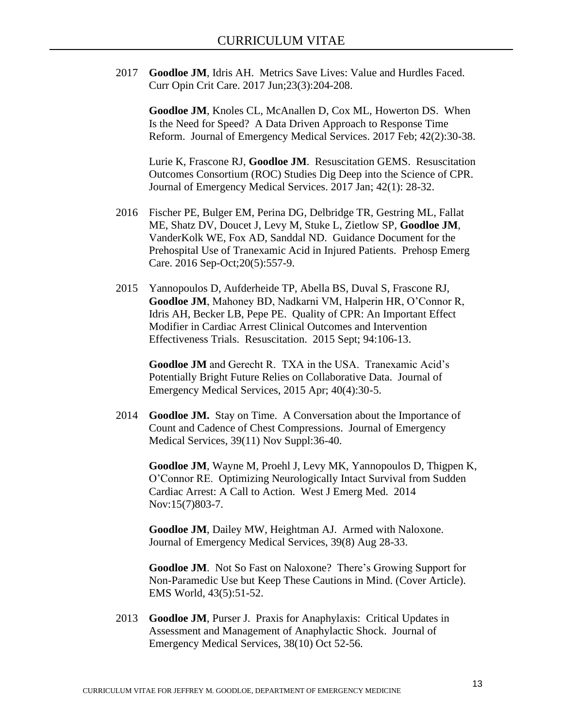2017 **Goodloe JM**, Idris AH. Metrics Save Lives: Value and Hurdles Faced. Curr Opin Crit Care. 2017 Jun;23(3):204-208.

**Goodloe JM**, Knoles CL, McAnallen D, Cox ML, Howerton DS. When Is the Need for Speed? A Data Driven Approach to Response Time Reform. Journal of Emergency Medical Services. 2017 Feb; 42(2):30-38.

Lurie K, Frascone RJ, **Goodloe JM**. Resuscitation GEMS. Resuscitation Outcomes Consortium (ROC) Studies Dig Deep into the Science of CPR. Journal of Emergency Medical Services. 2017 Jan; 42(1): 28-32.

2016 Fischer PE, Bulger EM, Perina DG, Delbridge TR, Gestring ML, Fallat ME, Shatz DV, Doucet J, Levy M, Stuke L, Zietlow SP, **Goodloe JM**, VanderKolk WE, Fox AD, Sanddal ND. Guidance Document for the Prehospital Use of Tranexamic Acid in Injured Patients. Prehosp Emerg Care. 2016 Sep-Oct;20(5):557-9.

2015 Yannopoulos D, Aufderheide TP, Abella BS, Duval S, Frascone RJ, **Goodloe JM**, Mahoney BD, Nadkarni VM, Halperin HR, O'Connor R, Idris AH, Becker LB, Pepe PE. Quality of CPR: An Important Effect Modifier in Cardiac Arrest Clinical Outcomes and Intervention Effectiveness Trials. Resuscitation. 2015 Sept; 94:106-13.

**Goodloe JM** and Gerecht R. TXA in the USA. Tranexamic Acid's Potentially Bright Future Relies on Collaborative Data. Journal of Emergency Medical Services, 2015 Apr; 40(4):30-5.

2014 **Goodloe JM.** Stay on Time. A Conversation about the Importance of Count and Cadence of Chest Compressions. Journal of Emergency Medical Services, 39(11) Nov Suppl:36-40.

**Goodloe JM**, Wayne M, Proehl J, Levy MK, Yannopoulos D, Thigpen K, O'Connor RE. Optimizing Neurologically Intact Survival from Sudden Cardiac Arrest: A Call to Action. West J Emerg Med. 2014 Nov:15(7)803-7.

**Goodloe JM**, Dailey MW, Heightman AJ. Armed with Naloxone. Journal of Emergency Medical Services, 39(8) Aug 28-33.

**Goodloe JM**. Not So Fast on Naloxone? There's Growing Support for Non-Paramedic Use but Keep These Cautions in Mind. (Cover Article). EMS World, 43(5):51-52.

2013 **Goodloe JM**, Purser J. Praxis for Anaphylaxis: Critical Updates in Assessment and Management of Anaphylactic Shock. Journal of Emergency Medical Services, 38(10) Oct 52-56.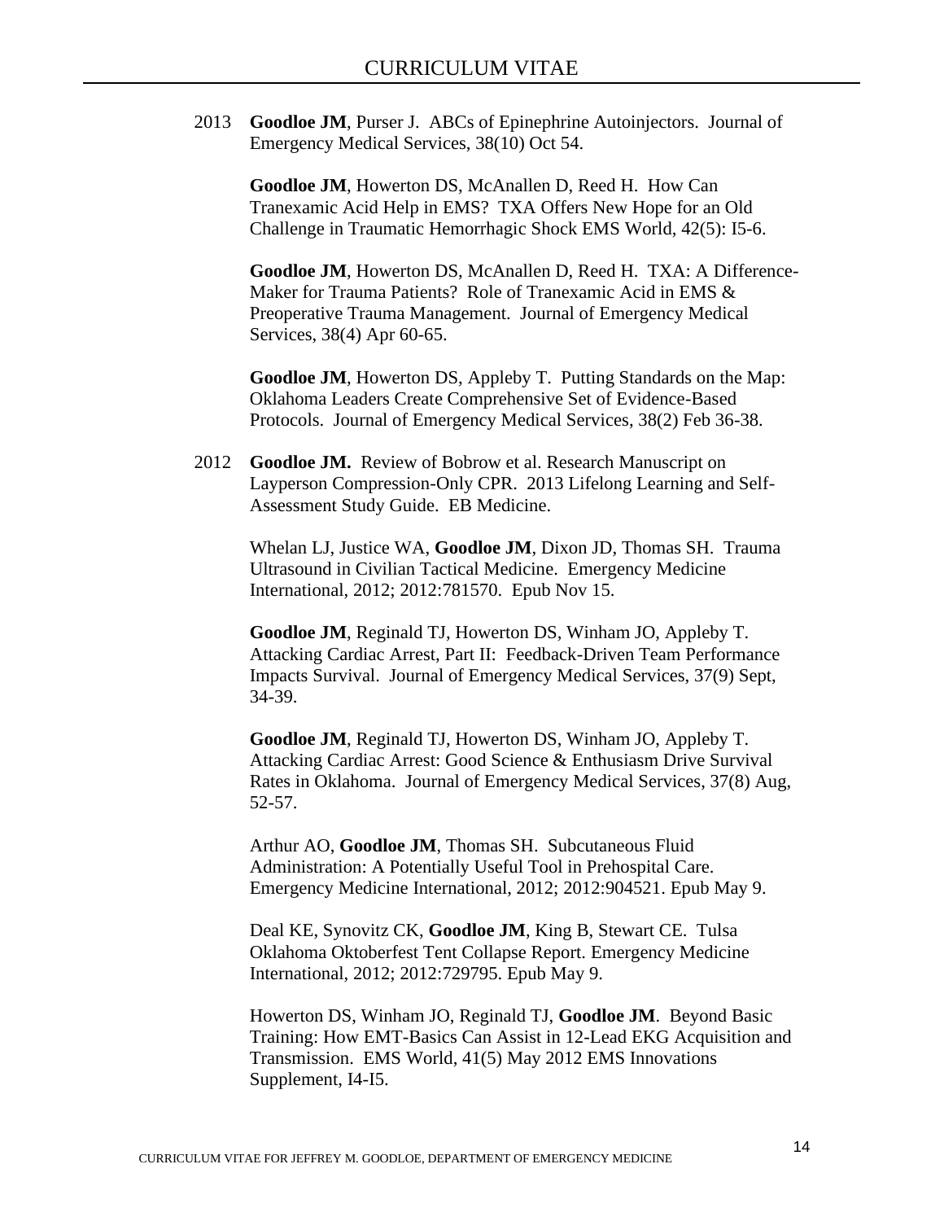2013 **Goodloe JM**, Purser J. ABCs of Epinephrine Autoinjectors. Journal of Emergency Medical Services, 38(10) Oct 54.

**Goodloe JM**, Howerton DS, McAnallen D, Reed H. How Can Tranexamic Acid Help in EMS? TXA Offers New Hope for an Old Challenge in Traumatic Hemorrhagic Shock EMS World, 42(5): I5-6.

**Goodloe JM**, Howerton DS, McAnallen D, Reed H. TXA: A Difference-Maker for Trauma Patients? Role of Tranexamic Acid in EMS & Preoperative Trauma Management. Journal of Emergency Medical Services, 38(4) Apr 60-65.

**Goodloe JM**, Howerton DS, Appleby T. Putting Standards on the Map: Oklahoma Leaders Create Comprehensive Set of Evidence-Based Protocols. Journal of Emergency Medical Services, 38(2) Feb 36-38.

2012 **Goodloe JM.** Review of Bobrow et al. Research Manuscript on Layperson Compression-Only CPR. 2013 Lifelong Learning and Self-Assessment Study Guide. EB Medicine.

Whelan LJ, Justice WA, **Goodloe JM**, Dixon JD, Thomas SH. Trauma Ultrasound in Civilian Tactical Medicine. Emergency Medicine International, 2012; 2012:781570. Epub Nov 15.

**Goodloe JM**, Reginald TJ, Howerton DS, Winham JO, Appleby T. Attacking Cardiac Arrest, Part II: Feedback-Driven Team Performance Impacts Survival. Journal of Emergency Medical Services, 37(9) Sept, 34-39.

**Goodloe JM**, Reginald TJ, Howerton DS, Winham JO, Appleby T. Attacking Cardiac Arrest: Good Science & Enthusiasm Drive Survival Rates in Oklahoma. Journal of Emergency Medical Services, 37(8) Aug, 52-57.

Arthur AO, **Goodloe JM**, Thomas SH. Subcutaneous Fluid Administration: A Potentially Useful Tool in Prehospital Care. Emergency Medicine International, 2012; 2012:904521. Epub May 9.

Deal KE, Synovitz CK, **Goodloe JM**, King B, Stewart CE. Tulsa Oklahoma Oktoberfest Tent Collapse Report. Emergency Medicine International, 2012; 2012:729795. Epub May 9.

Howerton DS, Winham JO, Reginald TJ, **Goodloe JM**. Beyond Basic Training: How EMT-Basics Can Assist in 12-Lead EKG Acquisition and Transmission. EMS World, 41(5) May 2012 EMS Innovations Supplement, I4-I5.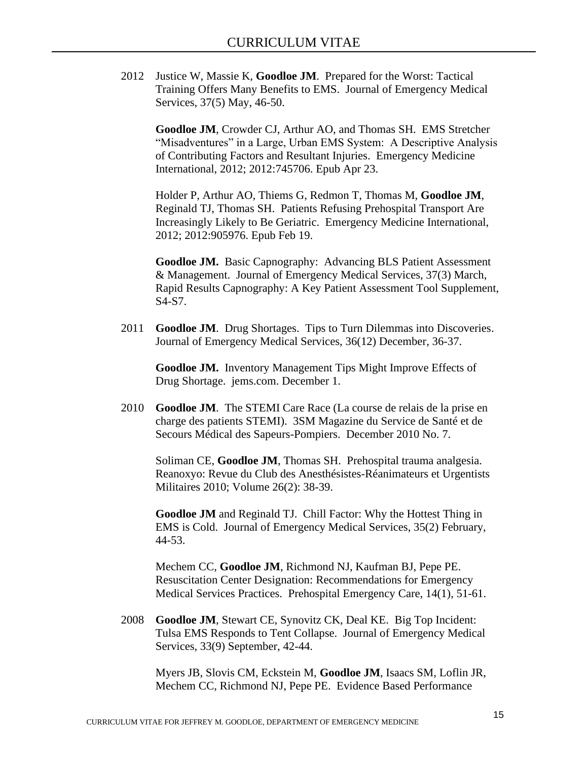2012 Justice W, Massie K, **Goodloe JM**. Prepared for the Worst: Tactical Training Offers Many Benefits to EMS. Journal of Emergency Medical Services, 37(5) May, 46-50.

**Goodloe JM**, Crowder CJ, Arthur AO, and Thomas SH. EMS Stretcher "Misadventures" in a Large, Urban EMS System: A Descriptive Analysis of Contributing Factors and Resultant Injuries. Emergency Medicine International, 2012; 2012:745706. Epub Apr 23.

Holder P, Arthur AO, Thiems G, Redmon T, Thomas M, **Goodloe JM**, Reginald TJ, Thomas SH. Patients Refusing Prehospital Transport Are Increasingly Likely to Be Geriatric. Emergency Medicine International, 2012; 2012:905976. Epub Feb 19.

**Goodloe JM.** Basic Capnography: Advancing BLS Patient Assessment & Management. Journal of Emergency Medical Services, 37(3) March, Rapid Results Capnography: A Key Patient Assessment Tool Supplement, S4-S7.

2011 **Goodloe JM**. Drug Shortages. Tips to Turn Dilemmas into Discoveries. Journal of Emergency Medical Services, 36(12) December, 36-37.

**Goodloe JM.** Inventory Management Tips Might Improve Effects of Drug Shortage. jems.com. December 1.

2010 **Goodloe JM**. The STEMI Care Race (La course de relais de la prise en charge des patients STEMI). 3SM Magazine du Service de Santé et de Secours Médical des Sapeurs-Pompiers. December 2010 No. 7.

Soliman CE, **Goodloe JM**, Thomas SH. Prehospital trauma analgesia. Reanoxyo: Revue du Club des Anesthésistes-Réanimateurs et Urgentists Militaires 2010; Volume 26(2): 38-39.

**Goodloe JM** and Reginald TJ. Chill Factor: Why the Hottest Thing in EMS is Cold. Journal of Emergency Medical Services, 35(2) February, 44-53.

Mechem CC, **Goodloe JM**, Richmond NJ, Kaufman BJ, Pepe PE. Resuscitation Center Designation: Recommendations for Emergency Medical Services Practices. Prehospital Emergency Care, 14(1), 51-61.

2008 **Goodloe JM**, Stewart CE, Synovitz CK, Deal KE. Big Top Incident: Tulsa EMS Responds to Tent Collapse. Journal of Emergency Medical Services, 33(9) September, 42-44.

Myers JB, Slovis CM, Eckstein M, **Goodloe JM**, Isaacs SM, Loflin JR, Mechem CC, Richmond NJ, Pepe PE. Evidence Based Performance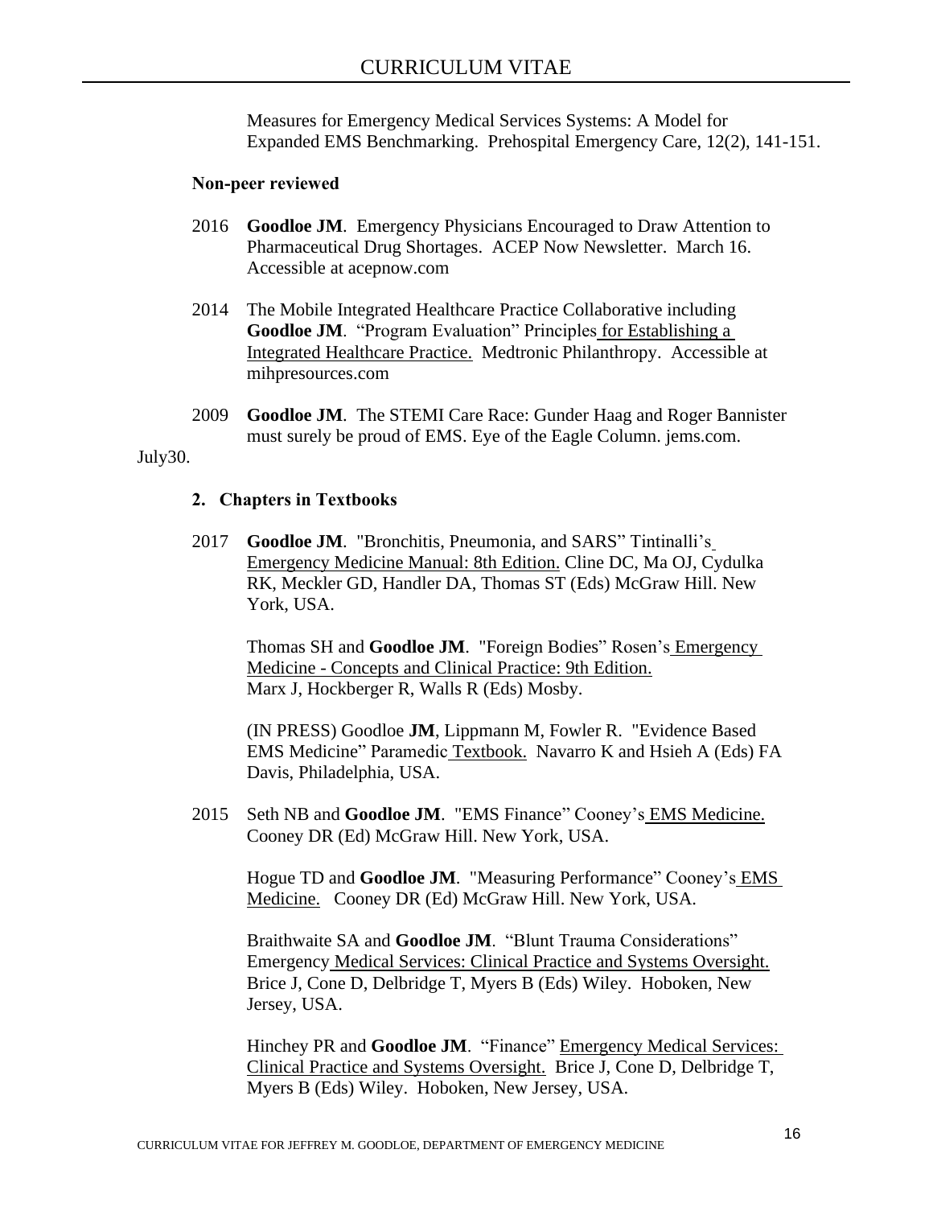Measures for Emergency Medical Services Systems: A Model for Expanded EMS Benchmarking. Prehospital Emergency Care, 12(2), 141-151.

**Non-peer reviewed**

2016 **Goodloe JM**. Emergency Physicians Encouraged to Draw Attention to Pharmaceutical Drug Shortages. ACEP Now Newsletter. March 16. Accessible at acepnow.com

2014 The Mobile Integrated Healthcare Practice Collaborative including **Goodloe JM**. "Program Evaluation" Principles for Establishing a Integrated Healthcare Practice. Medtronic Philanthropy. Accessible at mihpresources.com

2009 **Goodloe JM**. The STEMI Care Race: Gunder Haag and Roger Bannister must surely be proud of EMS. Eye of the Eagle Column. jems.com.
July30.

**2. Chapters in Textbooks**

2017 **Goodloe JM**. "Bronchitis, Pneumonia, and SARS" Tintinalli's Emergency Medicine Manual: 8th Edition. Cline DC, Ma OJ, Cydulka RK, Meckler GD, Handler DA, Thomas ST (Eds) McGraw Hill. New York, USA.

Thomas SH and **Goodloe JM**. "Foreign Bodies" Rosen's Emergency Medicine - Concepts and Clinical Practice: 9th Edition. Marx J, Hockberger R, Walls R (Eds) Mosby.

(IN PRESS) Goodloe **JM**, Lippmann M, Fowler R. "Evidence Based EMS Medicine" Paramedic Textbook. Navarro K and Hsieh A (Eds) FA Davis, Philadelphia, USA.

2015 Seth NB and **Goodloe JM**. "EMS Finance" Cooney's EMS Medicine. Cooney DR (Ed) McGraw Hill. New York, USA.

Hogue TD and **Goodloe JM**. "Measuring Performance" Cooney's EMS Medicine. Cooney DR (Ed) McGraw Hill. New York, USA.

Braithwaite SA and **Goodloe JM**. "Blunt Trauma Considerations" Emergency Medical Services: Clinical Practice and Systems Oversight. Brice J, Cone D, Delbridge T, Myers B (Eds) Wiley. Hoboken, New Jersey, USA.

Hinchey PR and **Goodloe JM**. "Finance" Emergency Medical Services: Clinical Practice and Systems Oversight. Brice J, Cone D, Delbridge T, Myers B (Eds) Wiley. Hoboken, New Jersey, USA.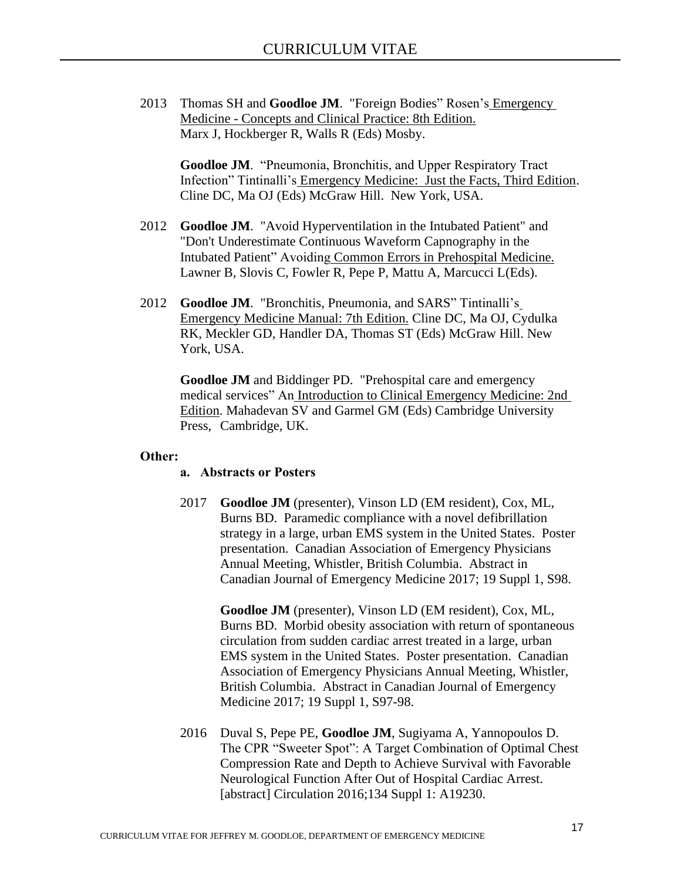2013 Thomas SH and **Goodloe JM**. "Foreign Bodies" Rosen's Emergency Medicine - Concepts and Clinical Practice: 8th Edition. Marx J, Hockberger R, Walls R (Eds) Mosby.

**Goodloe JM**. "Pneumonia, Bronchitis, and Upper Respiratory Tract Infection" Tintinalli's Emergency Medicine: Just the Facts, Third Edition. Cline DC, Ma OJ (Eds) McGraw Hill. New York, USA.

2012 **Goodloe JM**. "Avoid Hyperventilation in the Intubated Patient" and "Don't Underestimate Continuous Waveform Capnography in the Intubated Patient" Avoiding Common Errors in Prehospital Medicine. Lawner B, Slovis C, Fowler R, Pepe P, Mattu A, Marcucci L(Eds).

2012 **Goodloe JM**. "Bronchitis, Pneumonia, and SARS" Tintinalli's Emergency Medicine Manual: 7th Edition. Cline DC, Ma OJ, Cydulka RK, Meckler GD, Handler DA, Thomas ST (Eds) McGraw Hill. New York, USA.

**Goodloe JM** and Biddinger PD. "Prehospital care and emergency medical services" An Introduction to Clinical Emergency Medicine: 2nd Edition. Mahadevan SV and Garmel GM (Eds) Cambridge University Press, Cambridge, UK.

**Other:**

**a. Abstracts or Posters**

2017 **Goodloe JM** (presenter), Vinson LD (EM resident), Cox, ML, Burns BD. Paramedic compliance with a novel defibrillation strategy in a large, urban EMS system in the United States. Poster presentation. Canadian Association of Emergency Physicians Annual Meeting, Whistler, British Columbia. Abstract in Canadian Journal of Emergency Medicine 2017; 19 Suppl 1, S98.

**Goodloe JM** (presenter), Vinson LD (EM resident), Cox, ML, Burns BD. Morbid obesity association with return of spontaneous circulation from sudden cardiac arrest treated in a large, urban EMS system in the United States. Poster presentation. Canadian Association of Emergency Physicians Annual Meeting, Whistler, British Columbia. Abstract in Canadian Journal of Emergency Medicine 2017; 19 Suppl 1, S97-98.

2016 Duval S, Pepe PE, **Goodloe JM**, Sugiyama A, Yannopoulos D. The CPR "Sweeter Spot": A Target Combination of Optimal Chest Compression Rate and Depth to Achieve Survival with Favorable Neurological Function After Out of Hospital Cardiac Arrest. [abstract] Circulation 2016;134 Suppl 1: A19230.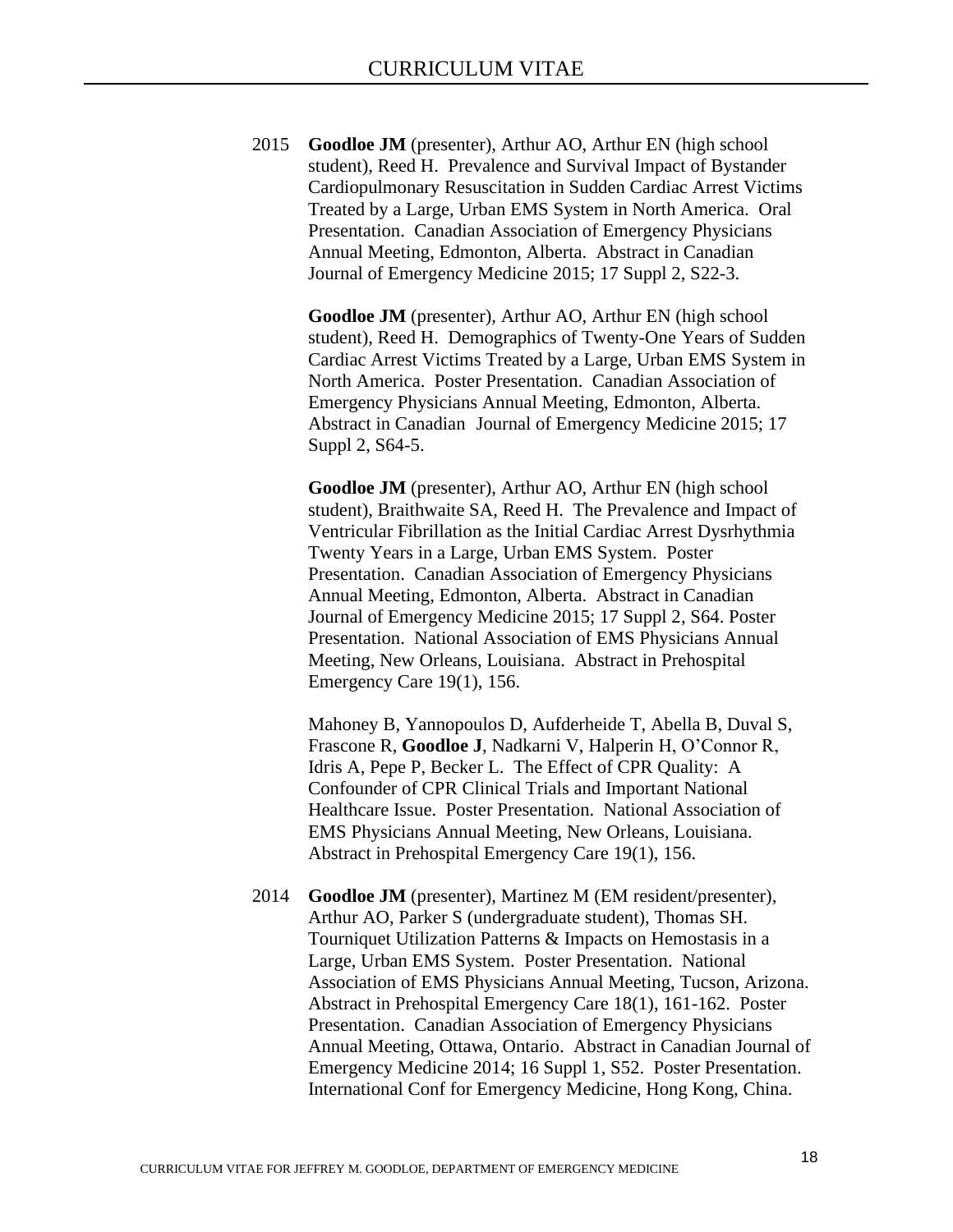2015 **Goodloe JM** (presenter), Arthur AO, Arthur EN (high school student), Reed H. Prevalence and Survival Impact of Bystander Cardiopulmonary Resuscitation in Sudden Cardiac Arrest Victims Treated by a Large, Urban EMS System in North America. Oral Presentation. Canadian Association of Emergency Physicians Annual Meeting, Edmonton, Alberta. Abstract in Canadian Journal of Emergency Medicine 2015; 17 Suppl 2, S22-3.

**Goodloe JM** (presenter), Arthur AO, Arthur EN (high school student), Reed H. Demographics of Twenty-One Years of Sudden Cardiac Arrest Victims Treated by a Large, Urban EMS System in North America. Poster Presentation. Canadian Association of Emergency Physicians Annual Meeting, Edmonton, Alberta. Abstract in Canadian Journal of Emergency Medicine 2015; 17 Suppl 2, S64-5.

**Goodloe JM** (presenter), Arthur AO, Arthur EN (high school student), Braithwaite SA, Reed H. The Prevalence and Impact of Ventricular Fibrillation as the Initial Cardiac Arrest Dysrhythmia Twenty Years in a Large, Urban EMS System. Poster Presentation. Canadian Association of Emergency Physicians Annual Meeting, Edmonton, Alberta. Abstract in Canadian Journal of Emergency Medicine 2015; 17 Suppl 2, S64. Poster Presentation. National Association of EMS Physicians Annual Meeting, New Orleans, Louisiana. Abstract in Prehospital Emergency Care 19(1), 156.

Mahoney B, Yannopoulos D, Aufderheide T, Abella B, Duval S, Frascone R, **Goodloe J**, Nadkarni V, Halperin H, O'Connor R, Idris A, Pepe P, Becker L. The Effect of CPR Quality: A Confounder of CPR Clinical Trials and Important National Healthcare Issue. Poster Presentation. National Association of EMS Physicians Annual Meeting, New Orleans, Louisiana. Abstract in Prehospital Emergency Care 19(1), 156.

2014 **Goodloe JM** (presenter), Martinez M (EM resident/presenter), Arthur AO, Parker S (undergraduate student), Thomas SH. Tourniquet Utilization Patterns & Impacts on Hemostasis in a Large, Urban EMS System. Poster Presentation. National Association of EMS Physicians Annual Meeting, Tucson, Arizona. Abstract in Prehospital Emergency Care 18(1), 161-162. Poster Presentation. Canadian Association of Emergency Physicians Annual Meeting, Ottawa, Ontario. Abstract in Canadian Journal of Emergency Medicine 2014; 16 Suppl 1, S52. Poster Presentation. International Conf for Emergency Medicine, Hong Kong, China.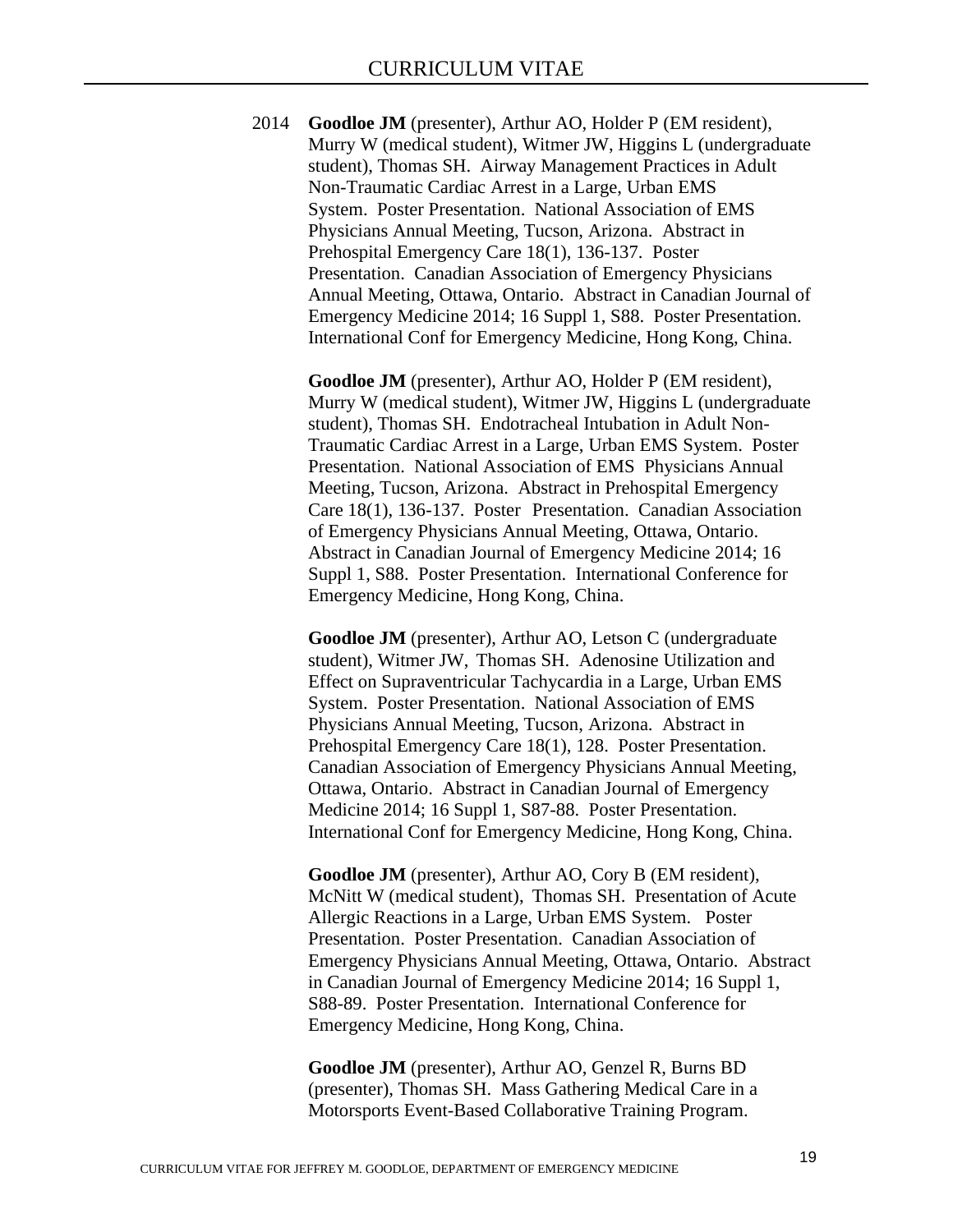2014 **Goodloe JM** (presenter), Arthur AO, Holder P (EM resident), Murry W (medical student), Witmer JW, Higgins L (undergraduate student), Thomas SH. Airway Management Practices in Adult Non-Traumatic Cardiac Arrest in a Large, Urban EMS System. Poster Presentation. National Association of EMS Physicians Annual Meeting, Tucson, Arizona. Abstract in Prehospital Emergency Care 18(1), 136-137. Poster Presentation. Canadian Association of Emergency Physicians Annual Meeting, Ottawa, Ontario. Abstract in Canadian Journal of Emergency Medicine 2014; 16 Suppl 1, S88. Poster Presentation. International Conf for Emergency Medicine, Hong Kong, China.

**Goodloe JM** (presenter), Arthur AO, Holder P (EM resident), Murry W (medical student), Witmer JW, Higgins L (undergraduate student), Thomas SH. Endotracheal Intubation in Adult Non-Traumatic Cardiac Arrest in a Large, Urban EMS System. Poster Presentation. National Association of EMS Physicians Annual Meeting, Tucson, Arizona. Abstract in Prehospital Emergency Care 18(1), 136-137. Poster Presentation. Canadian Association of Emergency Physicians Annual Meeting, Ottawa, Ontario. Abstract in Canadian Journal of Emergency Medicine 2014; 16 Suppl 1, S88. Poster Presentation. International Conference for Emergency Medicine, Hong Kong, China.

**Goodloe JM** (presenter), Arthur AO, Letson C (undergraduate student), Witmer JW, Thomas SH. Adenosine Utilization and Effect on Supraventricular Tachycardia in a Large, Urban EMS System. Poster Presentation. National Association of EMS Physicians Annual Meeting, Tucson, Arizona. Abstract in Prehospital Emergency Care 18(1), 128. Poster Presentation. Canadian Association of Emergency Physicians Annual Meeting, Ottawa, Ontario. Abstract in Canadian Journal of Emergency Medicine 2014; 16 Suppl 1, S87-88. Poster Presentation. International Conf for Emergency Medicine, Hong Kong, China.

**Goodloe JM** (presenter), Arthur AO, Cory B (EM resident), McNitt W (medical student), Thomas SH. Presentation of Acute Allergic Reactions in a Large, Urban EMS System. Poster Presentation. Poster Presentation. Canadian Association of Emergency Physicians Annual Meeting, Ottawa, Ontario. Abstract in Canadian Journal of Emergency Medicine 2014; 16 Suppl 1, S88-89. Poster Presentation. International Conference for Emergency Medicine, Hong Kong, China.

**Goodloe JM** (presenter), Arthur AO, Genzel R, Burns BD (presenter), Thomas SH. Mass Gathering Medical Care in a Motorsports Event-Based Collaborative Training Program.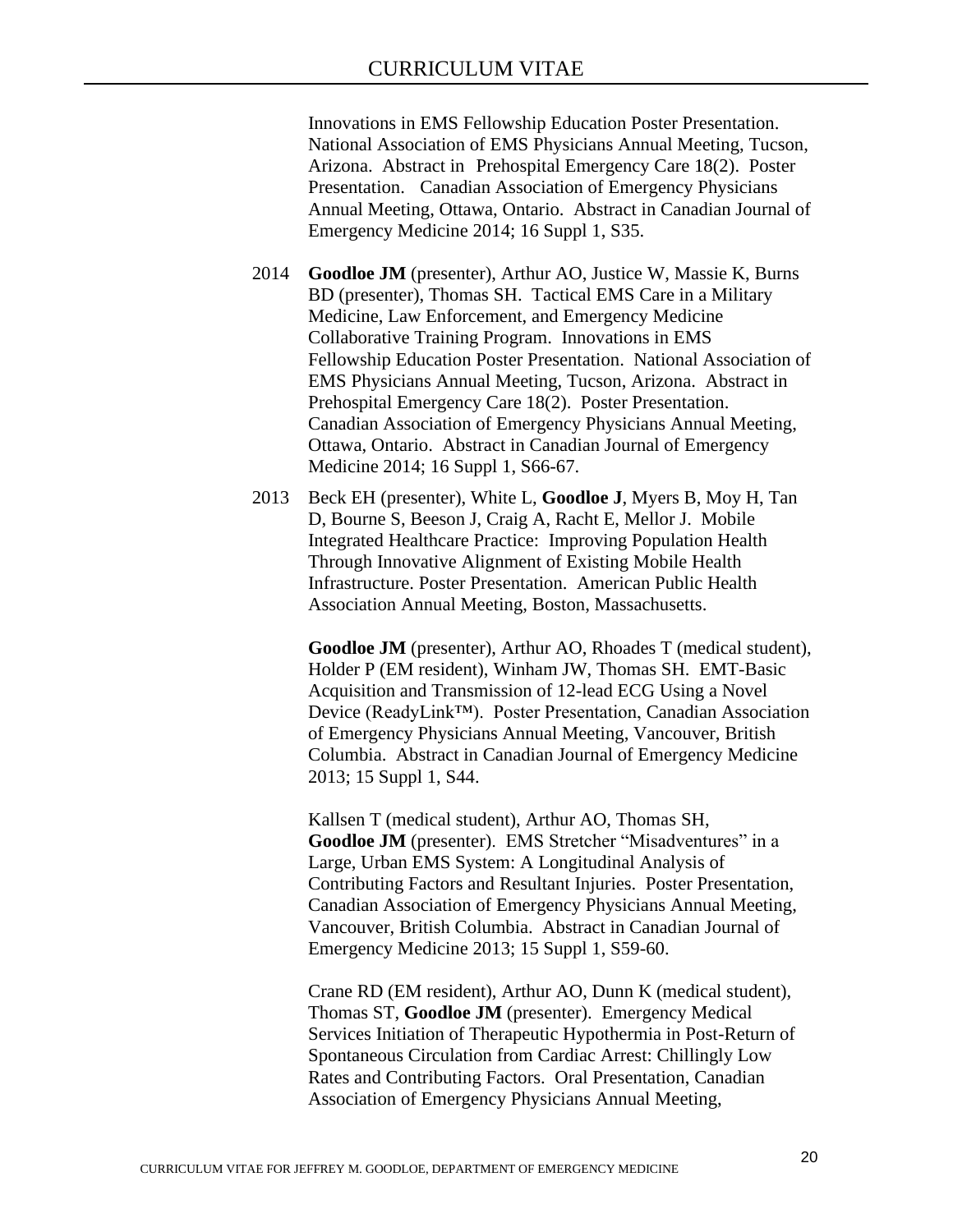Innovations in EMS Fellowship Education Poster Presentation. National Association of EMS Physicians Annual Meeting, Tucson, Arizona. Abstract in Prehospital Emergency Care 18(2). Poster Presentation. Canadian Association of Emergency Physicians Annual Meeting, Ottawa, Ontario. Abstract in Canadian Journal of Emergency Medicine 2014; 16 Suppl 1, S35.

2014 **Goodloe JM** (presenter), Arthur AO, Justice W, Massie K, Burns BD (presenter), Thomas SH. Tactical EMS Care in a Military Medicine, Law Enforcement, and Emergency Medicine Collaborative Training Program. Innovations in EMS Fellowship Education Poster Presentation. National Association of EMS Physicians Annual Meeting, Tucson, Arizona. Abstract in Prehospital Emergency Care 18(2). Poster Presentation. Canadian Association of Emergency Physicians Annual Meeting, Ottawa, Ontario. Abstract in Canadian Journal of Emergency Medicine 2014; 16 Suppl 1, S66-67.

2013 Beck EH (presenter), White L, **Goodloe J**, Myers B, Moy H, Tan D, Bourne S, Beeson J, Craig A, Racht E, Mellor J. Mobile Integrated Healthcare Practice: Improving Population Health Through Innovative Alignment of Existing Mobile Health Infrastructure. Poster Presentation. American Public Health Association Annual Meeting, Boston, Massachusetts.

**Goodloe JM** (presenter), Arthur AO, Rhoades T (medical student), Holder P (EM resident), Winham JW, Thomas SH. EMT-Basic Acquisition and Transmission of 12-lead ECG Using a Novel Device (ReadyLink™). Poster Presentation, Canadian Association of Emergency Physicians Annual Meeting, Vancouver, British Columbia. Abstract in Canadian Journal of Emergency Medicine 2013; 15 Suppl 1, S44.

Kallsen T (medical student), Arthur AO, Thomas SH, **Goodloe JM** (presenter). EMS Stretcher "Misadventures" in a Large, Urban EMS System: A Longitudinal Analysis of Contributing Factors and Resultant Injuries. Poster Presentation, Canadian Association of Emergency Physicians Annual Meeting, Vancouver, British Columbia. Abstract in Canadian Journal of Emergency Medicine 2013; 15 Suppl 1, S59-60.

Crane RD (EM resident), Arthur AO, Dunn K (medical student), Thomas ST, **Goodloe JM** (presenter). Emergency Medical Services Initiation of Therapeutic Hypothermia in Post-Return of Spontaneous Circulation from Cardiac Arrest: Chillingly Low Rates and Contributing Factors. Oral Presentation, Canadian Association of Emergency Physicians Annual Meeting,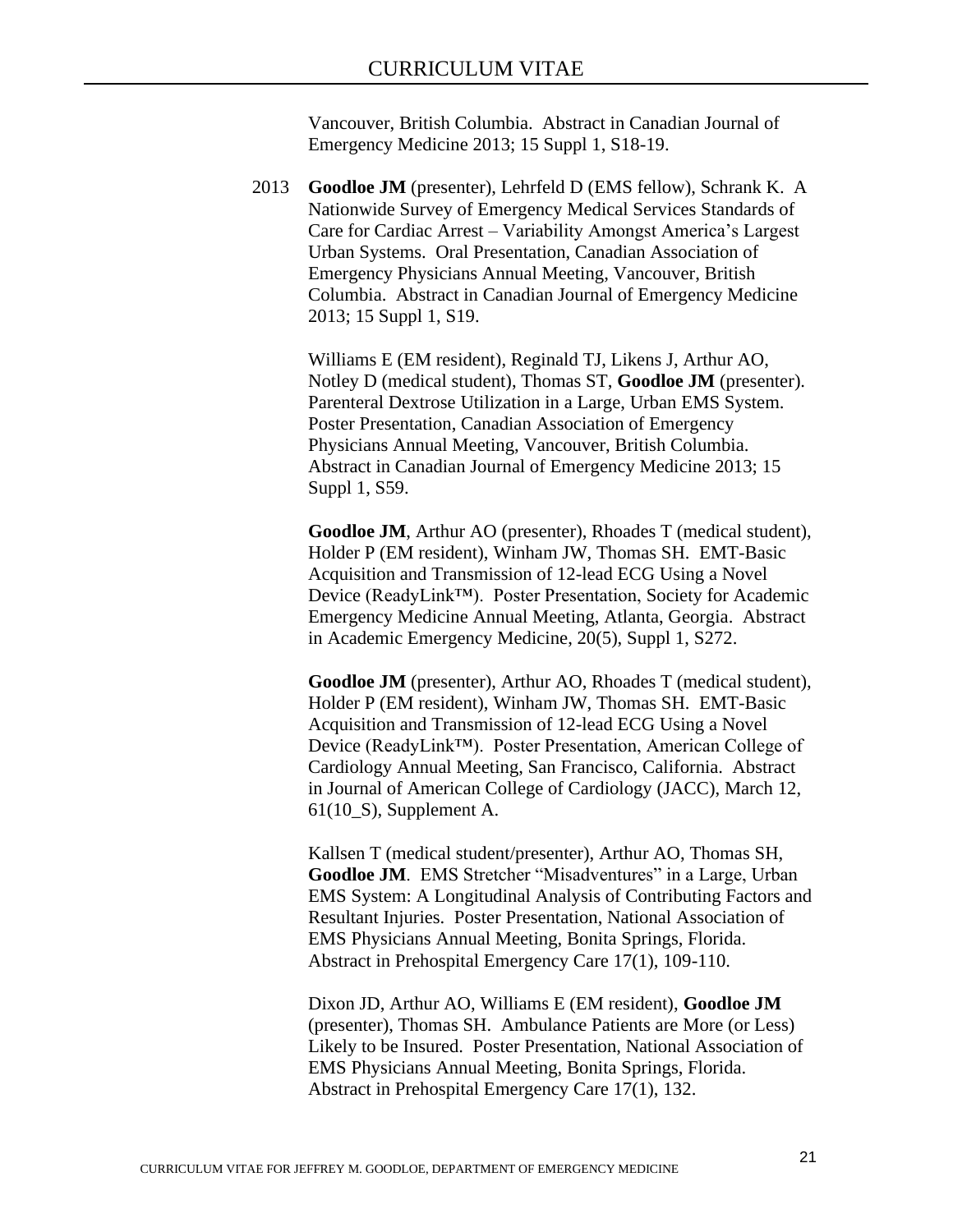Vancouver, British Columbia. Abstract in Canadian Journal of Emergency Medicine 2013; 15 Suppl 1, S18-19.

2013 **Goodloe JM** (presenter), Lehrfeld D (EMS fellow), Schrank K. A Nationwide Survey of Emergency Medical Services Standards of Care for Cardiac Arrest – Variability Amongst America's Largest Urban Systems. Oral Presentation, Canadian Association of Emergency Physicians Annual Meeting, Vancouver, British Columbia. Abstract in Canadian Journal of Emergency Medicine 2013; 15 Suppl 1, S19.

Williams E (EM resident), Reginald TJ, Likens J, Arthur AO, Notley D (medical student), Thomas ST, **Goodloe JM** (presenter). Parenteral Dextrose Utilization in a Large, Urban EMS System. Poster Presentation, Canadian Association of Emergency Physicians Annual Meeting, Vancouver, British Columbia. Abstract in Canadian Journal of Emergency Medicine 2013; 15 Suppl 1, S59.

**Goodloe JM**, Arthur AO (presenter), Rhoades T (medical student), Holder P (EM resident), Winham JW, Thomas SH. EMT-Basic Acquisition and Transmission of 12-lead ECG Using a Novel Device (ReadyLink™). Poster Presentation, Society for Academic Emergency Medicine Annual Meeting, Atlanta, Georgia. Abstract in Academic Emergency Medicine, 20(5), Suppl 1, S272.

**Goodloe JM** (presenter), Arthur AO, Rhoades T (medical student), Holder P (EM resident), Winham JW, Thomas SH. EMT-Basic Acquisition and Transmission of 12-lead ECG Using a Novel Device (ReadyLink™). Poster Presentation, American College of Cardiology Annual Meeting, San Francisco, California. Abstract in Journal of American College of Cardiology (JACC), March 12, 61(10_S), Supplement A.

Kallsen T (medical student/presenter), Arthur AO, Thomas SH, **Goodloe JM**. EMS Stretcher "Misadventures" in a Large, Urban EMS System: A Longitudinal Analysis of Contributing Factors and Resultant Injuries. Poster Presentation, National Association of EMS Physicians Annual Meeting, Bonita Springs, Florida. Abstract in Prehospital Emergency Care 17(1), 109-110.

Dixon JD, Arthur AO, Williams E (EM resident), **Goodloe JM** (presenter), Thomas SH. Ambulance Patients are More (or Less) Likely to be Insured. Poster Presentation, National Association of EMS Physicians Annual Meeting, Bonita Springs, Florida. Abstract in Prehospital Emergency Care 17(1), 132.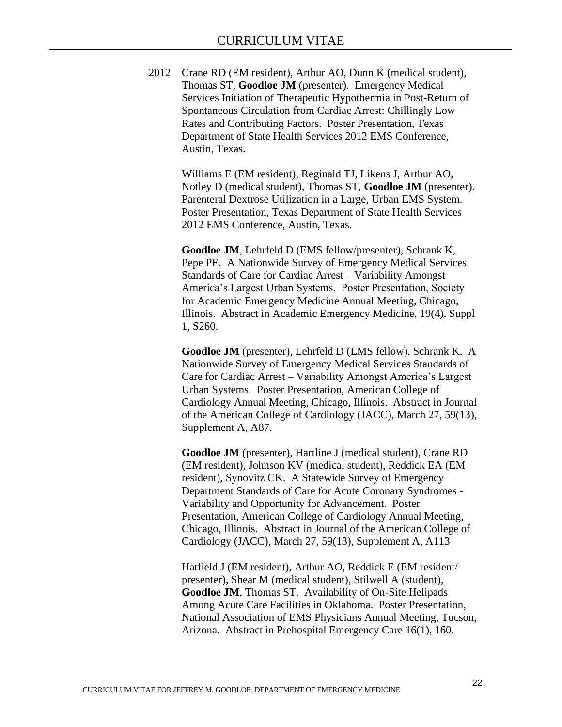2012 Crane RD (EM resident), Arthur AO, Dunn K (medical student), Thomas ST, **Goodloe JM** (presenter). Emergency Medical Services Initiation of Therapeutic Hypothermia in Post-Return of Spontaneous Circulation from Cardiac Arrest: Chillingly Low Rates and Contributing Factors. Poster Presentation, Texas Department of State Health Services 2012 EMS Conference, Austin, Texas.

Williams E (EM resident), Reginald TJ, Likens J, Arthur AO, Notley D (medical student), Thomas ST, **Goodloe JM** (presenter). Parenteral Dextrose Utilization in a Large, Urban EMS System. Poster Presentation, Texas Department of State Health Services 2012 EMS Conference, Austin, Texas.

**Goodloe JM**, Lehrfeld D (EMS fellow/presenter), Schrank K, Pepe PE. A Nationwide Survey of Emergency Medical Services Standards of Care for Cardiac Arrest – Variability Amongst America's Largest Urban Systems. Poster Presentation, Society for Academic Emergency Medicine Annual Meeting, Chicago, Illinois. Abstract in Academic Emergency Medicine, 19(4), Suppl 1, S260.

**Goodloe JM** (presenter), Lehrfeld D (EMS fellow), Schrank K. A Nationwide Survey of Emergency Medical Services Standards of Care for Cardiac Arrest – Variability Amongst America's Largest Urban Systems. Poster Presentation, American College of Cardiology Annual Meeting, Chicago, Illinois. Abstract in Journal of the American College of Cardiology (JACC), March 27, 59(13), Supplement A, A87.

**Goodloe JM** (presenter), Hartline J (medical student), Crane RD (EM resident), Johnson KV (medical student), Reddick EA (EM resident), Synovitz CK. A Statewide Survey of Emergency Department Standards of Care for Acute Coronary Syndromes - Variability and Opportunity for Advancement. Poster Presentation, American College of Cardiology Annual Meeting, Chicago, Illinois. Abstract in Journal of the American College of Cardiology (JACC), March 27, 59(13), Supplement A, A113

Hatfield J (EM resident), Arthur AO, Reddick E (EM resident/ presenter), Shear M (medical student), Stilwell A (student), **Goodloe JM**, Thomas ST. Availability of On-Site Helipads Among Acute Care Facilities in Oklahoma. Poster Presentation, National Association of EMS Physicians Annual Meeting, Tucson, Arizona. Abstract in Prehospital Emergency Care 16(1), 160.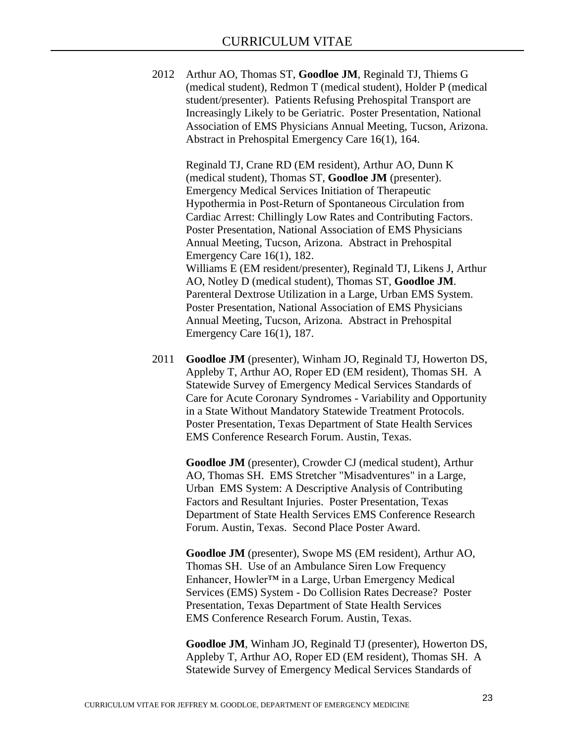2012 Arthur AO, Thomas ST, **Goodloe JM**, Reginald TJ, Thiems G (medical student), Redmon T (medical student), Holder P (medical student/presenter). Patients Refusing Prehospital Transport are Increasingly Likely to be Geriatric. Poster Presentation, National Association of EMS Physicians Annual Meeting, Tucson, Arizona. Abstract in Prehospital Emergency Care 16(1), 164.

Reginald TJ, Crane RD (EM resident), Arthur AO, Dunn K (medical student), Thomas ST, **Goodloe JM** (presenter). Emergency Medical Services Initiation of Therapeutic Hypothermia in Post-Return of Spontaneous Circulation from Cardiac Arrest: Chillingly Low Rates and Contributing Factors. Poster Presentation, National Association of EMS Physicians Annual Meeting, Tucson, Arizona. Abstract in Prehospital Emergency Care 16(1), 182.

Williams E (EM resident/presenter), Reginald TJ, Likens J, Arthur AO, Notley D (medical student), Thomas ST, **Goodloe JM**. Parenteral Dextrose Utilization in a Large, Urban EMS System. Poster Presentation, National Association of EMS Physicians Annual Meeting, Tucson, Arizona. Abstract in Prehospital Emergency Care 16(1), 187.

2011 **Goodloe JM** (presenter), Winham JO, Reginald TJ, Howerton DS, Appleby T, Arthur AO, Roper ED (EM resident), Thomas SH. A Statewide Survey of Emergency Medical Services Standards of Care for Acute Coronary Syndromes - Variability and Opportunity in a State Without Mandatory Statewide Treatment Protocols. Poster Presentation, Texas Department of State Health Services EMS Conference Research Forum. Austin, Texas.

**Goodloe JM** (presenter), Crowder CJ (medical student), Arthur AO, Thomas SH. EMS Stretcher "Misadventures" in a Large, Urban EMS System: A Descriptive Analysis of Contributing Factors and Resultant Injuries. Poster Presentation, Texas Department of State Health Services EMS Conference Research Forum. Austin, Texas. Second Place Poster Award.

**Goodloe JM** (presenter), Swope MS (EM resident), Arthur AO, Thomas SH. Use of an Ambulance Siren Low Frequency Enhancer, Howler™ in a Large, Urban Emergency Medical Services (EMS) System - Do Collision Rates Decrease? Poster Presentation, Texas Department of State Health Services EMS Conference Research Forum. Austin, Texas.

**Goodloe JM**, Winham JO, Reginald TJ (presenter), Howerton DS, Appleby T, Arthur AO, Roper ED (EM resident), Thomas SH. A Statewide Survey of Emergency Medical Services Standards of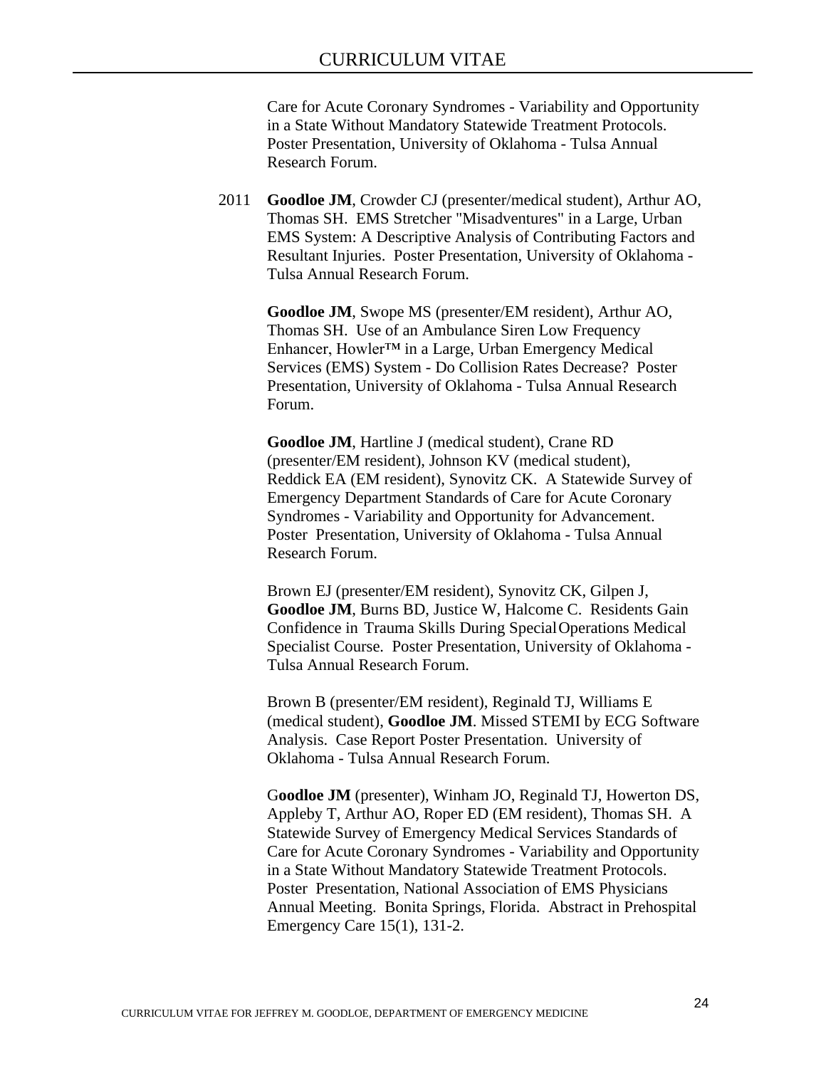Care for Acute Coronary Syndromes - Variability and Opportunity in a State Without Mandatory Statewide Treatment Protocols. Poster Presentation, University of Oklahoma - Tulsa Annual Research Forum.

2011 **Goodloe JM**, Crowder CJ (presenter/medical student), Arthur AO, Thomas SH. EMS Stretcher "Misadventures" in a Large, Urban EMS System: A Descriptive Analysis of Contributing Factors and Resultant Injuries. Poster Presentation, University of Oklahoma - Tulsa Annual Research Forum.

**Goodloe JM**, Swope MS (presenter/EM resident), Arthur AO, Thomas SH. Use of an Ambulance Siren Low Frequency Enhancer, Howler™ in a Large, Urban Emergency Medical Services (EMS) System - Do Collision Rates Decrease? Poster Presentation, University of Oklahoma - Tulsa Annual Research Forum.

**Goodloe JM**, Hartline J (medical student), Crane RD (presenter/EM resident), Johnson KV (medical student), Reddick EA (EM resident), Synovitz CK. A Statewide Survey of Emergency Department Standards of Care for Acute Coronary Syndromes - Variability and Opportunity for Advancement. Poster Presentation, University of Oklahoma - Tulsa Annual Research Forum.

Brown EJ (presenter/EM resident), Synovitz CK, Gilpen J, **Goodloe JM**, Burns BD, Justice W, Halcome C. Residents Gain Confidence in Trauma Skills During Special Operations Medical Specialist Course. Poster Presentation, University of Oklahoma - Tulsa Annual Research Forum.

Brown B (presenter/EM resident), Reginald TJ, Williams E (medical student), **Goodloe JM**. Missed STEMI by ECG Software Analysis. Case Report Poster Presentation. University of Oklahoma - Tulsa Annual Research Forum.

**Goodloe JM** (presenter), Winham JO, Reginald TJ, Howerton DS, Appleby T, Arthur AO, Roper ED (EM resident), Thomas SH. A Statewide Survey of Emergency Medical Services Standards of Care for Acute Coronary Syndromes - Variability and Opportunity in a State Without Mandatory Statewide Treatment Protocols. Poster Presentation, National Association of EMS Physicians Annual Meeting. Bonita Springs, Florida. Abstract in Prehospital Emergency Care 15(1), 131-2.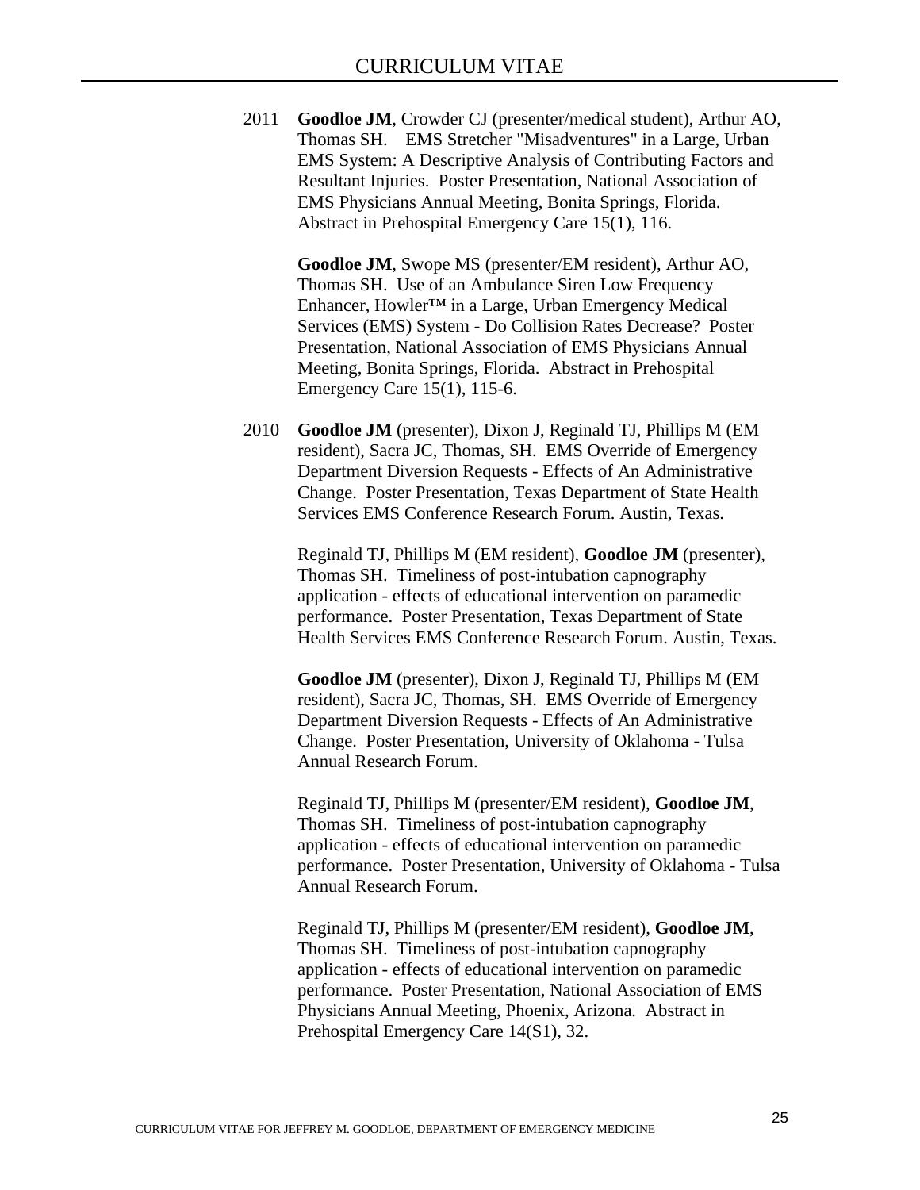2011 **Goodloe JM**, Crowder CJ (presenter/medical student), Arthur AO, Thomas SH. EMS Stretcher "Misadventures" in a Large, Urban EMS System: A Descriptive Analysis of Contributing Factors and Resultant Injuries. Poster Presentation, National Association of EMS Physicians Annual Meeting, Bonita Springs, Florida. Abstract in Prehospital Emergency Care 15(1), 116.

**Goodloe JM**, Swope MS (presenter/EM resident), Arthur AO, Thomas SH. Use of an Ambulance Siren Low Frequency Enhancer, Howler™ in a Large, Urban Emergency Medical Services (EMS) System - Do Collision Rates Decrease? Poster Presentation, National Association of EMS Physicians Annual Meeting, Bonita Springs, Florida. Abstract in Prehospital Emergency Care 15(1), 115-6.

2010 **Goodloe JM** (presenter), Dixon J, Reginald TJ, Phillips M (EM resident), Sacra JC, Thomas, SH. EMS Override of Emergency Department Diversion Requests - Effects of An Administrative Change. Poster Presentation, Texas Department of State Health Services EMS Conference Research Forum. Austin, Texas.

Reginald TJ, Phillips M (EM resident), **Goodloe JM** (presenter), Thomas SH. Timeliness of post-intubation capnography application - effects of educational intervention on paramedic performance. Poster Presentation, Texas Department of State Health Services EMS Conference Research Forum. Austin, Texas.

**Goodloe JM** (presenter), Dixon J, Reginald TJ, Phillips M (EM resident), Sacra JC, Thomas, SH. EMS Override of Emergency Department Diversion Requests - Effects of An Administrative Change. Poster Presentation, University of Oklahoma - Tulsa Annual Research Forum.

Reginald TJ, Phillips M (presenter/EM resident), **Goodloe JM**, Thomas SH. Timeliness of post-intubation capnography application - effects of educational intervention on paramedic performance. Poster Presentation, University of Oklahoma - Tulsa Annual Research Forum.

Reginald TJ, Phillips M (presenter/EM resident), **Goodloe JM**, Thomas SH. Timeliness of post-intubation capnography application - effects of educational intervention on paramedic performance. Poster Presentation, National Association of EMS Physicians Annual Meeting, Phoenix, Arizona. Abstract in Prehospital Emergency Care 14(S1), 32.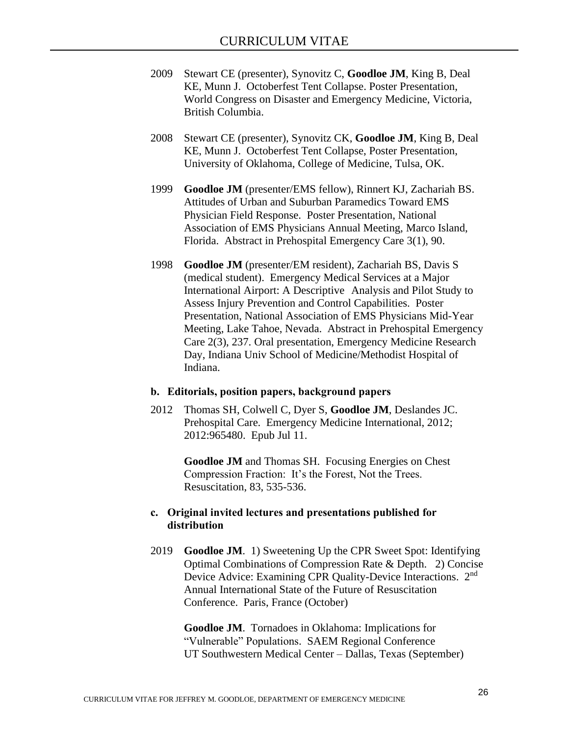2009 Stewart CE (presenter), Synovitz C, **Goodloe JM**, King B, Deal KE, Munn J. Octoberfest Tent Collapse. Poster Presentation, World Congress on Disaster and Emergency Medicine, Victoria, British Columbia.

2008 Stewart CE (presenter), Synovitz CK, **Goodloe JM**, King B, Deal KE, Munn J. Octoberfest Tent Collapse, Poster Presentation, University of Oklahoma, College of Medicine, Tulsa, OK.

1999 **Goodloe JM** (presenter/EMS fellow), Rinnert KJ, Zachariah BS. Attitudes of Urban and Suburban Paramedics Toward EMS Physician Field Response. Poster Presentation, National Association of EMS Physicians Annual Meeting, Marco Island, Florida. Abstract in Prehospital Emergency Care 3(1), 90.

1998 **Goodloe JM** (presenter/EM resident), Zachariah BS, Davis S (medical student). Emergency Medical Services at a Major International Airport: A Descriptive Analysis and Pilot Study to Assess Injury Prevention and Control Capabilities. Poster Presentation, National Association of EMS Physicians Mid-Year Meeting, Lake Tahoe, Nevada. Abstract in Prehospital Emergency Care 2(3), 237. Oral presentation, Emergency Medicine Research Day, Indiana Univ School of Medicine/Methodist Hospital of Indiana.

**b. Editorials, position papers, background papers**

2012 Thomas SH, Colwell C, Dyer S, **Goodloe JM**, Deslandes JC. Prehospital Care. Emergency Medicine International, 2012; 2012:965480. Epub Jul 11.

**Goodloe JM** and Thomas SH. Focusing Energies on Chest Compression Fraction: It's the Forest, Not the Trees. Resuscitation, 83, 535-536.

**c. Original invited lectures and presentations published for distribution**

2019 **Goodloe JM**. 1) Sweetening Up the CPR Sweet Spot: Identifying Optimal Combinations of Compression Rate & Depth. 2) Concise Device Advice: Examining CPR Quality-Device Interactions. 2nd Annual International State of the Future of Resuscitation Conference. Paris, France (October)

**Goodloe JM**. Tornadoes in Oklahoma: Implications for "Vulnerable" Populations. SAEM Regional Conference UT Southwestern Medical Center – Dallas, Texas (September)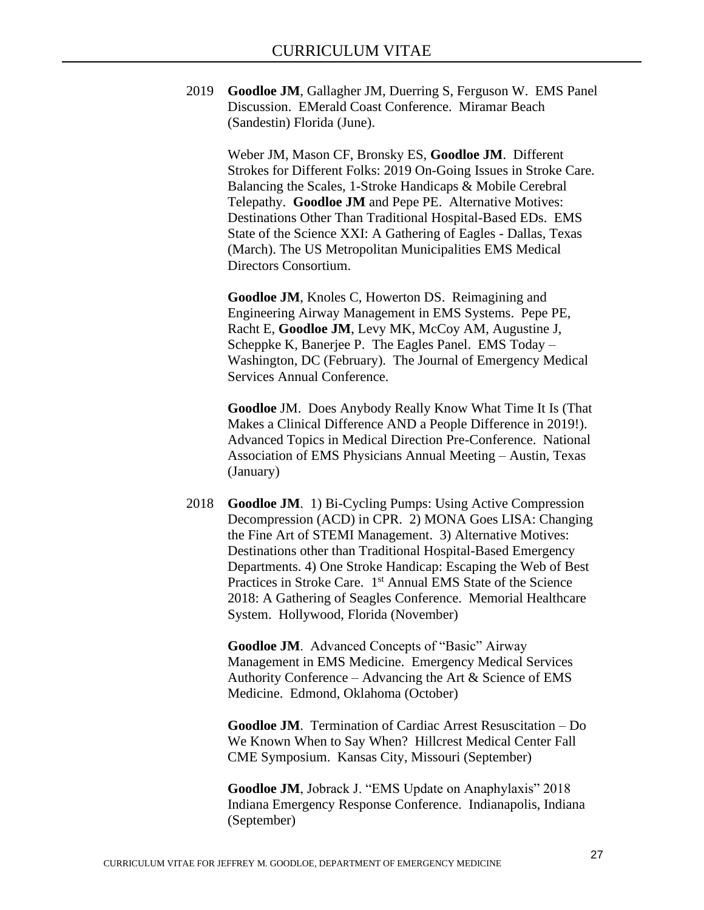2019 **Goodloe JM**, Gallagher JM, Duerring S, Ferguson W. EMS Panel Discussion. EMerald Coast Conference. Miramar Beach (Sandestin) Florida (June).

Weber JM, Mason CF, Bronsky ES, **Goodloe JM**. Different Strokes for Different Folks: 2019 On-Going Issues in Stroke Care. Balancing the Scales, 1-Stroke Handicaps & Mobile Cerebral Telepathy. **Goodloe JM** and Pepe PE. Alternative Motives: Destinations Other Than Traditional Hospital-Based EDs. EMS State of the Science XXI: A Gathering of Eagles - Dallas, Texas (March). The US Metropolitan Municipalities EMS Medical Directors Consortium.

**Goodloe JM**, Knoles C, Howerton DS. Reimagining and Engineering Airway Management in EMS Systems. Pepe PE, Racht E, **Goodloe JM**, Levy MK, McCoy AM, Augustine J, Scheppke K, Banerjee P. The Eagles Panel. EMS Today – Washington, DC (February). The Journal of Emergency Medical Services Annual Conference.

**Goodloe** JM. Does Anybody Really Know What Time It Is (That Makes a Clinical Difference AND a People Difference in 2019!). Advanced Topics in Medical Direction Pre-Conference. National Association of EMS Physicians Annual Meeting – Austin, Texas (January)

2018 **Goodloe JM**. 1) Bi-Cycling Pumps: Using Active Compression Decompression (ACD) in CPR. 2) MONA Goes LISA: Changing the Fine Art of STEMI Management. 3) Alternative Motives: Destinations other than Traditional Hospital-Based Emergency Departments. 4) One Stroke Handicap: Escaping the Web of Best Practices in Stroke Care. 1st Annual EMS State of the Science 2018: A Gathering of Seagles Conference. Memorial Healthcare System. Hollywood, Florida (November)

**Goodloe JM**. Advanced Concepts of "Basic" Airway Management in EMS Medicine. Emergency Medical Services Authority Conference – Advancing the Art & Science of EMS Medicine. Edmond, Oklahoma (October)

**Goodloe JM**. Termination of Cardiac Arrest Resuscitation – Do We Known When to Say When? Hillcrest Medical Center Fall CME Symposium. Kansas City, Missouri (September)

**Goodloe JM**, Jobrack J. "EMS Update on Anaphylaxis" 2018 Indiana Emergency Response Conference. Indianapolis, Indiana (September)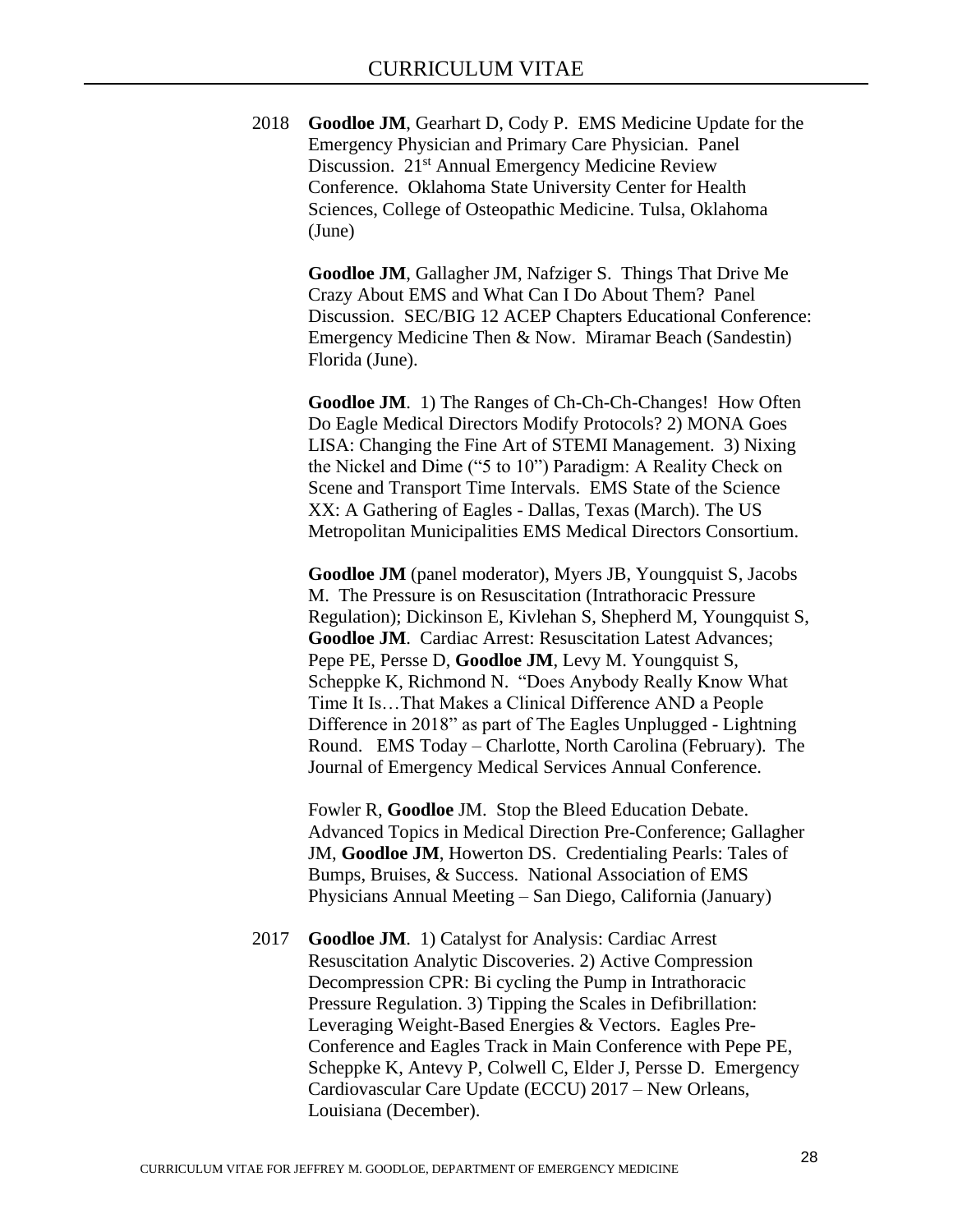2018 **Goodloe JM**, Gearhart D, Cody P. EMS Medicine Update for the Emergency Physician and Primary Care Physician. Panel Discussion. 21st Annual Emergency Medicine Review Conference. Oklahoma State University Center for Health Sciences, College of Osteopathic Medicine. Tulsa, Oklahoma (June)

**Goodloe JM**, Gallagher JM, Nafziger S. Things That Drive Me Crazy About EMS and What Can I Do About Them? Panel Discussion. SEC/BIG 12 ACEP Chapters Educational Conference: Emergency Medicine Then & Now. Miramar Beach (Sandestin) Florida (June).

**Goodloe JM**. 1) The Ranges of Ch-Ch-Ch-Changes! How Often Do Eagle Medical Directors Modify Protocols? 2) MONA Goes LISA: Changing the Fine Art of STEMI Management. 3) Nixing the Nickel and Dime ("5 to 10") Paradigm: A Reality Check on Scene and Transport Time Intervals. EMS State of the Science XX: A Gathering of Eagles - Dallas, Texas (March). The US Metropolitan Municipalities EMS Medical Directors Consortium.

**Goodloe JM** (panel moderator), Myers JB, Youngquist S, Jacobs M. The Pressure is on Resuscitation (Intrathoracic Pressure Regulation); Dickinson E, Kivlehan S, Shepherd M, Youngquist S, **Goodloe JM**. Cardiac Arrest: Resuscitation Latest Advances; Pepe PE, Persse D, **Goodloe JM**, Levy M. Youngquist S, Scheppke K, Richmond N. "Does Anybody Really Know What Time It Is…That Makes a Clinical Difference AND a People Difference in 2018" as part of The Eagles Unplugged - Lightning Round. EMS Today – Charlotte, North Carolina (February). The Journal of Emergency Medical Services Annual Conference.

Fowler R, **Goodloe** JM. Stop the Bleed Education Debate. Advanced Topics in Medical Direction Pre-Conference; Gallagher JM, **Goodloe JM**, Howerton DS. Credentialing Pearls: Tales of Bumps, Bruises, & Success. National Association of EMS Physicians Annual Meeting – San Diego, California (January)

2017 **Goodloe JM**. 1) Catalyst for Analysis: Cardiac Arrest Resuscitation Analytic Discoveries. 2) Active Compression Decompression CPR: Bi cycling the Pump in Intrathoracic Pressure Regulation. 3) Tipping the Scales in Defibrillation: Leveraging Weight-Based Energies & Vectors. Eagles Pre-Conference and Eagles Track in Main Conference with Pepe PE, Scheppke K, Antevy P, Colwell C, Elder J, Persse D. Emergency Cardiovascular Care Update (ECCU) 2017 – New Orleans, Louisiana (December).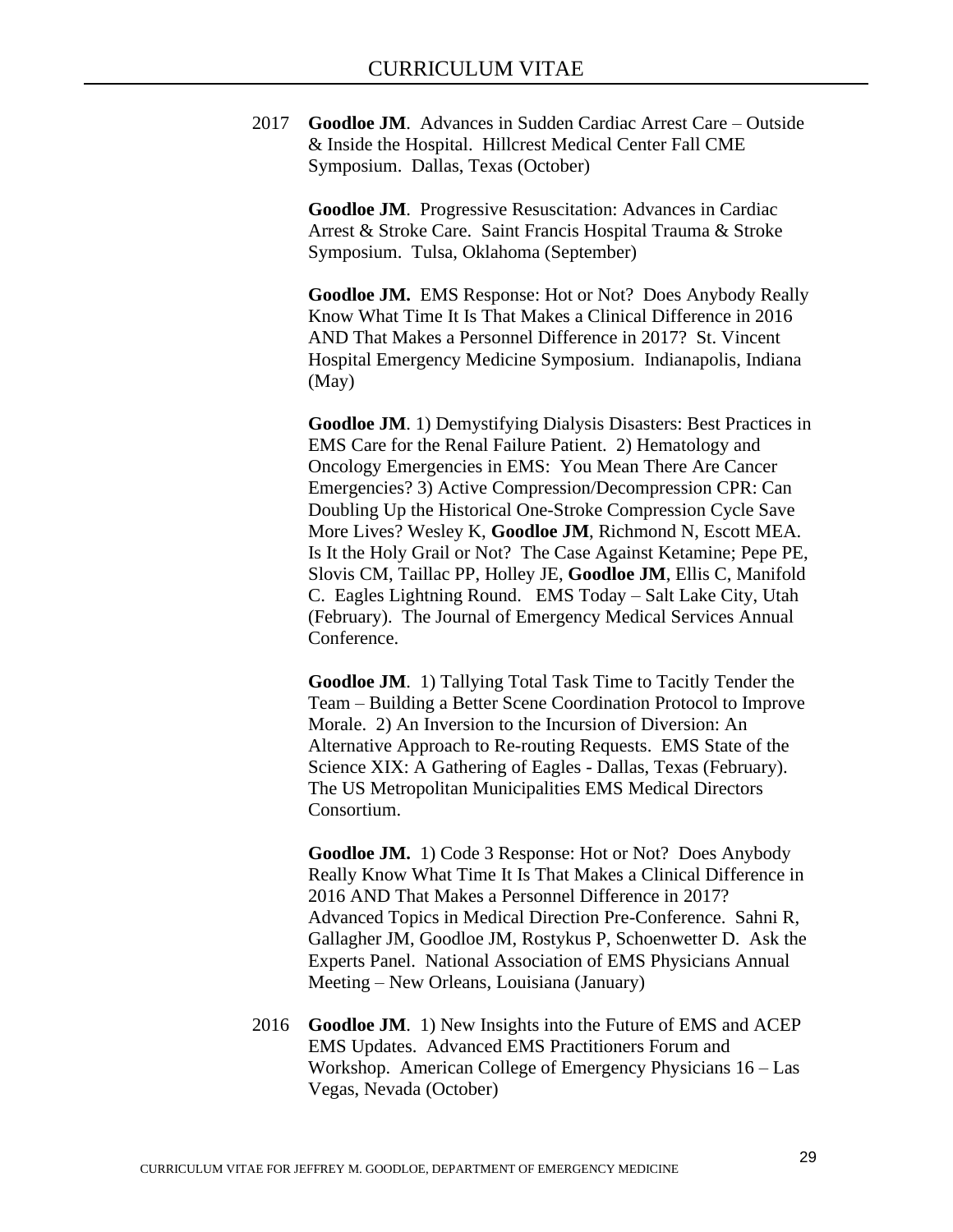2017 **Goodloe JM**. Advances in Sudden Cardiac Arrest Care – Outside & Inside the Hospital. Hillcrest Medical Center Fall CME Symposium. Dallas, Texas (October)

**Goodloe JM**. Progressive Resuscitation: Advances in Cardiac Arrest & Stroke Care. Saint Francis Hospital Trauma & Stroke Symposium. Tulsa, Oklahoma (September)

**Goodloe JM.** EMS Response: Hot or Not? Does Anybody Really Know What Time It Is That Makes a Clinical Difference in 2016 AND That Makes a Personnel Difference in 2017? St. Vincent Hospital Emergency Medicine Symposium. Indianapolis, Indiana (May)

**Goodloe JM**. 1) Demystifying Dialysis Disasters: Best Practices in EMS Care for the Renal Failure Patient. 2) Hematology and Oncology Emergencies in EMS: You Mean There Are Cancer Emergencies? 3) Active Compression/Decompression CPR: Can Doubling Up the Historical One-Stroke Compression Cycle Save More Lives? Wesley K, **Goodloe JM**, Richmond N, Escott MEA. Is It the Holy Grail or Not? The Case Against Ketamine; Pepe PE, Slovis CM, Taillac PP, Holley JE, **Goodloe JM**, Ellis C, Manifold C. Eagles Lightning Round. EMS Today – Salt Lake City, Utah (February). The Journal of Emergency Medical Services Annual Conference.

**Goodloe JM**. 1) Tallying Total Task Time to Tacitly Tender the Team – Building a Better Scene Coordination Protocol to Improve Morale. 2) An Inversion to the Incursion of Diversion: An Alternative Approach to Re-routing Requests. EMS State of the Science XIX: A Gathering of Eagles - Dallas, Texas (February). The US Metropolitan Municipalities EMS Medical Directors Consortium.

**Goodloe JM.** 1) Code 3 Response: Hot or Not? Does Anybody Really Know What Time It Is That Makes a Clinical Difference in 2016 AND That Makes a Personnel Difference in 2017? Advanced Topics in Medical Direction Pre-Conference. Sahni R, Gallagher JM, Goodloe JM, Rostykus P, Schoenwetter D. Ask the Experts Panel. National Association of EMS Physicians Annual Meeting – New Orleans, Louisiana (January)

2016 **Goodloe JM**. 1) New Insights into the Future of EMS and ACEP EMS Updates. Advanced EMS Practitioners Forum and Workshop. American College of Emergency Physicians 16 – Las Vegas, Nevada (October)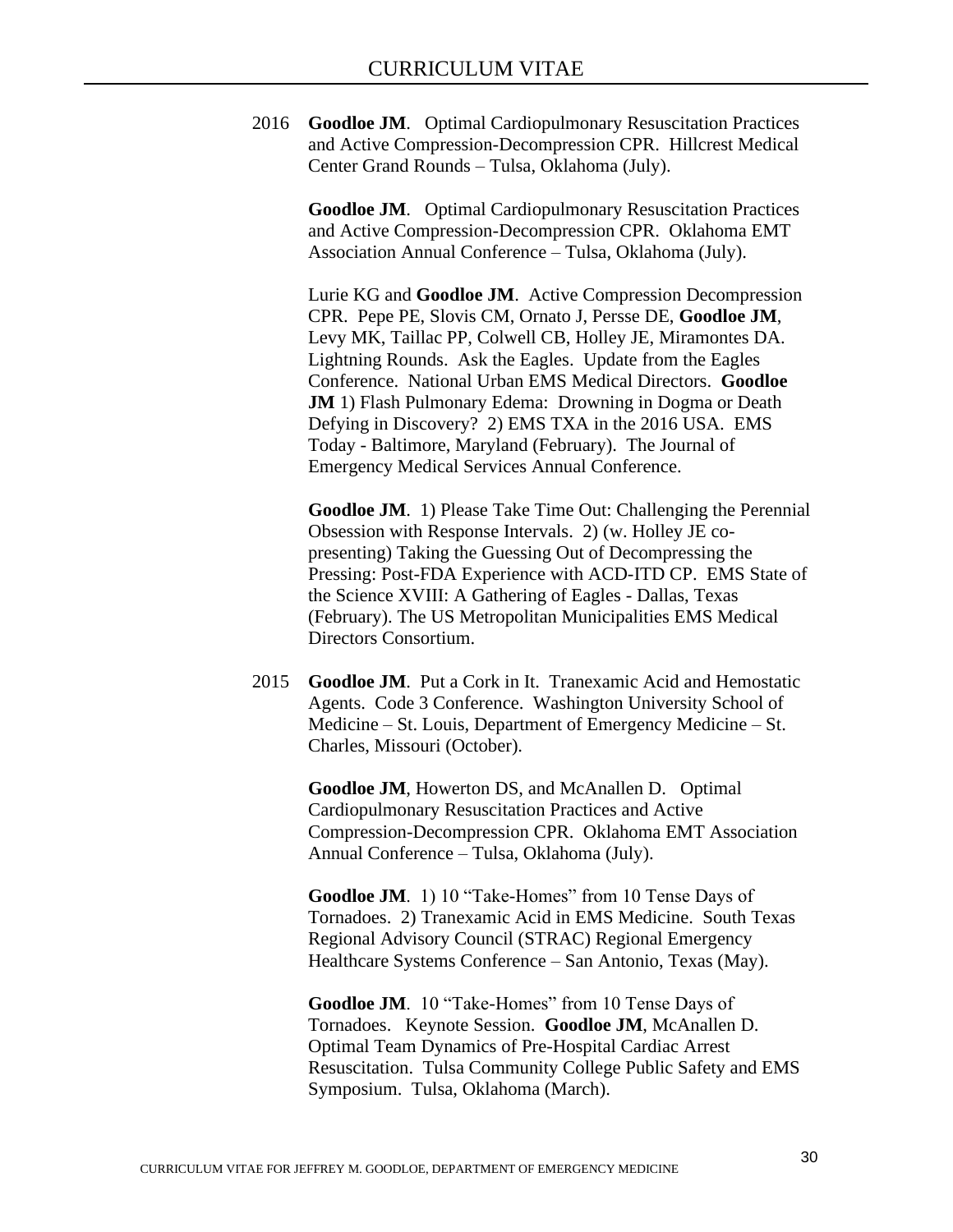2016 **Goodloe JM**. Optimal Cardiopulmonary Resuscitation Practices and Active Compression-Decompression CPR. Hillcrest Medical Center Grand Rounds – Tulsa, Oklahoma (July).

**Goodloe JM**. Optimal Cardiopulmonary Resuscitation Practices and Active Compression-Decompression CPR. Oklahoma EMT Association Annual Conference – Tulsa, Oklahoma (July).

Lurie KG and **Goodloe JM**. Active Compression Decompression CPR. Pepe PE, Slovis CM, Ornato J, Persse DE, **Goodloe JM**, Levy MK, Taillac PP, Colwell CB, Holley JE, Miramontes DA. Lightning Rounds. Ask the Eagles. Update from the Eagles Conference. National Urban EMS Medical Directors. **Goodloe JM** 1) Flash Pulmonary Edema: Drowning in Dogma or Death Defying in Discovery? 2) EMS TXA in the 2016 USA. EMS Today - Baltimore, Maryland (February). The Journal of Emergency Medical Services Annual Conference.

**Goodloe JM**. 1) Please Take Time Out: Challenging the Perennial Obsession with Response Intervals. 2) (w. Holley JE co-presenting) Taking the Guessing Out of Decompressing the Pressing: Post-FDA Experience with ACD-ITD CP. EMS State of the Science XVIII: A Gathering of Eagles - Dallas, Texas (February). The US Metropolitan Municipalities EMS Medical Directors Consortium.

2015 **Goodloe JM**. Put a Cork in It. Tranexamic Acid and Hemostatic Agents. Code 3 Conference. Washington University School of Medicine – St. Louis, Department of Emergency Medicine – St. Charles, Missouri (October).

**Goodloe JM**, Howerton DS, and McAnallen D. Optimal Cardiopulmonary Resuscitation Practices and Active Compression-Decompression CPR. Oklahoma EMT Association Annual Conference – Tulsa, Oklahoma (July).

**Goodloe JM**. 1) 10 "Take-Homes" from 10 Tense Days of Tornadoes. 2) Tranexamic Acid in EMS Medicine. South Texas Regional Advisory Council (STRAC) Regional Emergency Healthcare Systems Conference – San Antonio, Texas (May).

**Goodloe JM**. 10 "Take-Homes" from 10 Tense Days of Tornadoes. Keynote Session. **Goodloe JM**, McAnallen D. Optimal Team Dynamics of Pre-Hospital Cardiac Arrest Resuscitation. Tulsa Community College Public Safety and EMS Symposium. Tulsa, Oklahoma (March).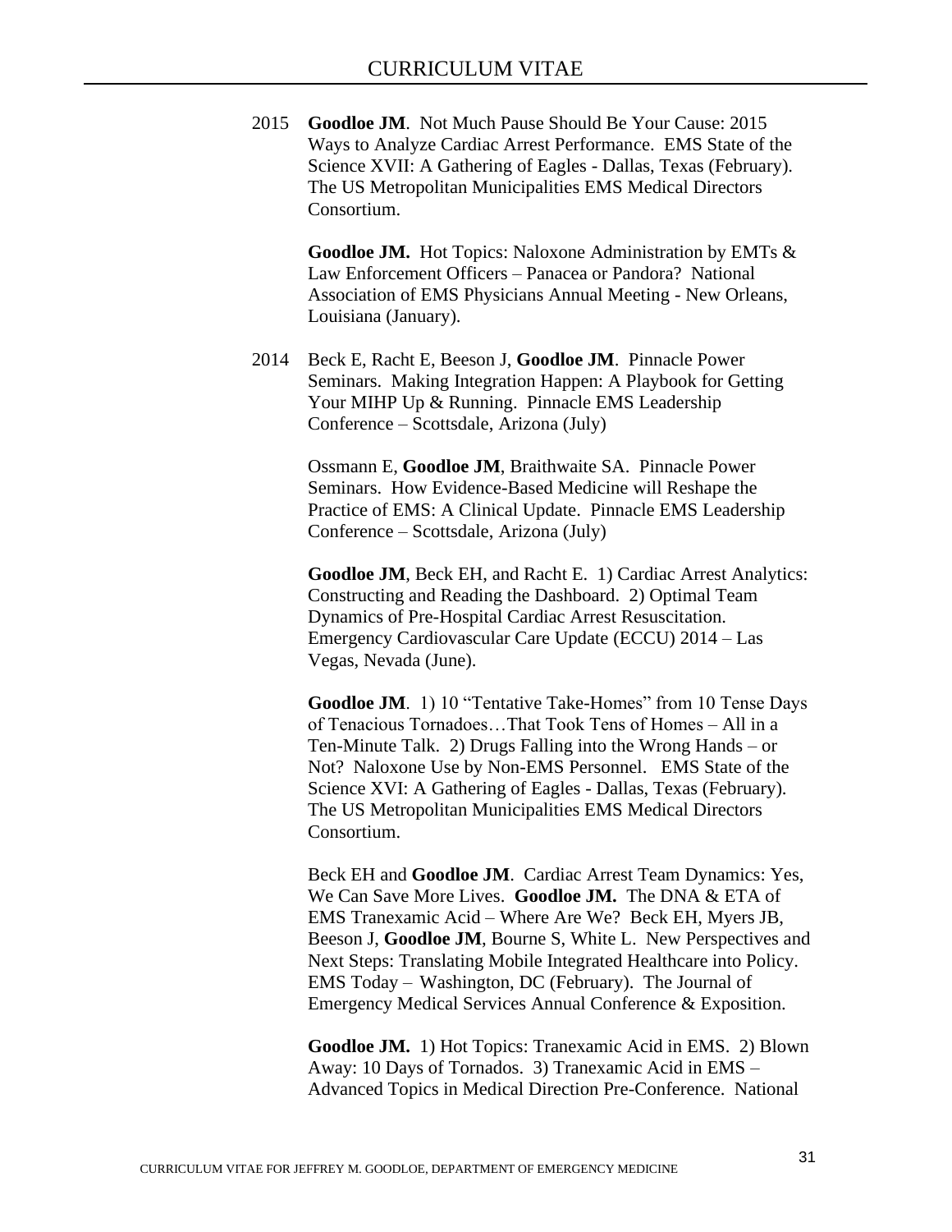2015 **Goodloe JM**. Not Much Pause Should Be Your Cause: 2015 Ways to Analyze Cardiac Arrest Performance. EMS State of the Science XVII: A Gathering of Eagles - Dallas, Texas (February). The US Metropolitan Municipalities EMS Medical Directors Consortium.

**Goodloe JM.** Hot Topics: Naloxone Administration by EMTs & Law Enforcement Officers – Panacea or Pandora? National Association of EMS Physicians Annual Meeting - New Orleans, Louisiana (January).

2014 Beck E, Racht E, Beeson J, **Goodloe JM**. Pinnacle Power Seminars. Making Integration Happen: A Playbook for Getting Your MIHP Up & Running. Pinnacle EMS Leadership Conference – Scottsdale, Arizona (July)

Ossmann E, **Goodloe JM**, Braithwaite SA. Pinnacle Power Seminars. How Evidence-Based Medicine will Reshape the Practice of EMS: A Clinical Update. Pinnacle EMS Leadership Conference – Scottsdale, Arizona (July)

**Goodloe JM**, Beck EH, and Racht E. 1) Cardiac Arrest Analytics: Constructing and Reading the Dashboard. 2) Optimal Team Dynamics of Pre-Hospital Cardiac Arrest Resuscitation. Emergency Cardiovascular Care Update (ECCU) 2014 – Las Vegas, Nevada (June).

**Goodloe JM**. 1) 10 "Tentative Take-Homes" from 10 Tense Days of Tenacious Tornadoes…That Took Tens of Homes – All in a Ten-Minute Talk. 2) Drugs Falling into the Wrong Hands – or Not? Naloxone Use by Non-EMS Personnel. EMS State of the Science XVI: A Gathering of Eagles - Dallas, Texas (February). The US Metropolitan Municipalities EMS Medical Directors Consortium.

Beck EH and **Goodloe JM**. Cardiac Arrest Team Dynamics: Yes, We Can Save More Lives. **Goodloe JM.** The DNA & ETA of EMS Tranexamic Acid – Where Are We? Beck EH, Myers JB, Beeson J, **Goodloe JM**, Bourne S, White L. New Perspectives and Next Steps: Translating Mobile Integrated Healthcare into Policy. EMS Today – Washington, DC (February). The Journal of Emergency Medical Services Annual Conference & Exposition.

**Goodloe JM.** 1) Hot Topics: Tranexamic Acid in EMS. 2) Blown Away: 10 Days of Tornados. 3) Tranexamic Acid in EMS – Advanced Topics in Medical Direction Pre-Conference. National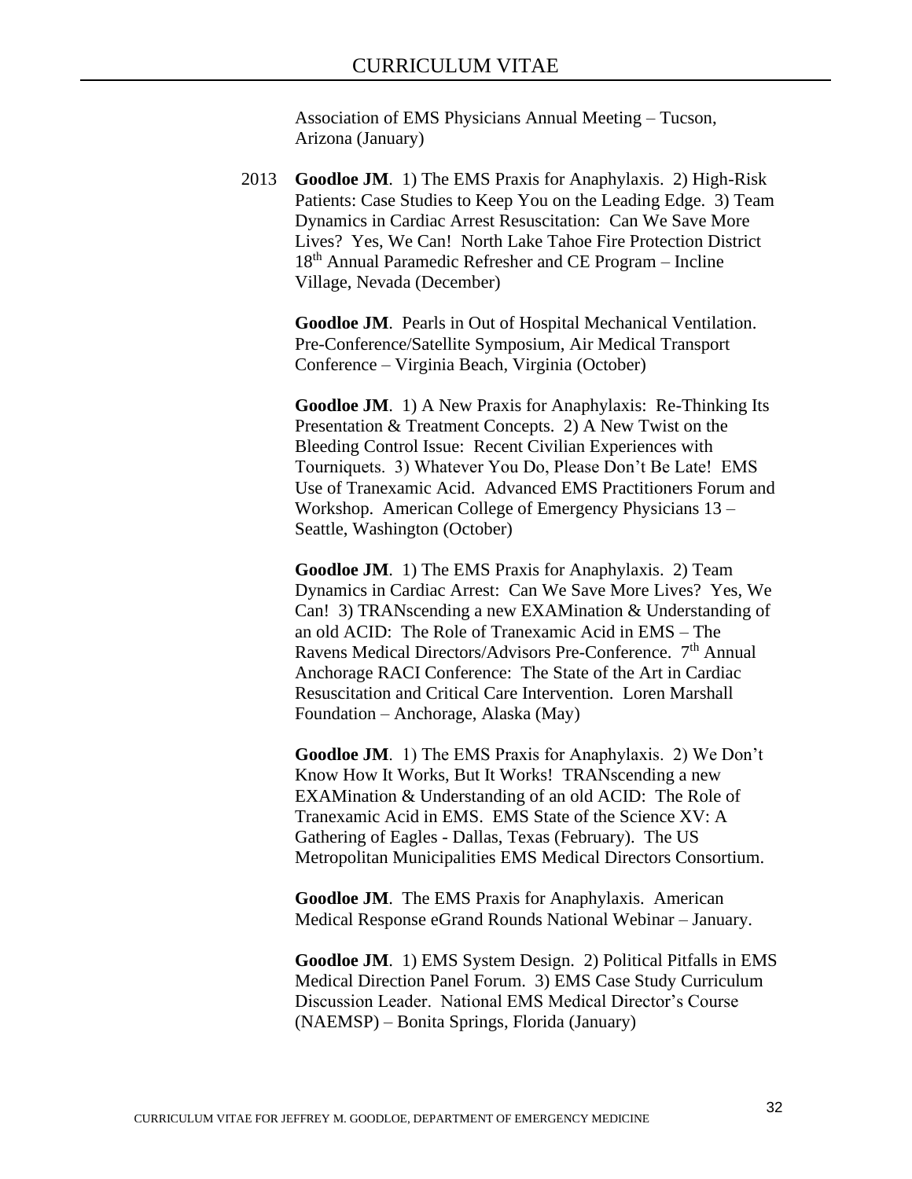Association of EMS Physicians Annual Meeting – Tucson, Arizona (January)

2013 **Goodloe JM**. 1) The EMS Praxis for Anaphylaxis. 2) High-Risk Patients: Case Studies to Keep You on the Leading Edge. 3) Team Dynamics in Cardiac Arrest Resuscitation: Can We Save More Lives? Yes, We Can! North Lake Tahoe Fire Protection District 18th Annual Paramedic Refresher and CE Program – Incline Village, Nevada (December)

**Goodloe JM**. Pearls in Out of Hospital Mechanical Ventilation. Pre-Conference/Satellite Symposium, Air Medical Transport Conference – Virginia Beach, Virginia (October)

**Goodloe JM**. 1) A New Praxis for Anaphylaxis: Re-Thinking Its Presentation & Treatment Concepts. 2) A New Twist on the Bleeding Control Issue: Recent Civilian Experiences with Tourniquets. 3) Whatever You Do, Please Don't Be Late! EMS Use of Tranexamic Acid. Advanced EMS Practitioners Forum and Workshop. American College of Emergency Physicians 13 – Seattle, Washington (October)

**Goodloe JM**. 1) The EMS Praxis for Anaphylaxis. 2) Team Dynamics in Cardiac Arrest: Can We Save More Lives? Yes, We Can! 3) TRANscending a new EXAMination & Understanding of an old ACID: The Role of Tranexamic Acid in EMS – The Ravens Medical Directors/Advisors Pre-Conference. 7th Annual Anchorage RACI Conference: The State of the Art in Cardiac Resuscitation and Critical Care Intervention. Loren Marshall Foundation – Anchorage, Alaska (May)

**Goodloe JM**. 1) The EMS Praxis for Anaphylaxis. 2) We Don't Know How It Works, But It Works! TRANscending a new EXAMination & Understanding of an old ACID: The Role of Tranexamic Acid in EMS. EMS State of the Science XV: A Gathering of Eagles - Dallas, Texas (February). The US Metropolitan Municipalities EMS Medical Directors Consortium.

**Goodloe JM**. The EMS Praxis for Anaphylaxis. American Medical Response eGrand Rounds National Webinar – January.

**Goodloe JM**. 1) EMS System Design. 2) Political Pitfalls in EMS Medical Direction Panel Forum. 3) EMS Case Study Curriculum Discussion Leader. National EMS Medical Director's Course (NAEMSP) – Bonita Springs, Florida (January)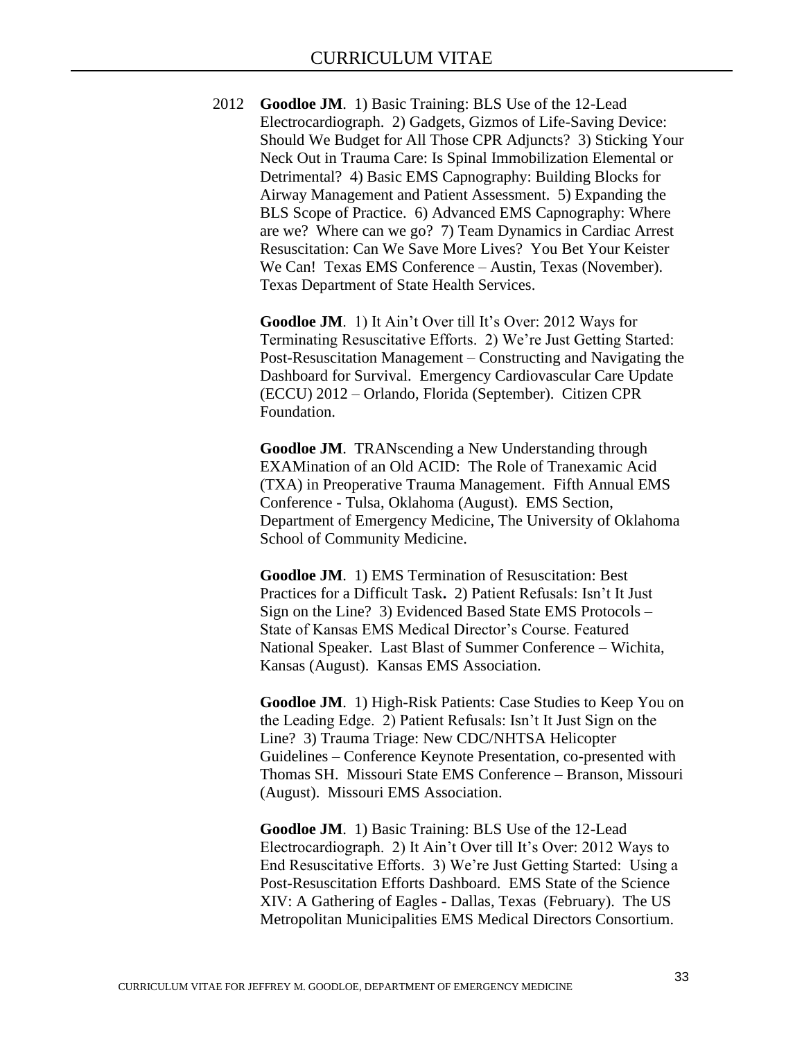2012 **Goodloe JM**. 1) Basic Training: BLS Use of the 12-Lead Electrocardiograph. 2) Gadgets, Gizmos of Life-Saving Device: Should We Budget for All Those CPR Adjuncts? 3) Sticking Your Neck Out in Trauma Care: Is Spinal Immobilization Elemental or Detrimental? 4) Basic EMS Capnography: Building Blocks for Airway Management and Patient Assessment. 5) Expanding the BLS Scope of Practice. 6) Advanced EMS Capnography: Where are we? Where can we go? 7) Team Dynamics in Cardiac Arrest Resuscitation: Can We Save More Lives? You Bet Your Keister We Can! Texas EMS Conference – Austin, Texas (November). Texas Department of State Health Services.

**Goodloe JM**. 1) It Ain't Over till It's Over: 2012 Ways for Terminating Resuscitative Efforts. 2) We're Just Getting Started: Post-Resuscitation Management – Constructing and Navigating the Dashboard for Survival. Emergency Cardiovascular Care Update (ECCU) 2012 – Orlando, Florida (September). Citizen CPR Foundation.

**Goodloe JM**. TRANscending a New Understanding through EXAMination of an Old ACID: The Role of Tranexamic Acid (TXA) in Preoperative Trauma Management. Fifth Annual EMS Conference - Tulsa, Oklahoma (August). EMS Section, Department of Emergency Medicine, The University of Oklahoma School of Community Medicine.

**Goodloe JM**. 1) EMS Termination of Resuscitation: Best Practices for a Difficult Task**.** 2) Patient Refusals: Isn't It Just Sign on the Line? 3) Evidenced Based State EMS Protocols – State of Kansas EMS Medical Director's Course. Featured National Speaker. Last Blast of Summer Conference – Wichita, Kansas (August). Kansas EMS Association.

**Goodloe JM**. 1) High-Risk Patients: Case Studies to Keep You on the Leading Edge. 2) Patient Refusals: Isn't It Just Sign on the Line? 3) Trauma Triage: New CDC/NHTSA Helicopter Guidelines – Conference Keynote Presentation, co-presented with Thomas SH. Missouri State EMS Conference – Branson, Missouri (August). Missouri EMS Association.

**Goodloe JM**. 1) Basic Training: BLS Use of the 12-Lead Electrocardiograph. 2) It Ain't Over till It's Over: 2012 Ways to End Resuscitative Efforts. 3) We're Just Getting Started: Using a Post-Resuscitation Efforts Dashboard. EMS State of the Science XIV: A Gathering of Eagles - Dallas, Texas (February). The US Metropolitan Municipalities EMS Medical Directors Consortium.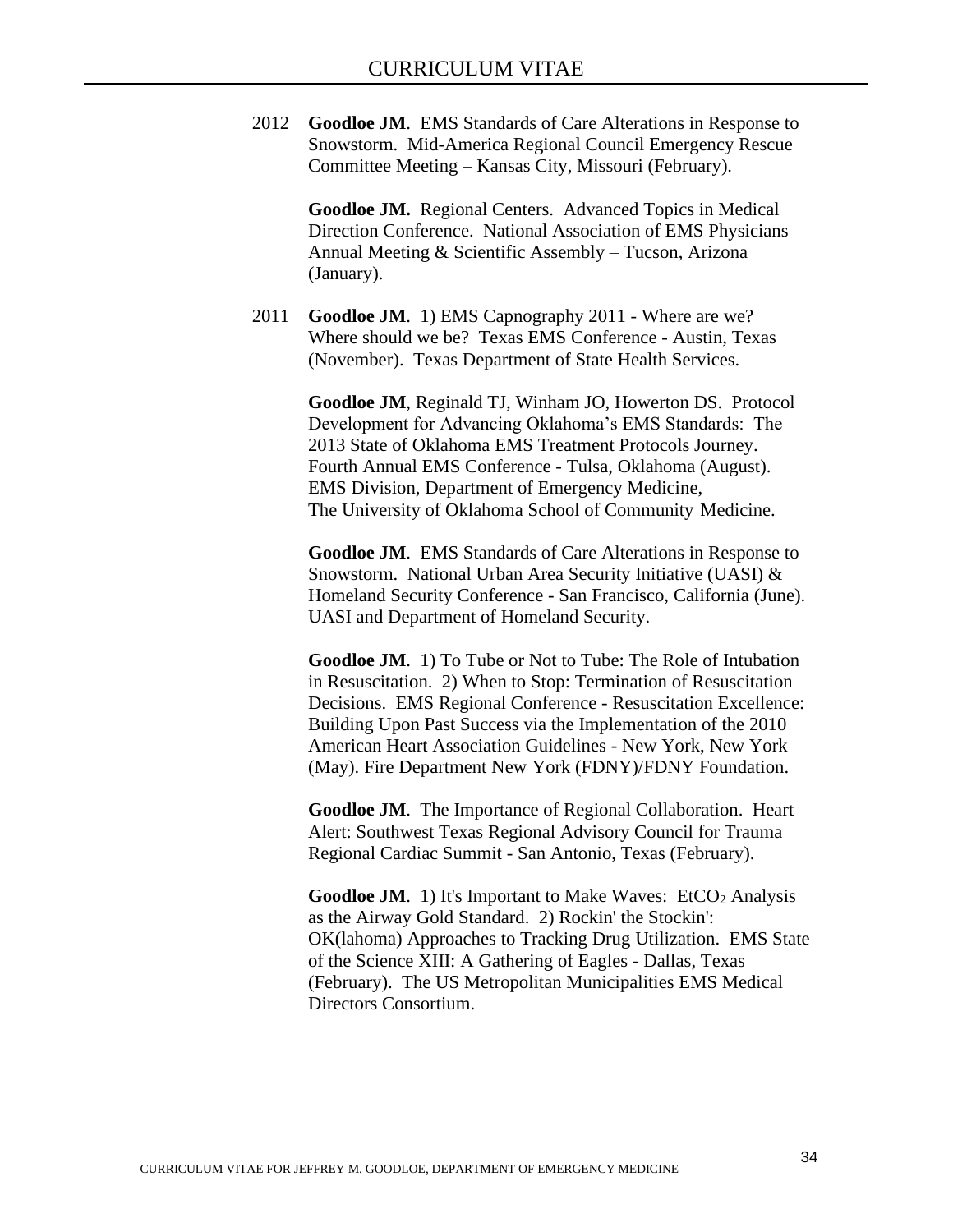2012 **Goodloe JM**. EMS Standards of Care Alterations in Response to Snowstorm. Mid-America Regional Council Emergency Rescue Committee Meeting – Kansas City, Missouri (February).

**Goodloe JM.** Regional Centers. Advanced Topics in Medical Direction Conference. National Association of EMS Physicians Annual Meeting & Scientific Assembly – Tucson, Arizona (January).

2011 **Goodloe JM**. 1) EMS Capnography 2011 - Where are we? Where should we be? Texas EMS Conference - Austin, Texas (November). Texas Department of State Health Services.

**Goodloe JM**, Reginald TJ, Winham JO, Howerton DS. Protocol Development for Advancing Oklahoma's EMS Standards: The 2013 State of Oklahoma EMS Treatment Protocols Journey. Fourth Annual EMS Conference - Tulsa, Oklahoma (August). EMS Division, Department of Emergency Medicine, The University of Oklahoma School of Community Medicine.

**Goodloe JM**. EMS Standards of Care Alterations in Response to Snowstorm. National Urban Area Security Initiative (UASI) & Homeland Security Conference - San Francisco, California (June). UASI and Department of Homeland Security.

**Goodloe JM**. 1) To Tube or Not to Tube: The Role of Intubation in Resuscitation. 2) When to Stop: Termination of Resuscitation Decisions. EMS Regional Conference - Resuscitation Excellence: Building Upon Past Success via the Implementation of the 2010 American Heart Association Guidelines - New York, New York (May). Fire Department New York (FDNY)/FDNY Foundation.

**Goodloe JM**. The Importance of Regional Collaboration. Heart Alert: Southwest Texas Regional Advisory Council for Trauma Regional Cardiac Summit - San Antonio, Texas (February).

**Goodloe JM**. 1) It's Important to Make Waves: $EtCO_2$ Analysis as the Airway Gold Standard. 2) Rockin' the Stockin': OK(lahoma) Approaches to Tracking Drug Utilization. EMS State of the Science XIII: A Gathering of Eagles - Dallas, Texas (February). The US Metropolitan Municipalities EMS Medical Directors Consortium.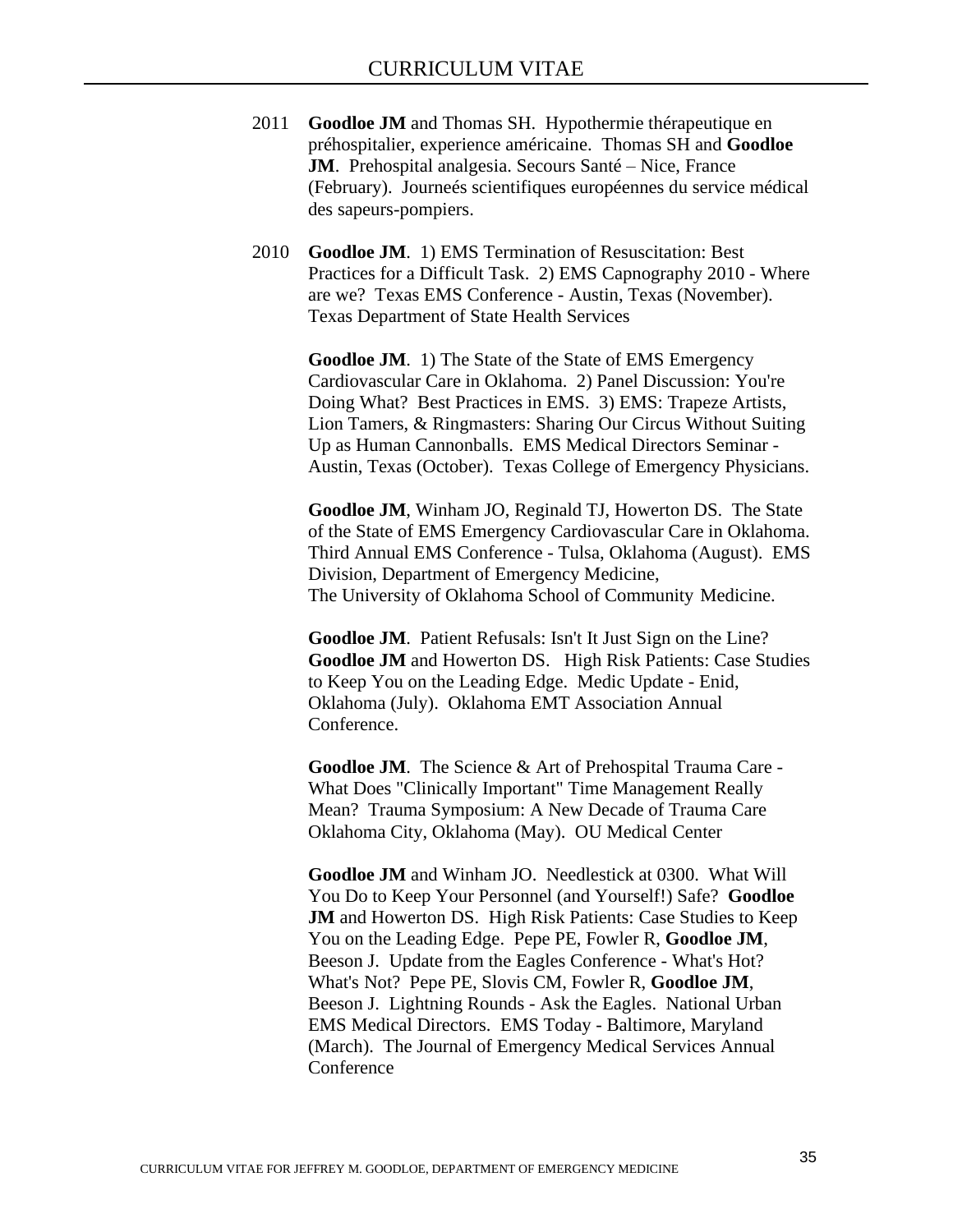2011 **Goodloe JM** and Thomas SH. Hypothermie thérapeutique en préhospitalier, experience américaine. Thomas SH and **Goodloe JM**. Prehospital analgesia. Secours Santé – Nice, France (February). Journeés scientifiques européennes du service médical des sapeurs-pompiers.

2010 **Goodloe JM**. 1) EMS Termination of Resuscitation: Best Practices for a Difficult Task. 2) EMS Capnography 2010 - Where are we? Texas EMS Conference - Austin, Texas (November). Texas Department of State Health Services

**Goodloe JM**. 1) The State of the State of EMS Emergency Cardiovascular Care in Oklahoma. 2) Panel Discussion: You're Doing What? Best Practices in EMS. 3) EMS: Trapeze Artists, Lion Tamers, & Ringmasters: Sharing Our Circus Without Suiting Up as Human Cannonballs. EMS Medical Directors Seminar - Austin, Texas (October). Texas College of Emergency Physicians.

**Goodloe JM**, Winham JO, Reginald TJ, Howerton DS. The State of the State of EMS Emergency Cardiovascular Care in Oklahoma. Third Annual EMS Conference - Tulsa, Oklahoma (August). EMS Division, Department of Emergency Medicine, The University of Oklahoma School of Community Medicine.

**Goodloe JM**. Patient Refusals: Isn't It Just Sign on the Line? **Goodloe JM** and Howerton DS. High Risk Patients: Case Studies to Keep You on the Leading Edge. Medic Update - Enid, Oklahoma (July). Oklahoma EMT Association Annual Conference.

**Goodloe JM**. The Science & Art of Prehospital Trauma Care - What Does "Clinically Important" Time Management Really Mean? Trauma Symposium: A New Decade of Trauma Care Oklahoma City, Oklahoma (May). OU Medical Center

**Goodloe JM** and Winham JO. Needlestick at 0300. What Will You Do to Keep Your Personnel (and Yourself!) Safe? **Goodloe JM** and Howerton DS. High Risk Patients: Case Studies to Keep You on the Leading Edge. Pepe PE, Fowler R, **Goodloe JM**, Beeson J. Update from the Eagles Conference - What's Hot? What's Not? Pepe PE, Slovis CM, Fowler R, **Goodloe JM**, Beeson J. Lightning Rounds - Ask the Eagles. National Urban EMS Medical Directors. EMS Today - Baltimore, Maryland (March). The Journal of Emergency Medical Services Annual Conference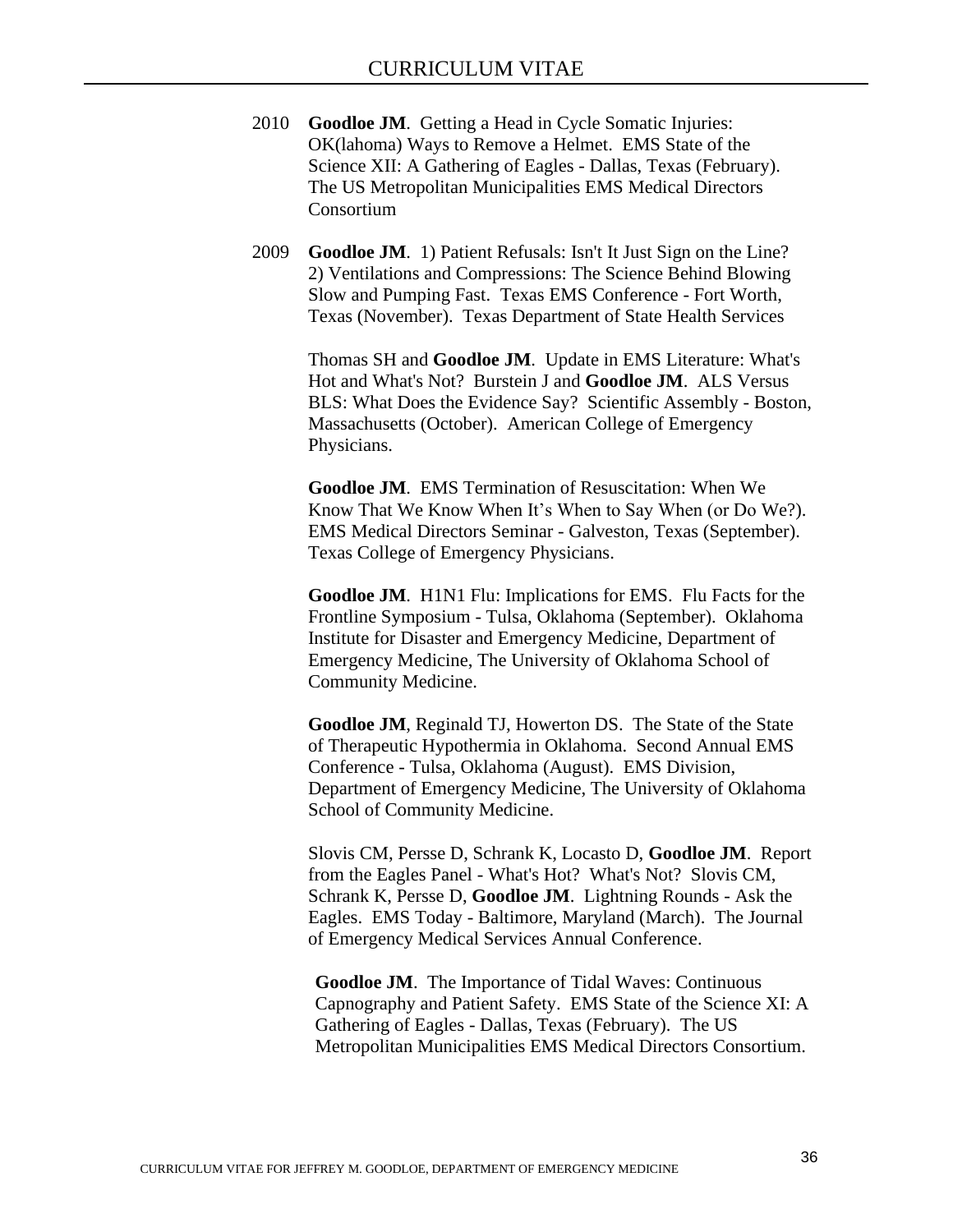2010 **Goodloe JM**. Getting a Head in Cycle Somatic Injuries: OK(lahoma) Ways to Remove a Helmet. EMS State of the Science XII: A Gathering of Eagles - Dallas, Texas (February). The US Metropolitan Municipalities EMS Medical Directors Consortium

2009 **Goodloe JM**. 1) Patient Refusals: Isn't It Just Sign on the Line? 2) Ventilations and Compressions: The Science Behind Blowing Slow and Pumping Fast. Texas EMS Conference - Fort Worth, Texas (November). Texas Department of State Health Services

Thomas SH and **Goodloe JM**. Update in EMS Literature: What's Hot and What's Not? Burstein J and **Goodloe JM**. ALS Versus BLS: What Does the Evidence Say? Scientific Assembly - Boston, Massachusetts (October). American College of Emergency Physicians.

**Goodloe JM**. EMS Termination of Resuscitation: When We Know That We Know When It's When to Say When (or Do We?). EMS Medical Directors Seminar - Galveston, Texas (September). Texas College of Emergency Physicians.

**Goodloe JM**. H1N1 Flu: Implications for EMS. Flu Facts for the Frontline Symposium - Tulsa, Oklahoma (September). Oklahoma Institute for Disaster and Emergency Medicine, Department of Emergency Medicine, The University of Oklahoma School of Community Medicine.

**Goodloe JM**, Reginald TJ, Howerton DS. The State of the State of Therapeutic Hypothermia in Oklahoma. Second Annual EMS Conference - Tulsa, Oklahoma (August). EMS Division, Department of Emergency Medicine, The University of Oklahoma School of Community Medicine.

Slovis CM, Persse D, Schrank K, Locasto D, **Goodloe JM**. Report from the Eagles Panel - What's Hot? What's Not? Slovis CM, Schrank K, Persse D, **Goodloe JM**. Lightning Rounds - Ask the Eagles. EMS Today - Baltimore, Maryland (March). The Journal of Emergency Medical Services Annual Conference.

**Goodloe JM**. The Importance of Tidal Waves: Continuous Capnography and Patient Safety. EMS State of the Science XI: A Gathering of Eagles - Dallas, Texas (February). The US Metropolitan Municipalities EMS Medical Directors Consortium.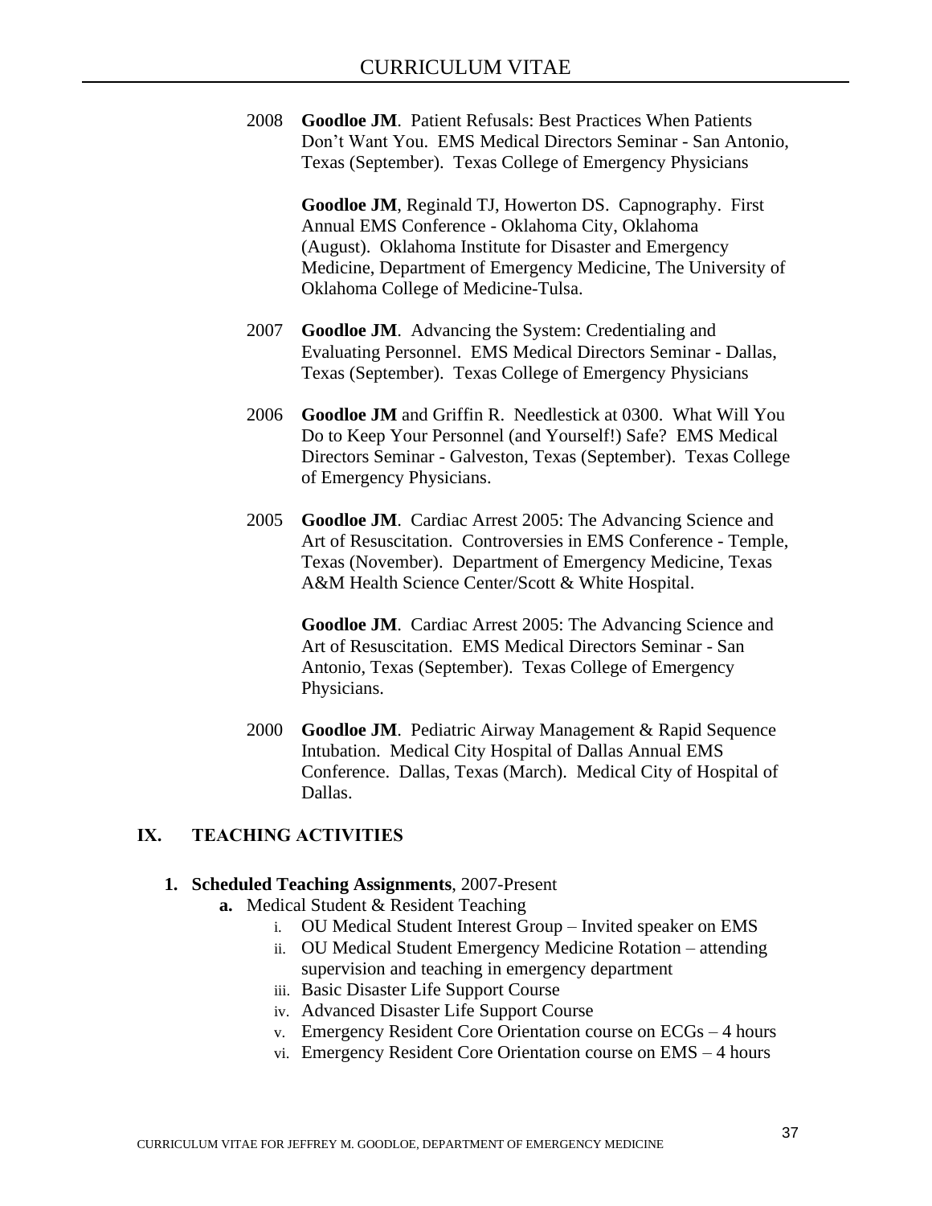2008 **Goodloe JM**. Patient Refusals: Best Practices When Patients Don't Want You. EMS Medical Directors Seminar - San Antonio, Texas (September). Texas College of Emergency Physicians

**Goodloe JM**, Reginald TJ, Howerton DS. Capnography. First Annual EMS Conference - Oklahoma City, Oklahoma (August). Oklahoma Institute for Disaster and Emergency Medicine, Department of Emergency Medicine, The University of Oklahoma College of Medicine-Tulsa.

2007 **Goodloe JM**. Advancing the System: Credentialing and Evaluating Personnel. EMS Medical Directors Seminar - Dallas, Texas (September). Texas College of Emergency Physicians

2006 **Goodloe JM** and Griffin R. Needlestick at 0300. What Will You Do to Keep Your Personnel (and Yourself!) Safe? EMS Medical Directors Seminar - Galveston, Texas (September). Texas College of Emergency Physicians.

2005 **Goodloe JM**. Cardiac Arrest 2005: The Advancing Science and Art of Resuscitation. Controversies in EMS Conference - Temple, Texas (November). Department of Emergency Medicine, Texas A&M Health Science Center/Scott & White Hospital.

**Goodloe JM**. Cardiac Arrest 2005: The Advancing Science and Art of Resuscitation. EMS Medical Directors Seminar - San Antonio, Texas (September). Texas College of Emergency Physicians.

2000 **Goodloe JM**. Pediatric Airway Management & Rapid Sequence Intubation. Medical City Hospital of Dallas Annual EMS Conference. Dallas, Texas (March). Medical City of Hospital of Dallas.

## IX. TEACHING ACTIVITIES

1. **Scheduled Teaching Assignments**, 2007-Present
   - **a.** Medical Student & Resident Teaching
     - i. OU Medical Student Interest Group – Invited speaker on EMS
     - ii. OU Medical Student Emergency Medicine Rotation – attending supervision and teaching in emergency department
     - iii. Basic Disaster Life Support Course
     - iv. Advanced Disaster Life Support Course
     - v. Emergency Resident Core Orientation course on ECGs – 4 hours
     - vi. Emergency Resident Core Orientation course on EMS – 4 hours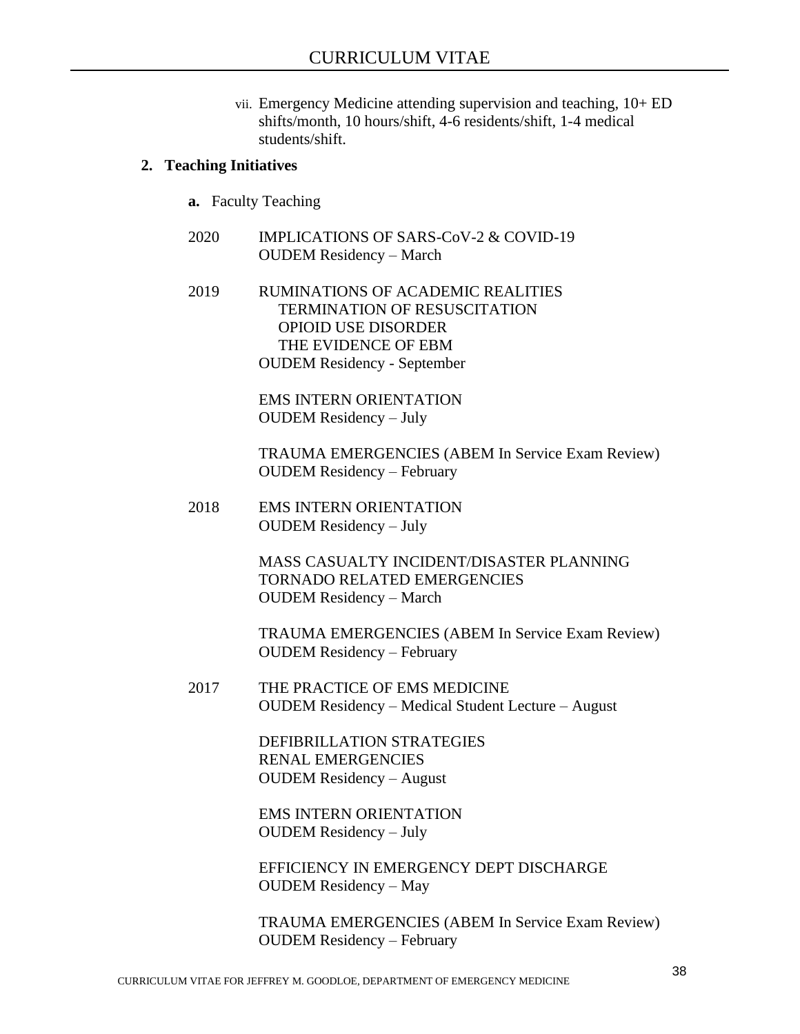vii. Emergency Medicine attending supervision and teaching, 10+ ED shifts/month, 10 hours/shift, 4-6 residents/shift, 1-4 medical students/shift.

**2. Teaching Initiatives**

**a.** Faculty Teaching

2020 IMPLICATIONS OF SARS-CoV-2 & COVID-19
OUDEM Residency – March

2019 RUMINATIONS OF ACADEMIC REALITIES
TERMINATION OF RESUSCITATION
OPIOID USE DISORDER
THE EVIDENCE OF EBM
OUDEM Residency - September

EMS INTERN ORIENTATION
OUDEM Residency – July

TRAUMA EMERGENCIES (ABEM In Service Exam Review)
OUDEM Residency – February

2018 EMS INTERN ORIENTATION
OUDEM Residency – July

MASS CASUALTY INCIDENT/DISASTER PLANNING
TORNADO RELATED EMERGENCIES
OUDEM Residency – March

TRAUMA EMERGENCIES (ABEM In Service Exam Review)
OUDEM Residency – February

2017 THE PRACTICE OF EMS MEDICINE
OUDEM Residency – Medical Student Lecture – August

DEFIBRILLATION STRATEGIES
RENAL EMERGENCIES
OUDEM Residency – August

EMS INTERN ORIENTATION
OUDEM Residency – July

EFFICIENCY IN EMERGENCY DEPT DISCHARGE
OUDEM Residency – May

TRAUMA EMERGENCIES (ABEM In Service Exam Review)
OUDEM Residency – February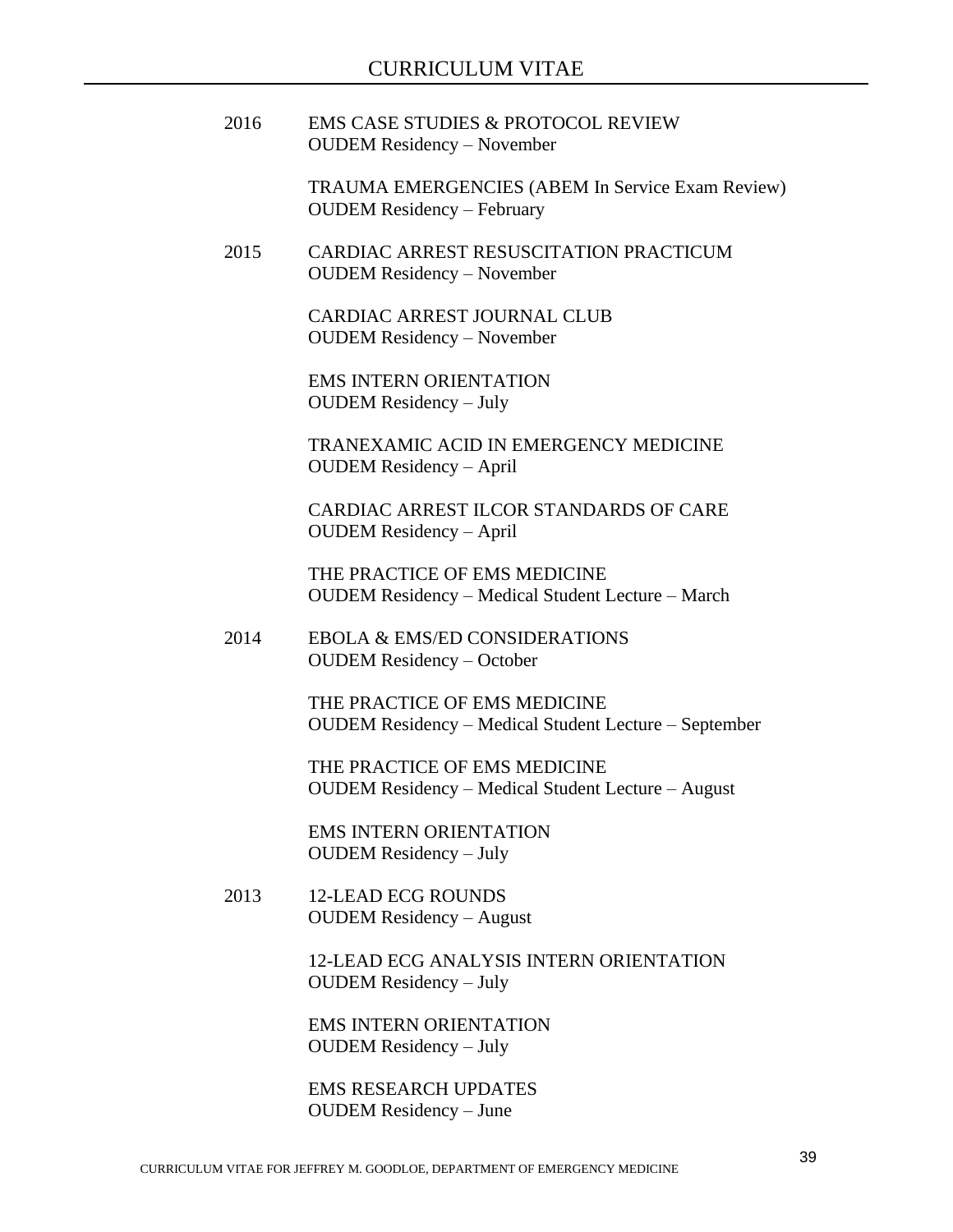2016 EMS CASE STUDIES & PROTOCOL REVIEW
OUDEM Residency – November

TRAUMA EMERGENCIES (ABEM In Service Exam Review)
OUDEM Residency – February

2015 CARDIAC ARREST RESUSCITATION PRACTICUM
OUDEM Residency – November

CARDIAC ARREST JOURNAL CLUB
OUDEM Residency – November

EMS INTERN ORIENTATION
OUDEM Residency – July

TRANEXAMIC ACID IN EMERGENCY MEDICINE
OUDEM Residency – April

CARDIAC ARREST ILCOR STANDARDS OF CARE
OUDEM Residency – April

THE PRACTICE OF EMS MEDICINE
OUDEM Residency – Medical Student Lecture – March

2014 EBOLA & EMS/ED CONSIDERATIONS
OUDEM Residency – October

THE PRACTICE OF EMS MEDICINE
OUDEM Residency – Medical Student Lecture – September

THE PRACTICE OF EMS MEDICINE
OUDEM Residency – Medical Student Lecture – August

EMS INTERN ORIENTATION
OUDEM Residency – July

2013 12-LEAD ECG ROUNDS
OUDEM Residency – August

12-LEAD ECG ANALYSIS INTERN ORIENTATION
OUDEM Residency – July

EMS INTERN ORIENTATION
OUDEM Residency – July

EMS RESEARCH UPDATES
OUDEM Residency – June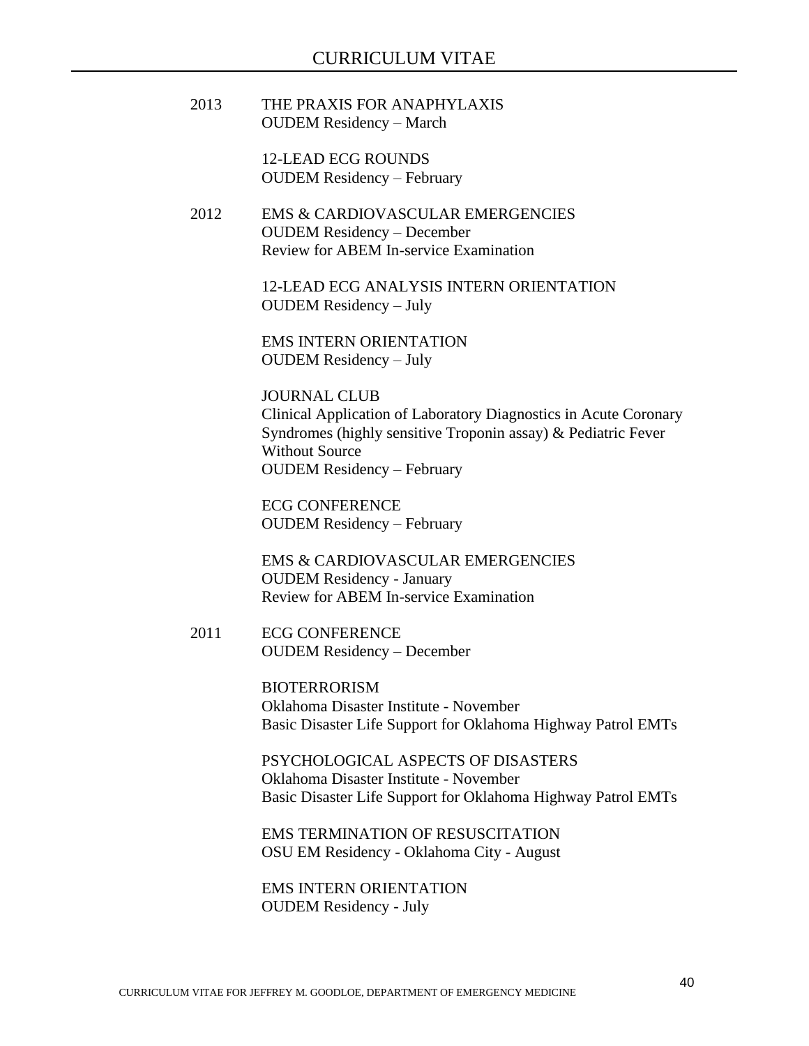2013 THE PRAXIS FOR ANAPHYLAXIS
OUDEM Residency – March

12-LEAD ECG ROUNDS
OUDEM Residency – February

2012 EMS & CARDIOVASCULAR EMERGENCIES
OUDEM Residency – December
Review for ABEM In-service Examination

12-LEAD ECG ANALYSIS INTERN ORIENTATION
OUDEM Residency – July

EMS INTERN ORIENTATION
OUDEM Residency – July

JOURNAL CLUB
Clinical Application of Laboratory Diagnostics in Acute Coronary Syndromes (highly sensitive Troponin assay) & Pediatric Fever Without Source
OUDEM Residency – February

ECG CONFERENCE
OUDEM Residency – February

EMS & CARDIOVASCULAR EMERGENCIES
OUDEM Residency - January
Review for ABEM In-service Examination

2011 ECG CONFERENCE
OUDEM Residency – December

BIOTERRORISM
Oklahoma Disaster Institute - November
Basic Disaster Life Support for Oklahoma Highway Patrol EMTs

PSYCHOLOGICAL ASPECTS OF DISASTERS
Oklahoma Disaster Institute - November
Basic Disaster Life Support for Oklahoma Highway Patrol EMTs

EMS TERMINATION OF RESUSCITATION
OSU EM Residency - Oklahoma City - August

EMS INTERN ORIENTATION
OUDEM Residency - July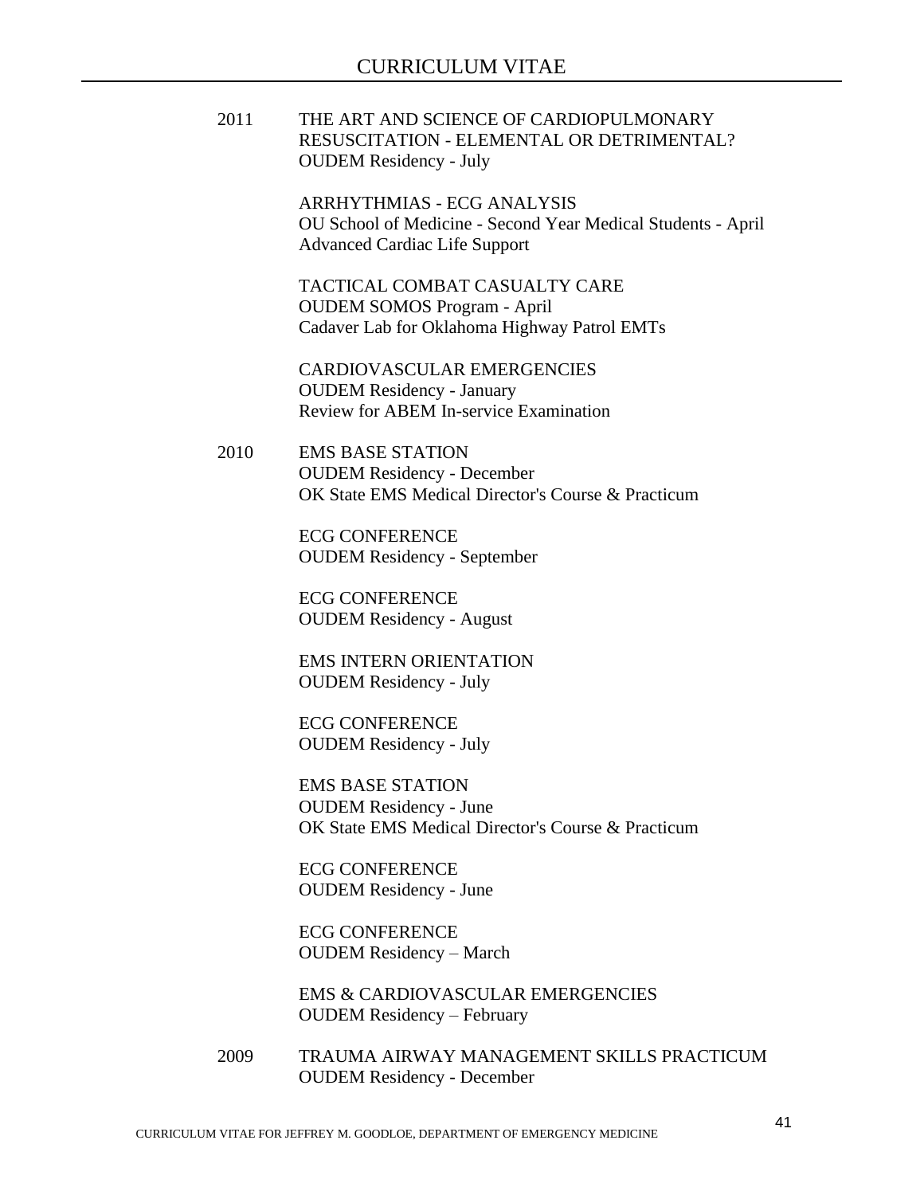2011 THE ART AND SCIENCE OF CARDIOPULMONARY RESUSCITATION - ELEMENTAL OR DETRIMENTAL?
OUDEM Residency - July

ARRHYTHMIAS - ECG ANALYSIS
OU School of Medicine - Second Year Medical Students - April
Advanced Cardiac Life Support

TACTICAL COMBAT CASUALTY CARE
OUDEM SOMOS Program - April
Cadaver Lab for Oklahoma Highway Patrol EMTs

CARDIOVASCULAR EMERGENCIES
OUDEM Residency - January
Review for ABEM In-service Examination

2010 EMS BASE STATION
OUDEM Residency - December
OK State EMS Medical Director's Course & Practicum

ECG CONFERENCE
OUDEM Residency - September

ECG CONFERENCE
OUDEM Residency - August

EMS INTERN ORIENTATION
OUDEM Residency - July

ECG CONFERENCE
OUDEM Residency - July

EMS BASE STATION
OUDEM Residency - June
OK State EMS Medical Director's Course & Practicum

ECG CONFERENCE
OUDEM Residency - June

ECG CONFERENCE
OUDEM Residency – March

EMS & CARDIOVASCULAR EMERGENCIES
OUDEM Residency – February

2009 TRAUMA AIRWAY MANAGEMENT SKILLS PRACTICUM
OUDEM Residency - December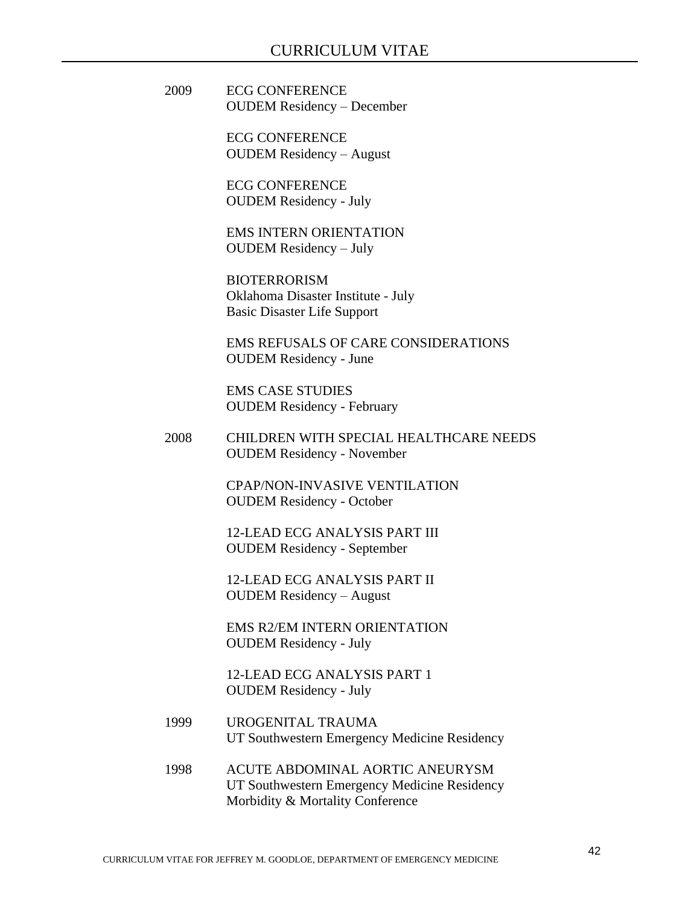2009

ECG CONFERENCE
OUDEM Residency – December

ECG CONFERENCE
OUDEM Residency – August

ECG CONFERENCE
OUDEM Residency - July

EMS INTERN ORIENTATION
OUDEM Residency – July

BIOTERRORISM
Oklahoma Disaster Institute - July
Basic Disaster Life Support

EMS REFUSALS OF CARE CONSIDERATIONS
OUDEM Residency - June

EMS CASE STUDIES
OUDEM Residency - February

2008

CHILDREN WITH SPECIAL HEALTHCARE NEEDS
OUDEM Residency - November

CPAP/NON-INVASIVE VENTILATION
OUDEM Residency - October

12-LEAD ECG ANALYSIS PART III
OUDEM Residency - September

12-LEAD ECG ANALYSIS PART II
OUDEM Residency – August

EMS R2/EM INTERN ORIENTATION
OUDEM Residency - July

12-LEAD ECG ANALYSIS PART 1
OUDEM Residency - July

1999

UROGENITAL TRAUMA
UT Southwestern Emergency Medicine Residency

1998

ACUTE ABDOMINAL AORTIC ANEURYSM
UT Southwestern Emergency Medicine Residency
Morbidity & Mortality Conference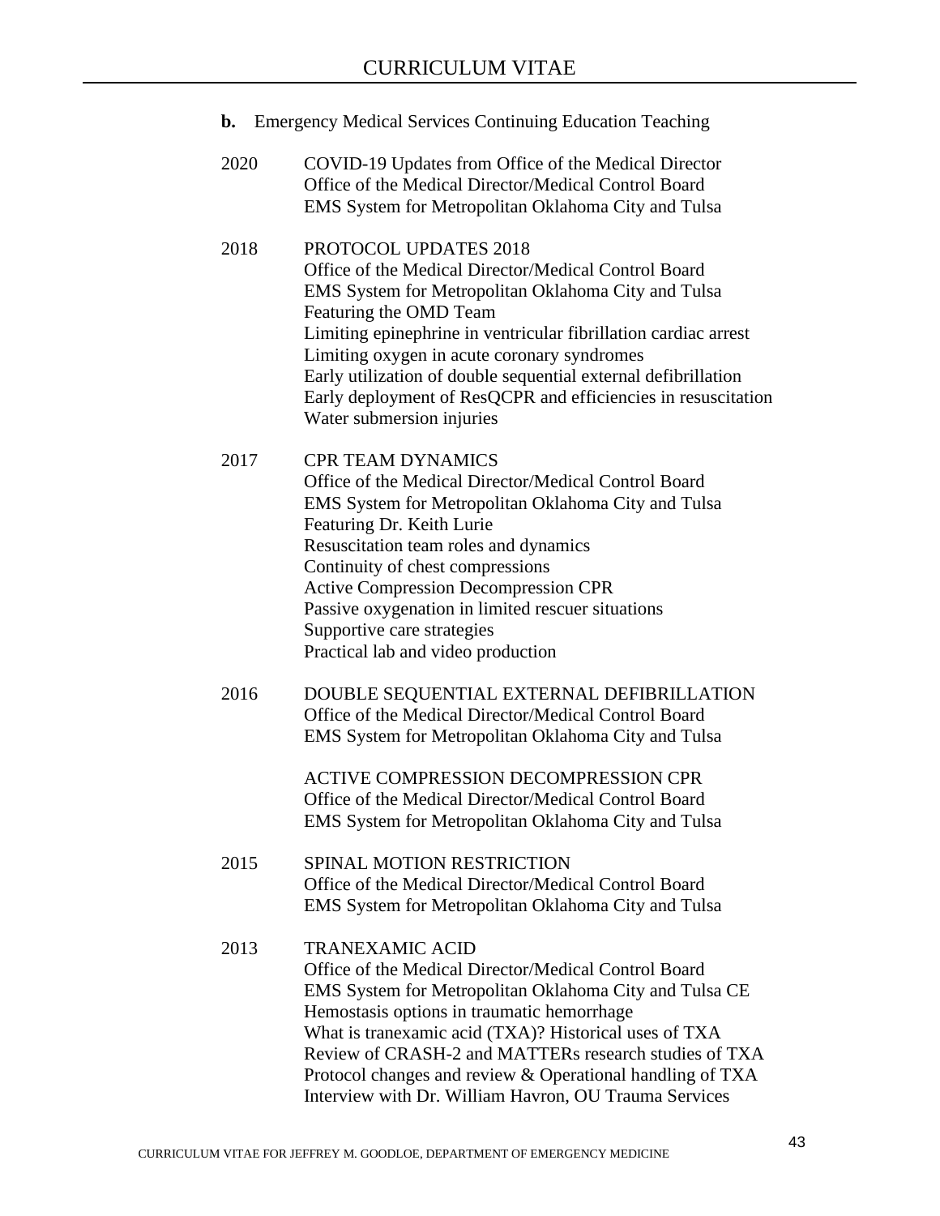**b.** Emergency Medical Services Continuing Education Teaching

2020 COVID-19 Updates from Office of the Medical Director
Office of the Medical Director/Medical Control Board
EMS System for Metropolitan Oklahoma City and Tulsa

2018 PROTOCOL UPDATES 2018
Office of the Medical Director/Medical Control Board
EMS System for Metropolitan Oklahoma City and Tulsa
Featuring the OMD Team
Limiting epinephrine in ventricular fibrillation cardiac arrest
Limiting oxygen in acute coronary syndromes
Early utilization of double sequential external defibrillation
Early deployment of ResQCPR and efficiencies in resuscitation
Water submersion injuries

2017 CPR TEAM DYNAMICS
Office of the Medical Director/Medical Control Board
EMS System for Metropolitan Oklahoma City and Tulsa
Featuring Dr. Keith Lurie
Resuscitation team roles and dynamics
Continuity of chest compressions
Active Compression Decompression CPR
Passive oxygenation in limited rescuer situations
Supportive care strategies
Practical lab and video production

2016 DOUBLE SEQUENTIAL EXTERNAL DEFIBRILLATION
Office of the Medical Director/Medical Control Board
EMS System for Metropolitan Oklahoma City and Tulsa

ACTIVE COMPRESSION DECOMPRESSION CPR
Office of the Medical Director/Medical Control Board
EMS System for Metropolitan Oklahoma City and Tulsa

2015 SPINAL MOTION RESTRICTION
Office of the Medical Director/Medical Control Board
EMS System for Metropolitan Oklahoma City and Tulsa

2013 TRANEXAMIC ACID
Office of the Medical Director/Medical Control Board
EMS System for Metropolitan Oklahoma City and Tulsa CE
Hemostasis options in traumatic hemorrhage
What is tranexamic acid (TXA)? Historical uses of TXA
Review of CRASH-2 and MATTERs research studies of TXA
Protocol changes and review & Operational handling of TXA
Interview with Dr. William Havron, OU Trauma Services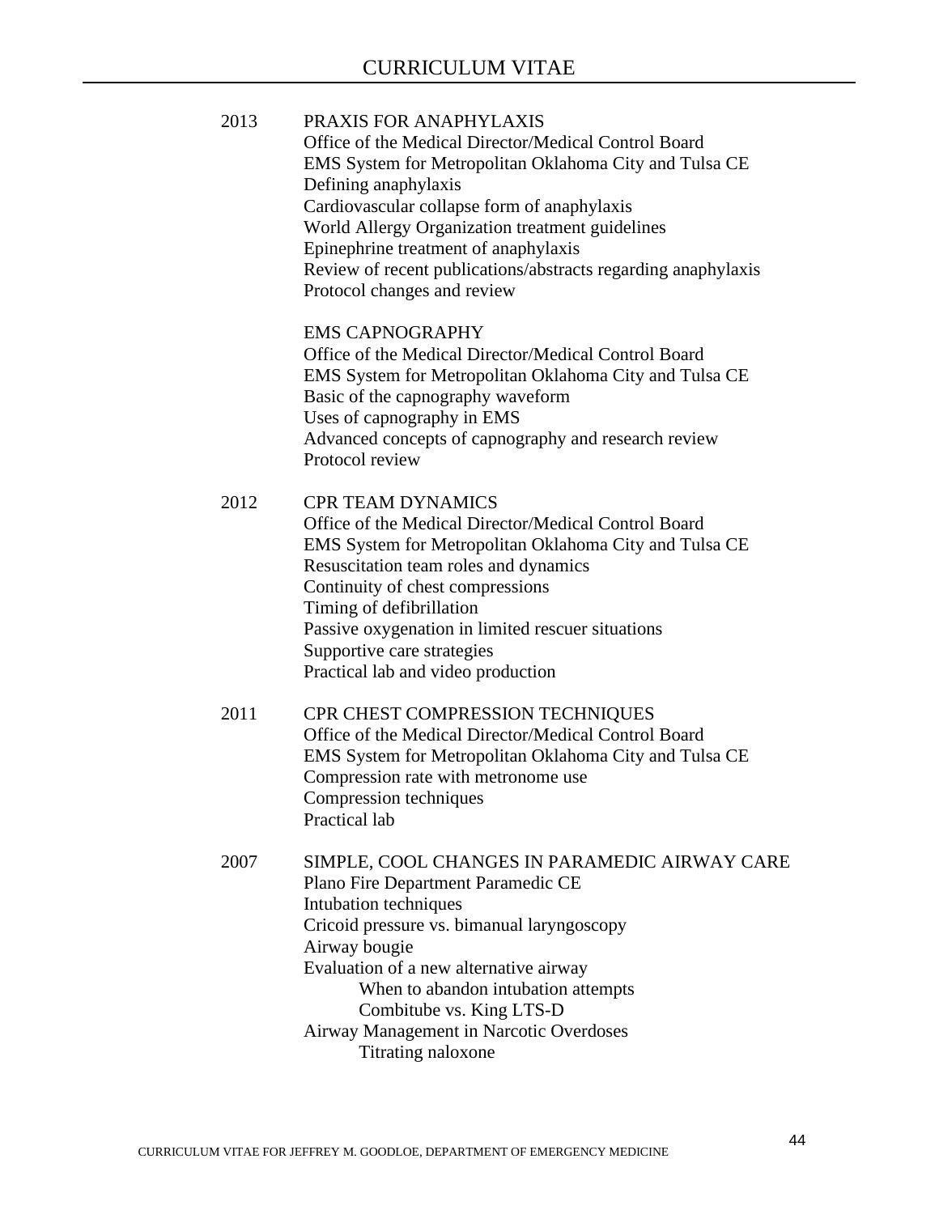2013 PRAXIS FOR ANAPHYLAXIS
Office of the Medical Director/Medical Control Board
EMS System for Metropolitan Oklahoma City and Tulsa CE
Defining anaphylaxis
Cardiovascular collapse form of anaphylaxis
World Allergy Organization treatment guidelines
Epinephrine treatment of anaphylaxis
Review of recent publications/abstracts regarding anaphylaxis
Protocol changes and review

EMS CAPNOGRAPHY
Office of the Medical Director/Medical Control Board
EMS System for Metropolitan Oklahoma City and Tulsa CE
Basic of the capnography waveform
Uses of capnography in EMS
Advanced concepts of capnography and research review
Protocol review

2012 CPR TEAM DYNAMICS
Office of the Medical Director/Medical Control Board
EMS System for Metropolitan Oklahoma City and Tulsa CE
Resuscitation team roles and dynamics
Continuity of chest compressions
Timing of defibrillation
Passive oxygenation in limited rescuer situations
Supportive care strategies
Practical lab and video production

2011 CPR CHEST COMPRESSION TECHNIQUES
Office of the Medical Director/Medical Control Board
EMS System for Metropolitan Oklahoma City and Tulsa CE
Compression rate with metronome use
Compression techniques
Practical lab

2007 SIMPLE, COOL CHANGES IN PARAMEDIC AIRWAY CARE
Plano Fire Department Paramedic CE
Intubation techniques
Cricoid pressure vs. bimanual laryngoscopy
Airway bougie
Evaluation of a new alternative airway
- When to abandon intubation attempts
- Combitube vs. King LTS-D

Airway Management in Narcotic Overdoses
- Titrating naloxone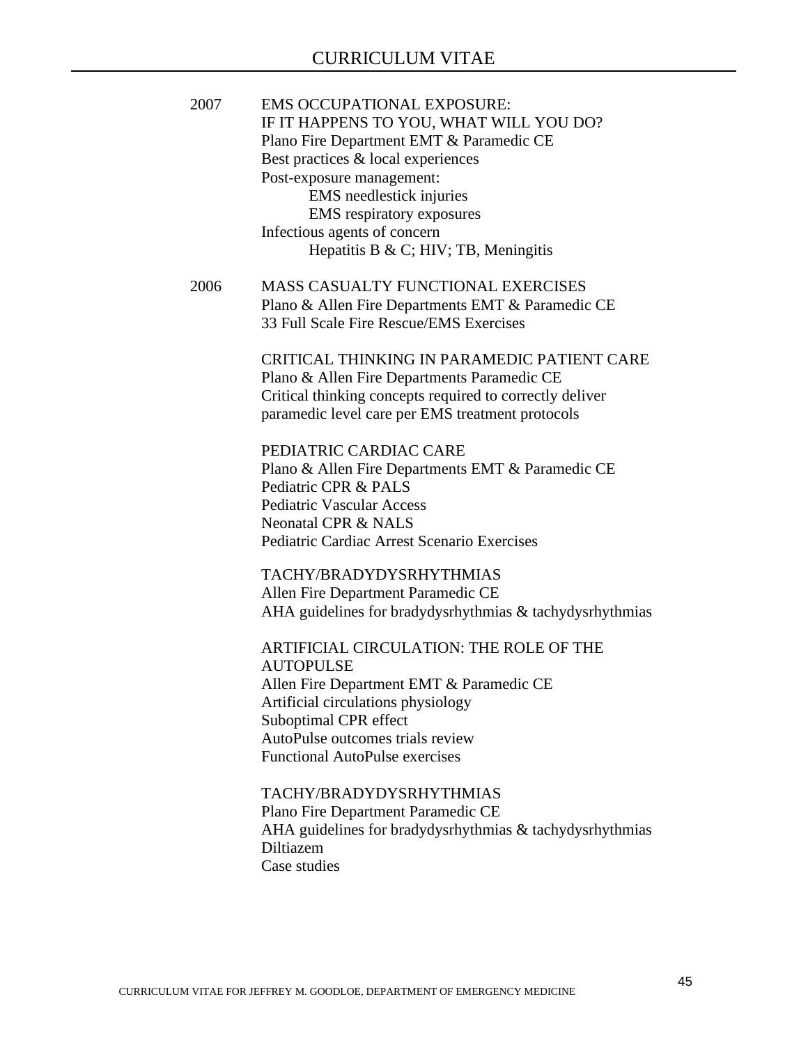2007 EMS OCCUPATIONAL EXPOSURE:
IF IT HAPPENS TO YOU, WHAT WILL YOU DO?
Plano Fire Department EMT & Paramedic CE
Best practices & local experiences
Post-exposure management:
- EMS needlestick injuries
- EMS respiratory exposures

Infectious agents of concern
- Hepatitis B & C; HIV; TB, Meningitis

2006 MASS CASUALTY FUNCTIONAL EXERCISES
Plano & Allen Fire Departments EMT & Paramedic CE
33 Full Scale Fire Rescue/EMS Exercises

CRITICAL THINKING IN PARAMEDIC PATIENT CARE
Plano & Allen Fire Departments Paramedic CE
Critical thinking concepts required to correctly deliver paramedic level care per EMS treatment protocols

PEDIATRIC CARDIAC CARE
Plano & Allen Fire Departments EMT & Paramedic CE
Pediatric CPR & PALS
Pediatric Vascular Access
Neonatal CPR & NALS
Pediatric Cardiac Arrest Scenario Exercises

TACHY/BRADYDYSRHYTHMIAS
Allen Fire Department Paramedic CE
AHA guidelines for bradydysrhythmias & tachydysrhythmias

ARTIFICIAL CIRCULATION: THE ROLE OF THE AUTOPULSE
Allen Fire Department EMT & Paramedic CE
Artificial circulations physiology
Suboptimal CPR effect
AutoPulse outcomes trials review
Functional AutoPulse exercises

TACHY/BRADYDYSRHYTHMIAS
Plano Fire Department Paramedic CE
AHA guidelines for bradydysrhythmias & tachydysrhythmias
Diltiazem
Case studies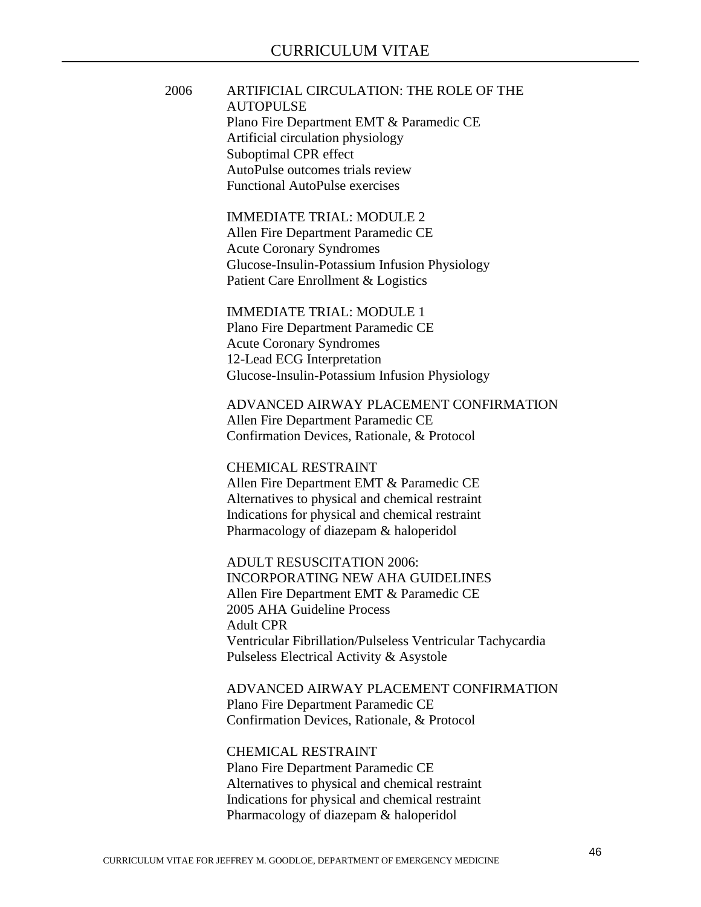2006

**ARTIFICIAL CIRCULATION: THE ROLE OF THE AUTOPULSE**
Plano Fire Department EMT & Paramedic CE
Artificial circulation physiology
Suboptimal CPR effect
AutoPulse outcomes trials review
Functional AutoPulse exercises

**IMMEDIATE TRIAL: MODULE 2**
Allen Fire Department Paramedic CE
Acute Coronary Syndromes
Glucose-Insulin-Potassium Infusion Physiology
Patient Care Enrollment & Logistics

**IMMEDIATE TRIAL: MODULE 1**
Plano Fire Department Paramedic CE
Acute Coronary Syndromes
12-Lead ECG Interpretation
Glucose-Insulin-Potassium Infusion Physiology

**ADVANCED AIRWAY PLACEMENT CONFIRMATION**
Allen Fire Department Paramedic CE
Confirmation Devices, Rationale, & Protocol

**CHEMICAL RESTRAINT**
Allen Fire Department EMT & Paramedic CE
Alternatives to physical and chemical restraint
Indications for physical and chemical restraint
Pharmacology of diazepam & haloperidol

**ADULT RESUSCITATION 2006: INCORPORATING NEW AHA GUIDELINES**
Allen Fire Department EMT & Paramedic CE
2005 AHA Guideline Process
Adult CPR
Ventricular Fibrillation/Pulseless Ventricular Tachycardia
Pulseless Electrical Activity & Asystole

**ADVANCED AIRWAY PLACEMENT CONFIRMATION**
Plano Fire Department Paramedic CE
Confirmation Devices, Rationale, & Protocol

**CHEMICAL RESTRAINT**
Plano Fire Department Paramedic CE
Alternatives to physical and chemical restraint
Indications for physical and chemical restraint
Pharmacology of diazepam & haloperidol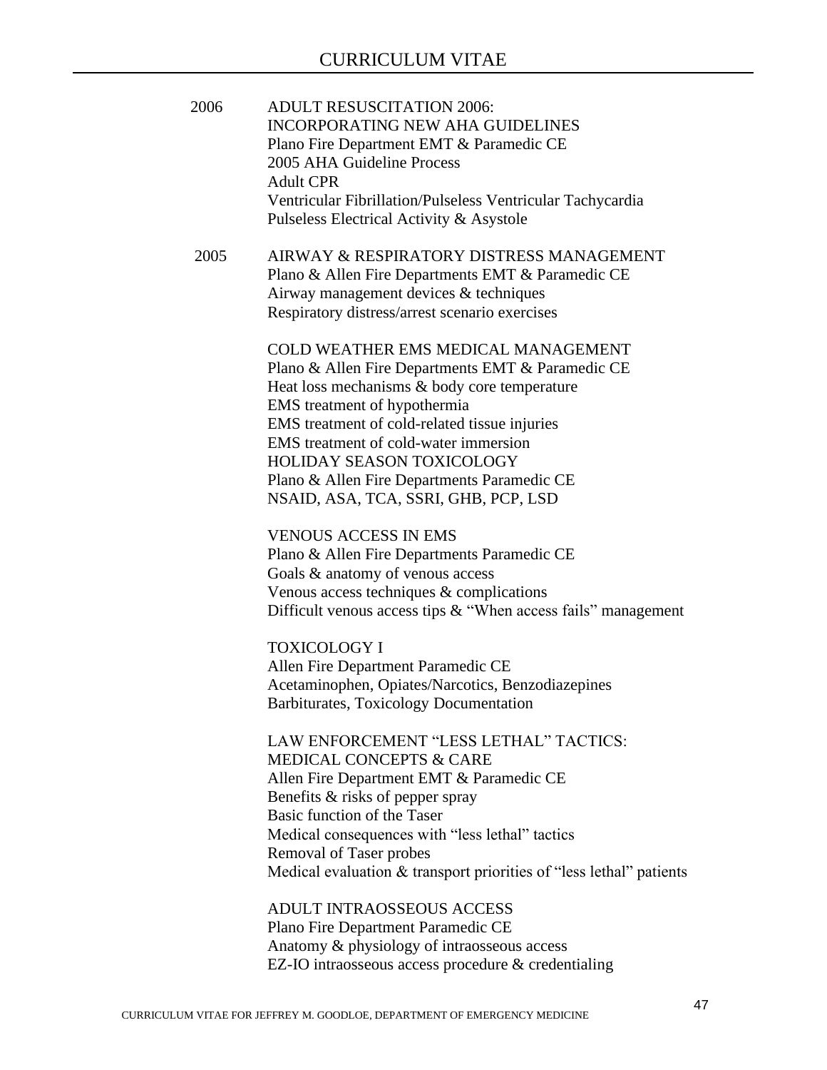2006 ADULT RESUSCITATION 2006:
INCORPORATING NEW AHA GUIDELINES
Plano Fire Department EMT & Paramedic CE
2005 AHA Guideline Process
Adult CPR
Ventricular Fibrillation/Pulseless Ventricular Tachycardia
Pulseless Electrical Activity & Asystole

2005 AIRWAY & RESPIRATORY DISTRESS MANAGEMENT
Plano & Allen Fire Departments EMT & Paramedic CE
Airway management devices & techniques
Respiratory distress/arrest scenario exercises

COLD WEATHER EMS MEDICAL MANAGEMENT
Plano & Allen Fire Departments EMT & Paramedic CE
Heat loss mechanisms & body core temperature
EMS treatment of hypothermia
EMS treatment of cold-related tissue injuries
EMS treatment of cold-water immersion
HOLIDAY SEASON TOXICOLOGY
Plano & Allen Fire Departments Paramedic CE
NSAID, ASA, TCA, SSRI, GHB, PCP, LSD

VENOUS ACCESS IN EMS
Plano & Allen Fire Departments Paramedic CE
Goals & anatomy of venous access
Venous access techniques & complications
Difficult venous access tips & "When access fails" management

TOXICOLOGY I
Allen Fire Department Paramedic CE
Acetaminophen, Opiates/Narcotics, Benzodiazepines
Barbiturates, Toxicology Documentation

LAW ENFORCEMENT "LESS LETHAL" TACTICS:
MEDICAL CONCEPTS & CARE
Allen Fire Department EMT & Paramedic CE
Benefits & risks of pepper spray
Basic function of the Taser
Medical consequences with "less lethal" tactics
Removal of Taser probes
Medical evaluation & transport priorities of "less lethal" patients

ADULT INTRAOSSEOUS ACCESS
Plano Fire Department Paramedic CE
Anatomy & physiology of intraosseous access
EZ-IO intraosseous access procedure & credentialing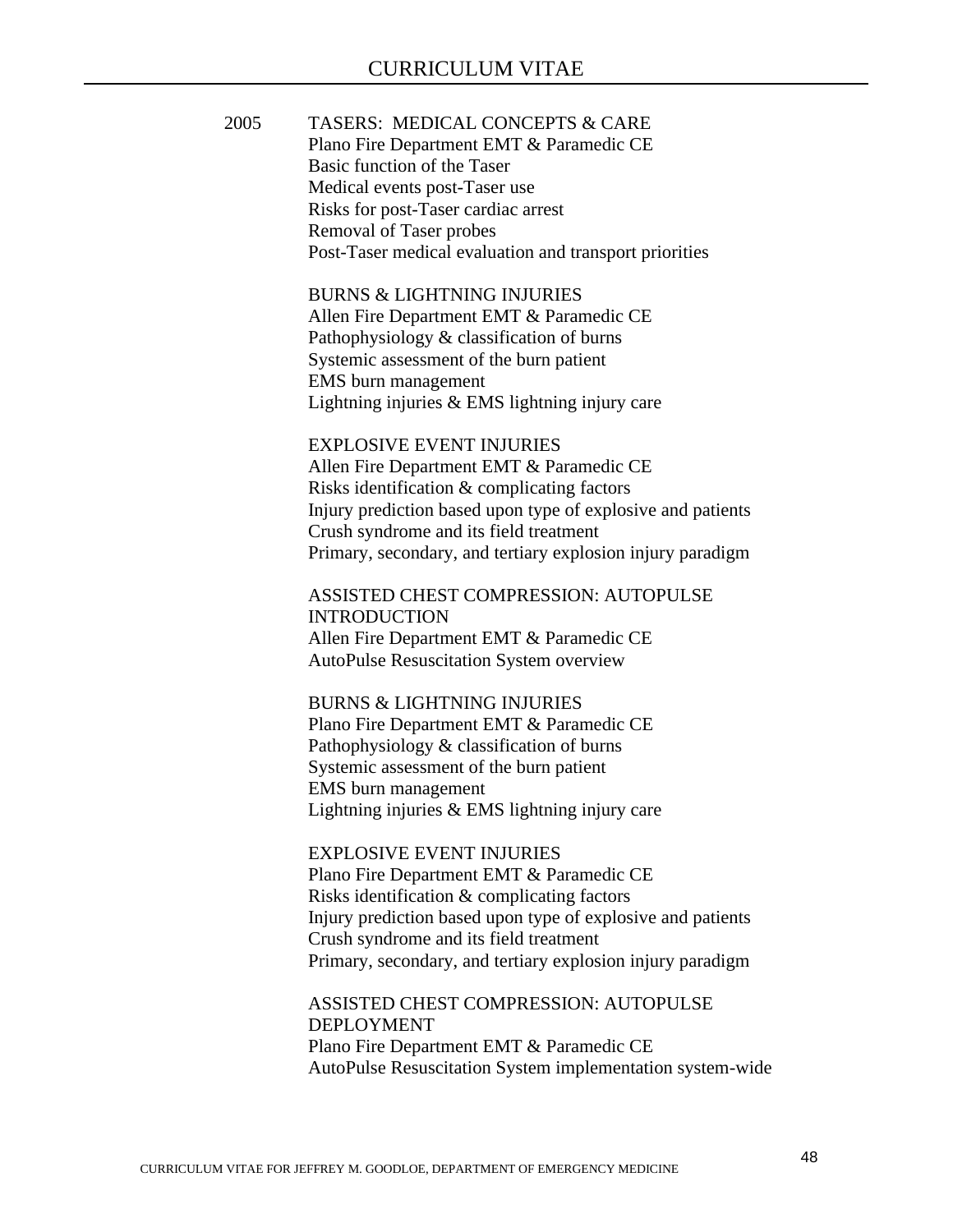2005

TASERS: MEDICAL CONCEPTS & CARE
Plano Fire Department EMT & Paramedic CE
Basic function of the Taser
Medical events post-Taser use
Risks for post-Taser cardiac arrest
Removal of Taser probes
Post-Taser medical evaluation and transport priorities

BURNS & LIGHTNING INJURIES
Allen Fire Department EMT & Paramedic CE
Pathophysiology & classification of burns
Systemic assessment of the burn patient
EMS burn management
Lightning injuries & EMS lightning injury care

EXPLOSIVE EVENT INJURIES
Allen Fire Department EMT & Paramedic CE
Risks identification & complicating factors
Injury prediction based upon type of explosive and patients
Crush syndrome and its field treatment
Primary, secondary, and tertiary explosion injury paradigm

ASSISTED CHEST COMPRESSION: AUTOPULSE INTRODUCTION
Allen Fire Department EMT & Paramedic CE
AutoPulse Resuscitation System overview

BURNS & LIGHTNING INJURIES
Plano Fire Department EMT & Paramedic CE
Pathophysiology & classification of burns
Systemic assessment of the burn patient
EMS burn management
Lightning injuries & EMS lightning injury care

EXPLOSIVE EVENT INJURIES
Plano Fire Department EMT & Paramedic CE
Risks identification & complicating factors
Injury prediction based upon type of explosive and patients
Crush syndrome and its field treatment
Primary, secondary, and tertiary explosion injury paradigm

ASSISTED CHEST COMPRESSION: AUTOPULSE DEPLOYMENT
Plano Fire Department EMT & Paramedic CE
AutoPulse Resuscitation System implementation system-wide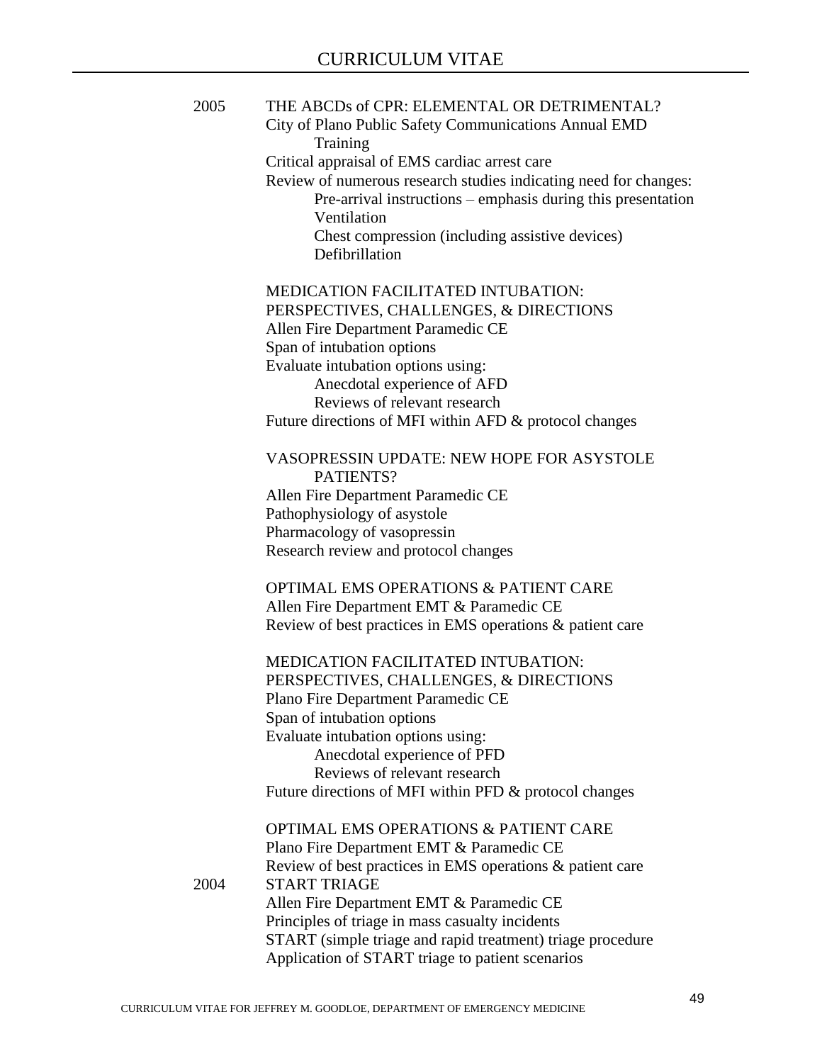2005 THE ABCDs of CPR: ELEMENTAL OR DETRIMENTAL?

City of Plano Public Safety Communications Annual EMD Training

Critical appraisal of EMS cardiac arrest care

Review of numerous research studies indicating need for changes:

- Pre-arrival instructions – emphasis during this presentation
- Ventilation
- Chest compression (including assistive devices)
- Defibrillation

MEDICATION FACILITATED INTUBATION: PERSPECTIVES, CHALLENGES, & DIRECTIONS

Allen Fire Department Paramedic CE

Span of intubation options

Evaluate intubation options using:

- Anecdotal experience of AFD
- Reviews of relevant research

Future directions of MFI within AFD & protocol changes

VASOPRESSIN UPDATE: NEW HOPE FOR ASYSTOLE PATIENTS?

Allen Fire Department Paramedic CE

Pathophysiology of asystole

Pharmacology of vasopressin

Research review and protocol changes

OPTIMAL EMS OPERATIONS & PATIENT CARE

Allen Fire Department EMT & Paramedic CE

Review of best practices in EMS operations & patient care

MEDICATION FACILITATED INTUBATION: PERSPECTIVES, CHALLENGES, & DIRECTIONS

Plano Fire Department Paramedic CE

Span of intubation options

Evaluate intubation options using:

- Anecdotal experience of PFD
- Reviews of relevant research

Future directions of MFI within PFD & protocol changes

OPTIMAL EMS OPERATIONS & PATIENT CARE

Plano Fire Department EMT & Paramedic CE

Review of best practices in EMS operations & patient care

2004 START TRIAGE

Allen Fire Department EMT & Paramedic CE

Principles of triage in mass casualty incidents

START (simple triage and rapid treatment) triage procedure

Application of START triage to patient scenarios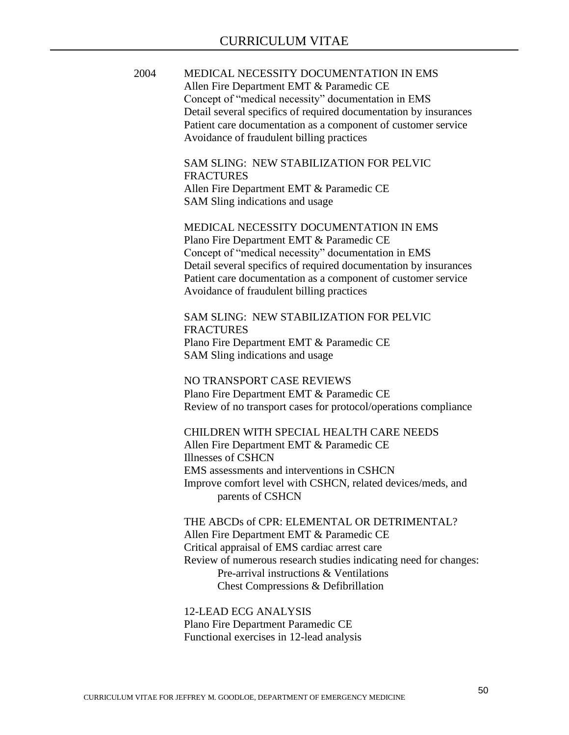2004

MEDICAL NECESSITY DOCUMENTATION IN EMS
Allen Fire Department EMT & Paramedic CE
Concept of "medical necessity" documentation in EMS
Detail several specifics of required documentation by insurances
Patient care documentation as a component of customer service
Avoidance of fraudulent billing practices

SAM SLING: NEW STABILIZATION FOR PELVIC FRACTURES
Allen Fire Department EMT & Paramedic CE
SAM Sling indications and usage

MEDICAL NECESSITY DOCUMENTATION IN EMS
Plano Fire Department EMT & Paramedic CE
Concept of "medical necessity" documentation in EMS
Detail several specifics of required documentation by insurances
Patient care documentation as a component of customer service
Avoidance of fraudulent billing practices

SAM SLING: NEW STABILIZATION FOR PELVIC FRACTURES
Plano Fire Department EMT & Paramedic CE
SAM Sling indications and usage

NO TRANSPORT CASE REVIEWS
Plano Fire Department EMT & Paramedic CE
Review of no transport cases for protocol/operations compliance

CHILDREN WITH SPECIAL HEALTH CARE NEEDS
Allen Fire Department EMT & Paramedic CE
Illnesses of CSHCN
EMS assessments and interventions in CSHCN
Improve comfort level with CSHCN, related devices/meds, and parents of CSHCN

THE ABCDs of CPR: ELEMENTAL OR DETRIMENTAL?
Allen Fire Department EMT & Paramedic CE
Critical appraisal of EMS cardiac arrest care
Review of numerous research studies indicating need for changes:
- Pre-arrival instructions & Ventilations
- Chest Compressions & Defibrillation

12-LEAD ECG ANALYSIS
Plano Fire Department Paramedic CE
Functional exercises in 12-lead analysis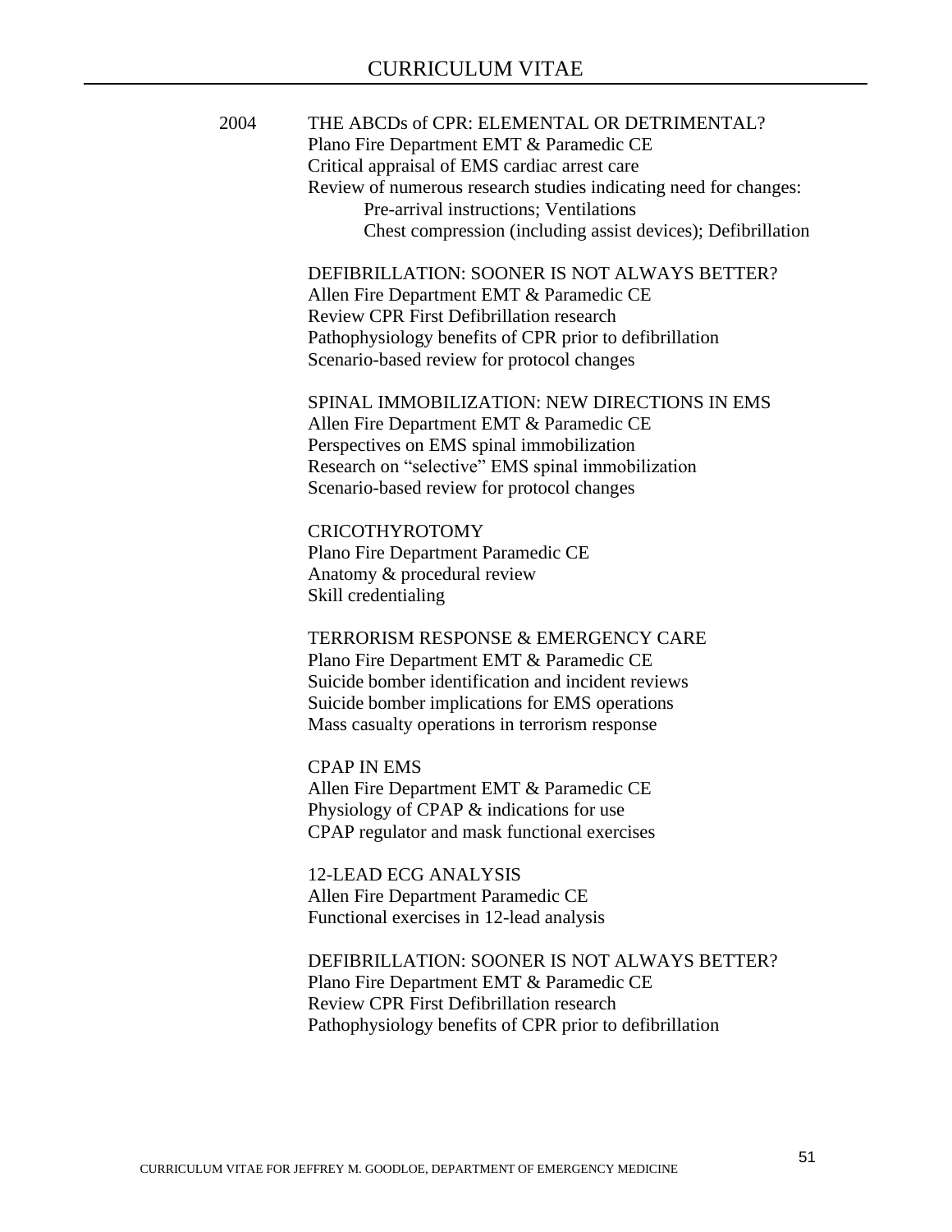2004

THE ABCDs of CPR: ELEMENTAL OR DETRIMENTAL?
Plano Fire Department EMT & Paramedic CE
Critical appraisal of EMS cardiac arrest care
Review of numerous research studies indicating need for changes:
- Pre-arrival instructions; Ventilations
- Chest compression (including assist devices); Defibrillation

DEFIBRILLATION: SOONER IS NOT ALWAYS BETTER?
Allen Fire Department EMT & Paramedic CE
Review CPR First Defibrillation research
Pathophysiology benefits of CPR prior to defibrillation
Scenario-based review for protocol changes

SPINAL IMMOBILIZATION: NEW DIRECTIONS IN EMS
Allen Fire Department EMT & Paramedic CE
Perspectives on EMS spinal immobilization
Research on "selective" EMS spinal immobilization
Scenario-based review for protocol changes

CRICOTHYROTOMY
Plano Fire Department Paramedic CE
Anatomy & procedural review
Skill credentialing

TERRORISM RESPONSE & EMERGENCY CARE
Plano Fire Department EMT & Paramedic CE
Suicide bomber identification and incident reviews
Suicide bomber implications for EMS operations
Mass casualty operations in terrorism response

CPAP IN EMS
Allen Fire Department EMT & Paramedic CE
Physiology of CPAP & indications for use
CPAP regulator and mask functional exercises

12-LEAD ECG ANALYSIS
Allen Fire Department Paramedic CE
Functional exercises in 12-lead analysis

DEFIBRILLATION: SOONER IS NOT ALWAYS BETTER?
Plano Fire Department EMT & Paramedic CE
Review CPR First Defibrillation research
Pathophysiology benefits of CPR prior to defibrillation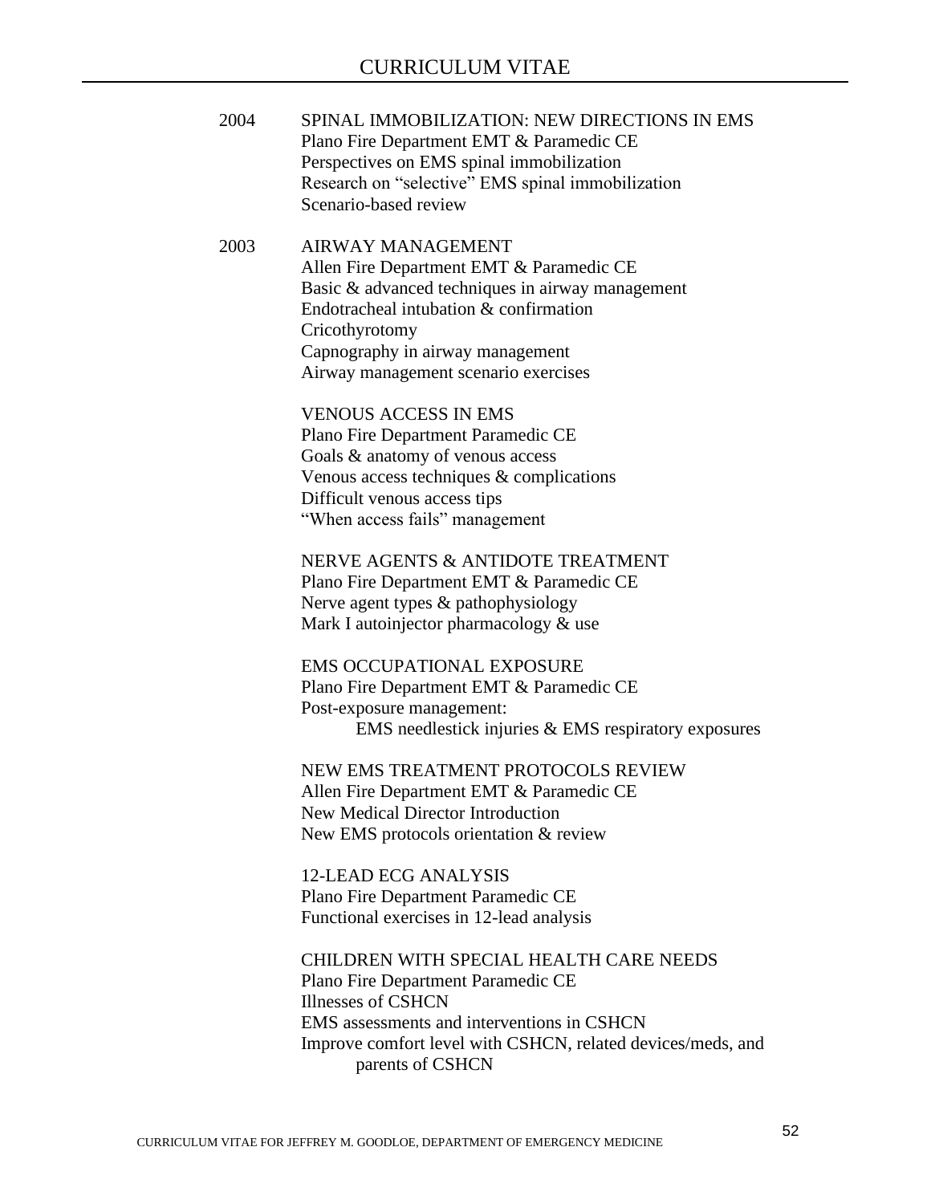2004 SPINAL IMMOBILIZATION: NEW DIRECTIONS IN EMS
Plano Fire Department EMT & Paramedic CE
Perspectives on EMS spinal immobilization
Research on "selective" EMS spinal immobilization
Scenario-based review

2003 AIRWAY MANAGEMENT
Allen Fire Department EMT & Paramedic CE
Basic & advanced techniques in airway management
Endotracheal intubation & confirmation
Cricothyrotomy
Capnography in airway management
Airway management scenario exercises

VENOUS ACCESS IN EMS
Plano Fire Department Paramedic CE
Goals & anatomy of venous access
Venous access techniques & complications
Difficult venous access tips
"When access fails" management

NERVE AGENTS & ANTIDOTE TREATMENT
Plano Fire Department EMT & Paramedic CE
Nerve agent types & pathophysiology
Mark I autoinjector pharmacology & use

EMS OCCUPATIONAL EXPOSURE
Plano Fire Department EMT & Paramedic CE
Post-exposure management:
EMS needlestick injuries & EMS respiratory exposures

NEW EMS TREATMENT PROTOCOLS REVIEW
Allen Fire Department EMT & Paramedic CE
New Medical Director Introduction
New EMS protocols orientation & review

12-LEAD ECG ANALYSIS
Plano Fire Department Paramedic CE
Functional exercises in 12-lead analysis

CHILDREN WITH SPECIAL HEALTH CARE NEEDS
Plano Fire Department Paramedic CE
Illnesses of CSHCN
EMS assessments and interventions in CSHCN
Improve comfort level with CSHCN, related devices/meds, and parents of CSHCN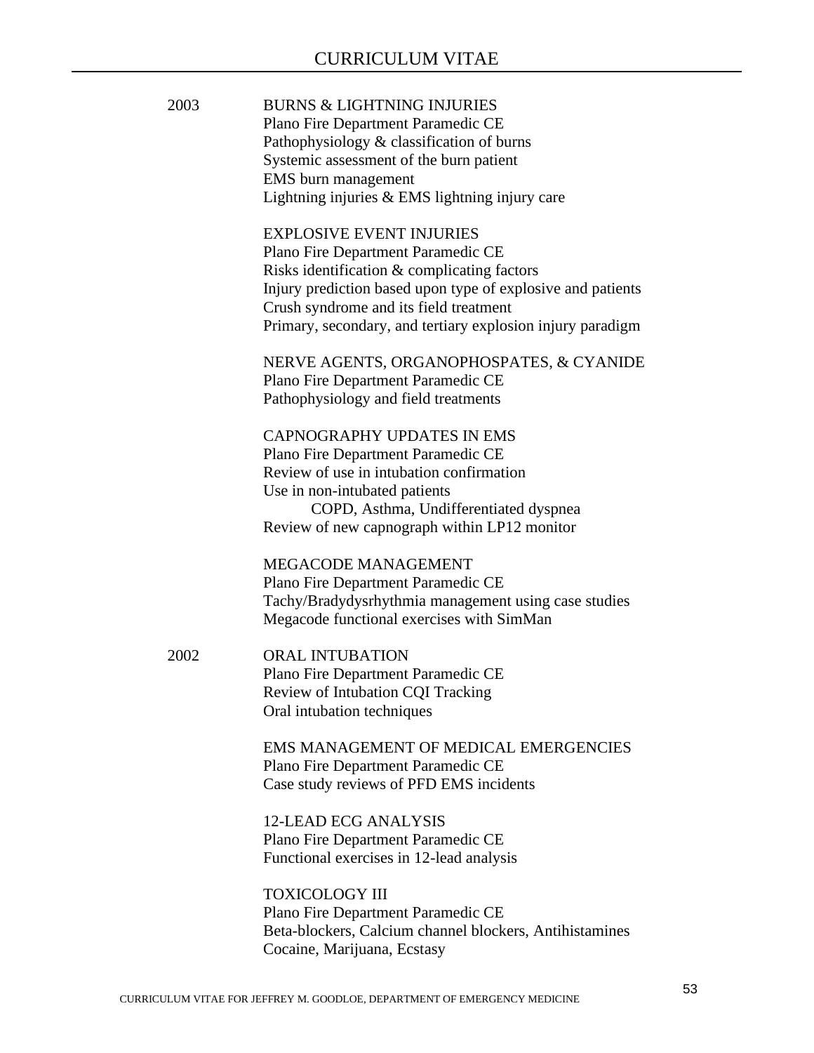2003

BURNS & LIGHTNING INJURIES
Plano Fire Department Paramedic CE
Pathophysiology & classification of burns
Systemic assessment of the burn patient
EMS burn management
Lightning injuries & EMS lightning injury care

EXPLOSIVE EVENT INJURIES
Plano Fire Department Paramedic CE
Risks identification & complicating factors
Injury prediction based upon type of explosive and patients
Crush syndrome and its field treatment
Primary, secondary, and tertiary explosion injury paradigm

NERVE AGENTS, ORGANOPHOSPATES, & CYANIDE
Plano Fire Department Paramedic CE
Pathophysiology and field treatments

CAPNOGRAPHY UPDATES IN EMS
Plano Fire Department Paramedic CE
Review of use in intubation confirmation
Use in non-intubated patients
    COPD, Asthma, Undifferentiated dyspnea
Review of new capnograph within LP12 monitor

MEGACODE MANAGEMENT
Plano Fire Department Paramedic CE
Tachy/Bradydysrhythmia management using case studies
Megacode functional exercises with SimMan

2002

ORAL INTUBATION
Plano Fire Department Paramedic CE
Review of Intubation CQI Tracking
Oral intubation techniques

EMS MANAGEMENT OF MEDICAL EMERGENCIES
Plano Fire Department Paramedic CE
Case study reviews of PFD EMS incidents

12-LEAD ECG ANALYSIS
Plano Fire Department Paramedic CE
Functional exercises in 12-lead analysis

TOXICOLOGY III
Plano Fire Department Paramedic CE
Beta-blockers, Calcium channel blockers, Antihistamines
Cocaine, Marijuana, Ecstasy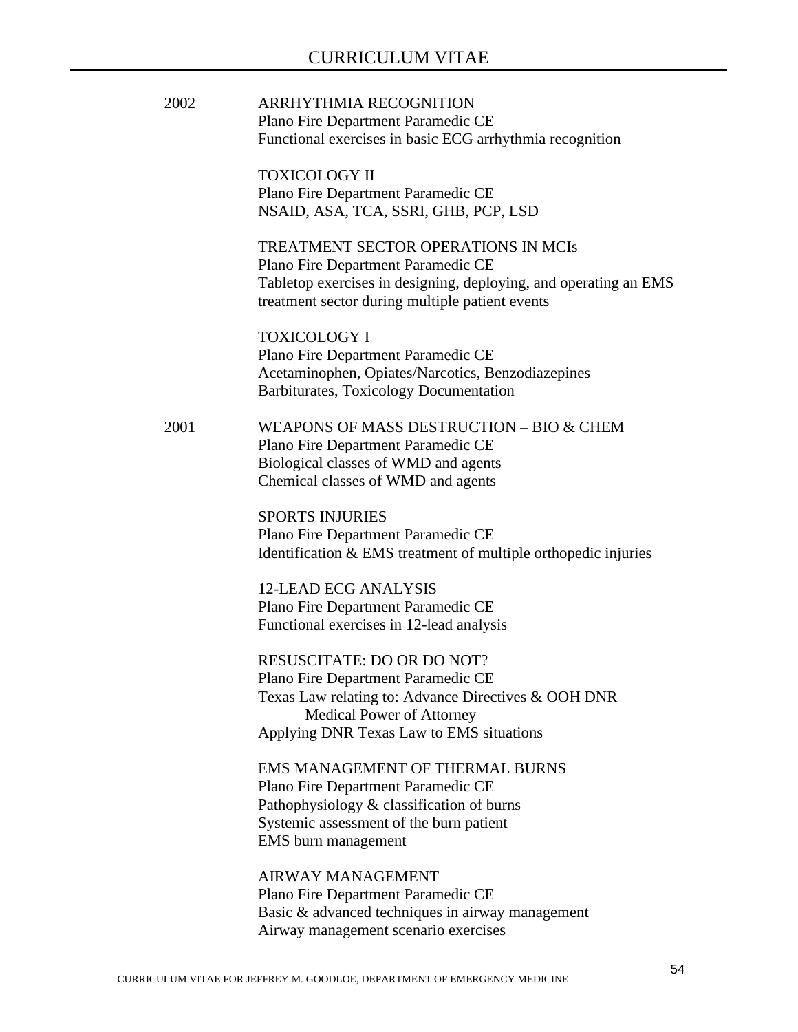2002 **ARRHYTHMIA RECOGNITION**
Plano Fire Department Paramedic CE
Functional exercises in basic ECG arrhythmia recognition

**TOXICOLOGY II**
Plano Fire Department Paramedic CE
NSAID, ASA, TCA, SSRI, GHB, PCP, LSD

**TREATMENT SECTOR OPERATIONS IN MCIs**
Plano Fire Department Paramedic CE
Tabletop exercises in designing, deploying, and operating an EMS treatment sector during multiple patient events

**TOXICOLOGY I**
Plano Fire Department Paramedic CE
Acetaminophen, Opiates/Narcotics, Benzodiazepines
Barbiturates, Toxicology Documentation

2001 **WEAPONS OF MASS DESTRUCTION – BIO & CHEM**
Plano Fire Department Paramedic CE
Biological classes of WMD and agents
Chemical classes of WMD and agents

**SPORTS INJURIES**
Plano Fire Department Paramedic CE
Identification & EMS treatment of multiple orthopedic injuries

**12-LEAD ECG ANALYSIS**
Plano Fire Department Paramedic CE
Functional exercises in 12-lead analysis

**RESUSCITATE: DO OR DO NOT?**
Plano Fire Department Paramedic CE
Texas Law relating to: Advance Directives & OOH DNR
Medical Power of Attorney
Applying DNR Texas Law to EMS situations

**EMS MANAGEMENT OF THERMAL BURNS**
Plano Fire Department Paramedic CE
Pathophysiology & classification of burns
Systemic assessment of the burn patient
EMS burn management

**AIRWAY MANAGEMENT**
Plano Fire Department Paramedic CE
Basic & advanced techniques in airway management
Airway management scenario exercises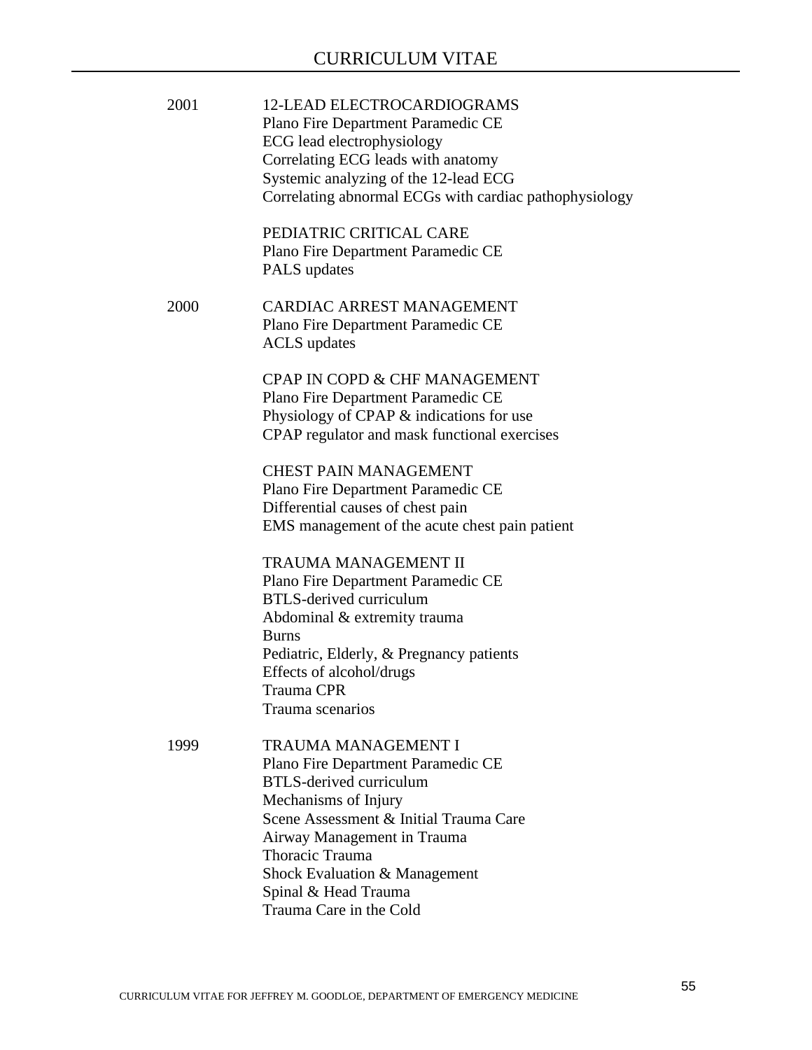# CURRICULUM VITAE

**2001**

12-LEAD ELECTROCARDIOGRAMS
Plano Fire Department Paramedic CE
ECG lead electrophysiology
Correlating ECG leads with anatomy
Systemic analyzing of the 12-lead ECG
Correlating abnormal ECGs with cardiac pathophysiology

PEDIATRIC CRITICAL CARE
Plano Fire Department Paramedic CE
PALS updates

**2000**

CARDIAC ARREST MANAGEMENT
Plano Fire Department Paramedic CE
ACLS updates

CPAP IN COPD & CHF MANAGEMENT
Plano Fire Department Paramedic CE
Physiology of CPAP & indications for use
CPAP regulator and mask functional exercises

CHEST PAIN MANAGEMENT
Plano Fire Department Paramedic CE
Differential causes of chest pain
EMS management of the acute chest pain patient

TRAUMA MANAGEMENT II
Plano Fire Department Paramedic CE
BTLS-derived curriculum
Abdominal & extremity trauma
Burns
Pediatric, Elderly, & Pregnancy patients
Effects of alcohol/drugs
Trauma CPR
Trauma scenarios

**1999**

TRAUMA MANAGEMENT I
Plano Fire Department Paramedic CE
BTLS-derived curriculum
Mechanisms of Injury
Scene Assessment & Initial Trauma Care
Airway Management in Trauma
Thoracic Trauma
Shock Evaluation & Management
Spinal & Head Trauma
Trauma Care in the Cold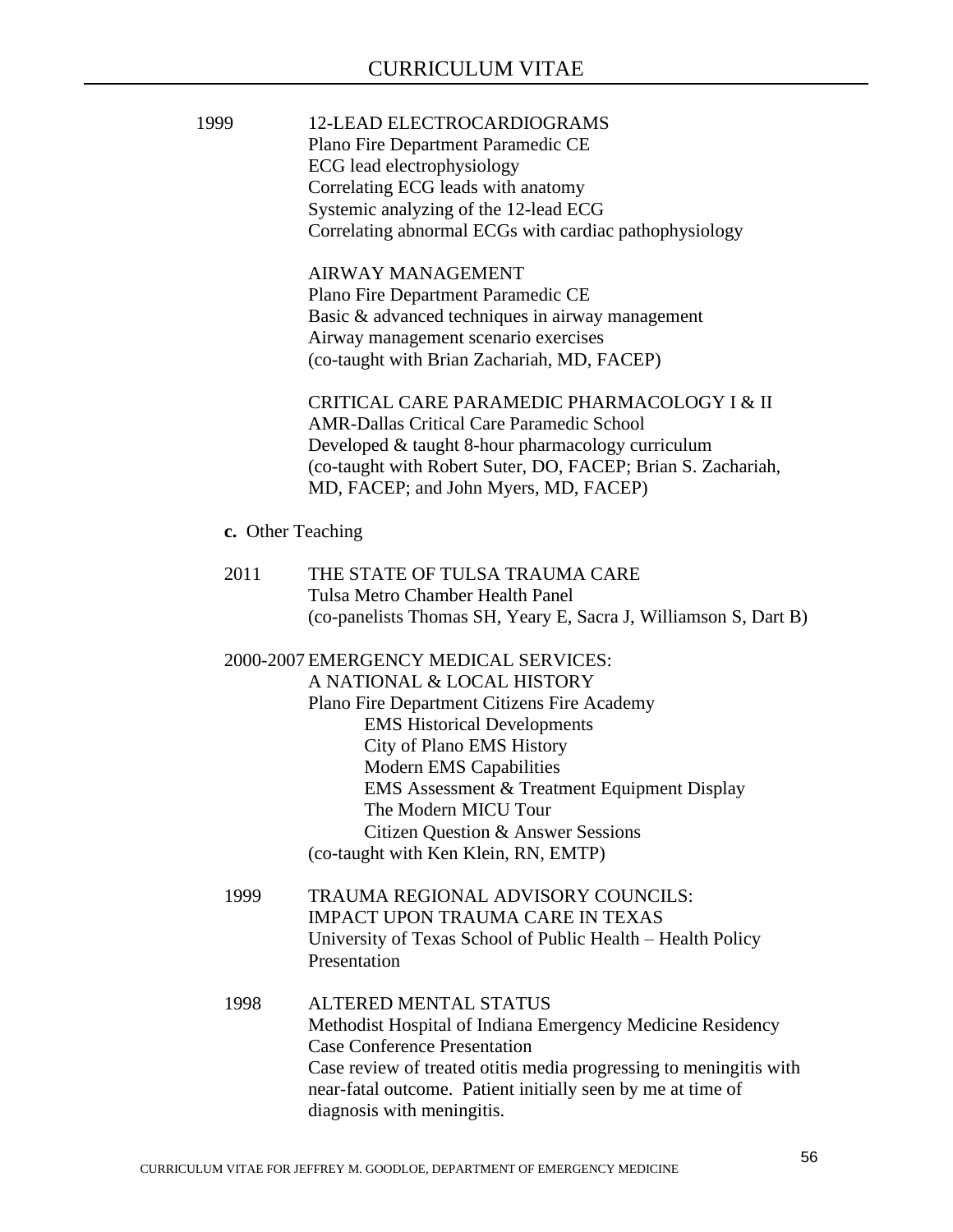1999 12-LEAD ELECTROCARDIOGRAMS
Plano Fire Department Paramedic CE
ECG lead electrophysiology
Correlating ECG leads with anatomy
Systemic analyzing of the 12-lead ECG
Correlating abnormal ECGs with cardiac pathophysiology

AIRWAY MANAGEMENT
Plano Fire Department Paramedic CE
Basic & advanced techniques in airway management
Airway management scenario exercises
(co-taught with Brian Zachariah, MD, FACEP)

CRITICAL CARE PARAMEDIC PHARMACOLOGY I & II
AMR-Dallas Critical Care Paramedic School
Developed & taught 8-hour pharmacology curriculum
(co-taught with Robert Suter, DO, FACEP; Brian S. Zachariah, MD, FACEP; and John Myers, MD, FACEP)

**c.** Other Teaching

2011 THE STATE OF TULSA TRAUMA CARE
Tulsa Metro Chamber Health Panel
(co-panelists Thomas SH, Yeary E, Sacra J, Williamson S, Dart B)

2000-2007 EMERGENCY MEDICAL SERVICES:
A NATIONAL & LOCAL HISTORY
Plano Fire Department Citizens Fire Academy
- EMS Historical Developments
- City of Plano EMS History
- Modern EMS Capabilities
- EMS Assessment & Treatment Equipment Display
- The Modern MICU Tour
- Citizen Question & Answer Sessions

(co-taught with Ken Klein, RN, EMTP)

1999 TRAUMA REGIONAL ADVISORY COUNCILS:
IMPACT UPON TRAUMA CARE IN TEXAS
University of Texas School of Public Health – Health Policy Presentation

1998 ALTERED MENTAL STATUS
Methodist Hospital of Indiana Emergency Medicine Residency Case Conference Presentation
Case review of treated otitis media progressing to meningitis with near-fatal outcome. Patient initially seen by me at time of diagnosis with meningitis.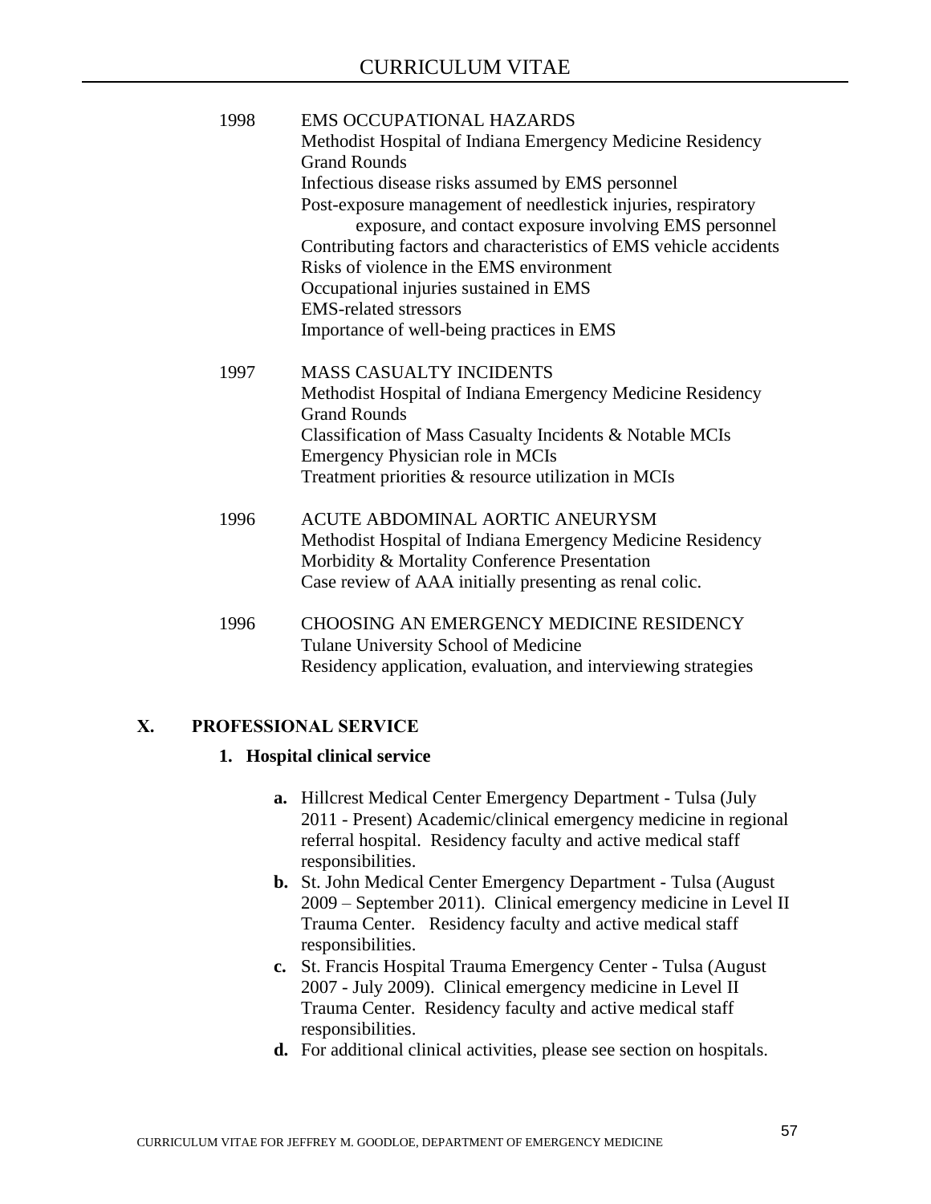1998 EMS OCCUPATIONAL HAZARDS
Methodist Hospital of Indiana Emergency Medicine Residency Grand Rounds
Infectious disease risks assumed by EMS personnel
Post-exposure management of needlestick injuries, respiratory exposure, and contact exposure involving EMS personnel
Contributing factors and characteristics of EMS vehicle accidents
Risks of violence in the EMS environment
Occupational injuries sustained in EMS
EMS-related stressors
Importance of well-being practices in EMS

1997 MASS CASUALTY INCIDENTS
Methodist Hospital of Indiana Emergency Medicine Residency Grand Rounds
Classification of Mass Casualty Incidents & Notable MCIs
Emergency Physician role in MCIs
Treatment priorities & resource utilization in MCIs

1996 ACUTE ABDOMINAL AORTIC ANEURYSM
Methodist Hospital of Indiana Emergency Medicine Residency
Morbidity & Mortality Conference Presentation
Case review of AAA initially presenting as renal colic.

1996 CHOOSING AN EMERGENCY MEDICINE RESIDENCY
Tulane University School of Medicine
Residency application, evaluation, and interviewing strategies

## X. PROFESSIONAL SERVICE

### 1. Hospital clinical service

- **a.** Hillcrest Medical Center Emergency Department - Tulsa (July 2011 - Present) Academic/clinical emergency medicine in regional referral hospital. Residency faculty and active medical staff responsibilities.
- **b.** St. John Medical Center Emergency Department - Tulsa (August 2009 – September 2011). Clinical emergency medicine in Level II Trauma Center. Residency faculty and active medical staff responsibilities.
- **c.** St. Francis Hospital Trauma Emergency Center - Tulsa (August 2007 - July 2009). Clinical emergency medicine in Level II Trauma Center. Residency faculty and active medical staff responsibilities.
- **d.** For additional clinical activities, please see section on hospitals.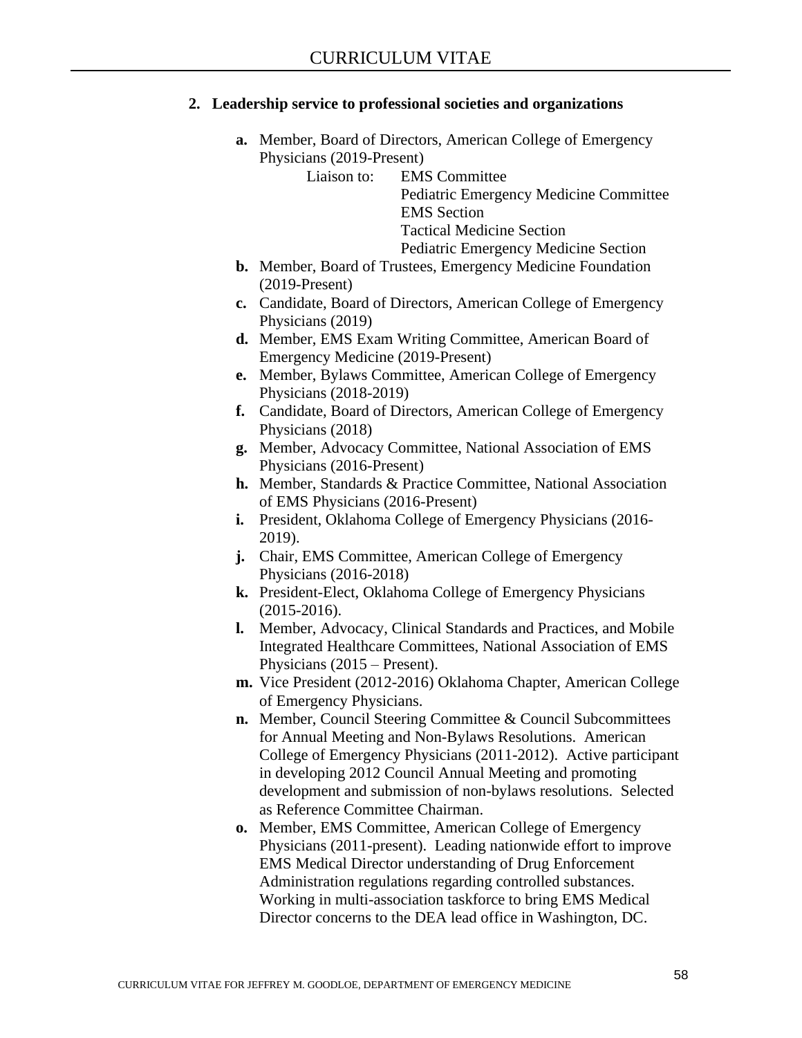**2. Leadership service to professional societies and organizations**

- **a.** Member, Board of Directors, American College of Emergency Physicians (2019-Present)

  Liaison to: EMS Committee
  Pediatric Emergency Medicine Committee
  EMS Section
  Tactical Medicine Section
  Pediatric Emergency Medicine Section
- **b.** Member, Board of Trustees, Emergency Medicine Foundation (2019-Present)
- **c.** Candidate, Board of Directors, American College of Emergency Physicians (2019)
- **d.** Member, EMS Exam Writing Committee, American Board of Emergency Medicine (2019-Present)
- **e.** Member, Bylaws Committee, American College of Emergency Physicians (2018-2019)
- **f.** Candidate, Board of Directors, American College of Emergency Physicians (2018)
- **g.** Member, Advocacy Committee, National Association of EMS Physicians (2016-Present)
- **h.** Member, Standards & Practice Committee, National Association of EMS Physicians (2016-Present)
- **i.** President, Oklahoma College of Emergency Physicians (2016-2019).
- **j.** Chair, EMS Committee, American College of Emergency Physicians (2016-2018)
- **k.** President-Elect, Oklahoma College of Emergency Physicians (2015-2016).
- **l.** Member, Advocacy, Clinical Standards and Practices, and Mobile Integrated Healthcare Committees, National Association of EMS Physicians (2015 – Present).
- **m.** Vice President (2012-2016) Oklahoma Chapter, American College of Emergency Physicians.
- **n.** Member, Council Steering Committee & Council Subcommittees for Annual Meeting and Non-Bylaws Resolutions. American College of Emergency Physicians (2011-2012). Active participant in developing 2012 Council Annual Meeting and promoting development and submission of non-bylaws resolutions. Selected as Reference Committee Chairman.
- **o.** Member, EMS Committee, American College of Emergency Physicians (2011-present). Leading nationwide effort to improve EMS Medical Director understanding of Drug Enforcement Administration regulations regarding controlled substances. Working in multi-association taskforce to bring EMS Medical Director concerns to the DEA lead office in Washington, DC.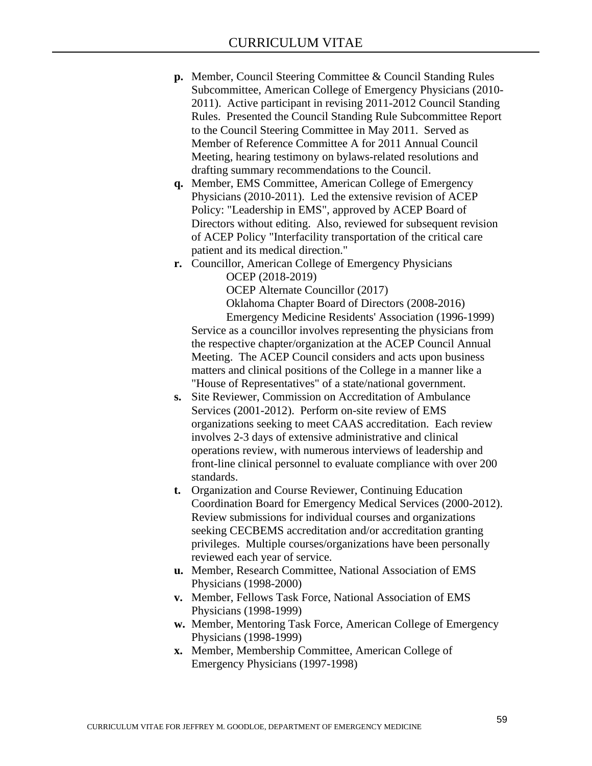- **p.** Member, Council Steering Committee & Council Standing Rules Subcommittee, American College of Emergency Physicians (2010-2011). Active participant in revising 2011-2012 Council Standing Rules. Presented the Council Standing Rule Subcommittee Report to the Council Steering Committee in May 2011. Served as Member of Reference Committee A for 2011 Annual Council Meeting, hearing testimony on bylaws-related resolutions and drafting summary recommendations to the Council.
- **q.** Member, EMS Committee, American College of Emergency Physicians (2010-2011). Led the extensive revision of ACEP Policy: "Leadership in EMS", approved by ACEP Board of Directors without editing. Also, reviewed for subsequent revision of ACEP Policy "Interfacility transportation of the critical care patient and its medical direction."
- **r.** Councillor, American College of Emergency Physicians
  - OCEP (2018-2019)
  - OCEP Alternate Councillor (2017)
  - Oklahoma Chapter Board of Directors (2008-2016)
  - Emergency Medicine Residents' Association (1996-1999)

  Service as a councillor involves representing the physicians from the respective chapter/organization at the ACEP Council Annual Meeting. The ACEP Council considers and acts upon business matters and clinical positions of the College in a manner like a "House of Representatives" of a state/national government.
- **s.** Site Reviewer, Commission on Accreditation of Ambulance Services (2001-2012). Perform on-site review of EMS organizations seeking to meet CAAS accreditation. Each review involves 2-3 days of extensive administrative and clinical operations review, with numerous interviews of leadership and front-line clinical personnel to evaluate compliance with over 200 standards.
- **t.** Organization and Course Reviewer, Continuing Education Coordination Board for Emergency Medical Services (2000-2012). Review submissions for individual courses and organizations seeking CECBEMS accreditation and/or accreditation granting privileges. Multiple courses/organizations have been personally reviewed each year of service.
- **u.** Member, Research Committee, National Association of EMS Physicians (1998-2000)
- **v.** Member, Fellows Task Force, National Association of EMS Physicians (1998-1999)
- **w.** Member, Mentoring Task Force, American College of Emergency Physicians (1998-1999)
- **x.** Member, Membership Committee, American College of Emergency Physicians (1997-1998)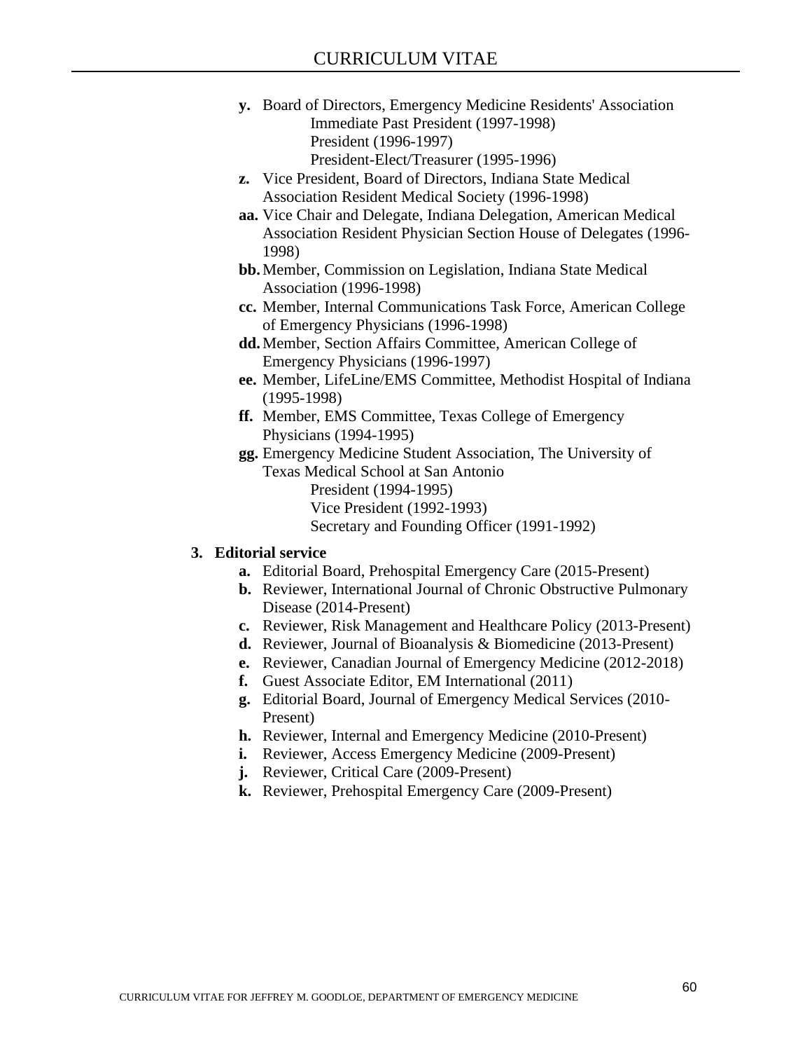- **y.** Board of Directors, Emergency Medicine Residents' Association
  - Immediate Past President (1997-1998)
  - President (1996-1997)
  - President-Elect/Treasurer (1995-1996)
- **z.** Vice President, Board of Directors, Indiana State Medical Association Resident Medical Society (1996-1998)
- **aa.** Vice Chair and Delegate, Indiana Delegation, American Medical Association Resident Physician Section House of Delegates (1996-1998)
- **bb.** Member, Commission on Legislation, Indiana State Medical Association (1996-1998)
- **cc.** Member, Internal Communications Task Force, American College of Emergency Physicians (1996-1998)
- **dd.** Member, Section Affairs Committee, American College of Emergency Physicians (1996-1997)
- **ee.** Member, LifeLine/EMS Committee, Methodist Hospital of Indiana (1995-1998)
- **ff.** Member, EMS Committee, Texas College of Emergency Physicians (1994-1995)
- **gg.** Emergency Medicine Student Association, The University of Texas Medical School at San Antonio
  - President (1994-1995)
  - Vice President (1992-1993)
  - Secretary and Founding Officer (1991-1992)

**3. Editorial service**

- **a.** Editorial Board, Prehospital Emergency Care (2015-Present)
- **b.** Reviewer, International Journal of Chronic Obstructive Pulmonary Disease (2014-Present)
- **c.** Reviewer, Risk Management and Healthcare Policy (2013-Present)
- **d.** Reviewer, Journal of Bioanalysis & Biomedicine (2013-Present)
- **e.** Reviewer, Canadian Journal of Emergency Medicine (2012-2018)
- **f.** Guest Associate Editor, EM International (2011)
- **g.** Editorial Board, Journal of Emergency Medical Services (2010-Present)
- **h.** Reviewer, Internal and Emergency Medicine (2010-Present)
- **i.** Reviewer, Access Emergency Medicine (2009-Present)
- **j.** Reviewer, Critical Care (2009-Present)
- **k.** Reviewer, Prehospital Emergency Care (2009-Present)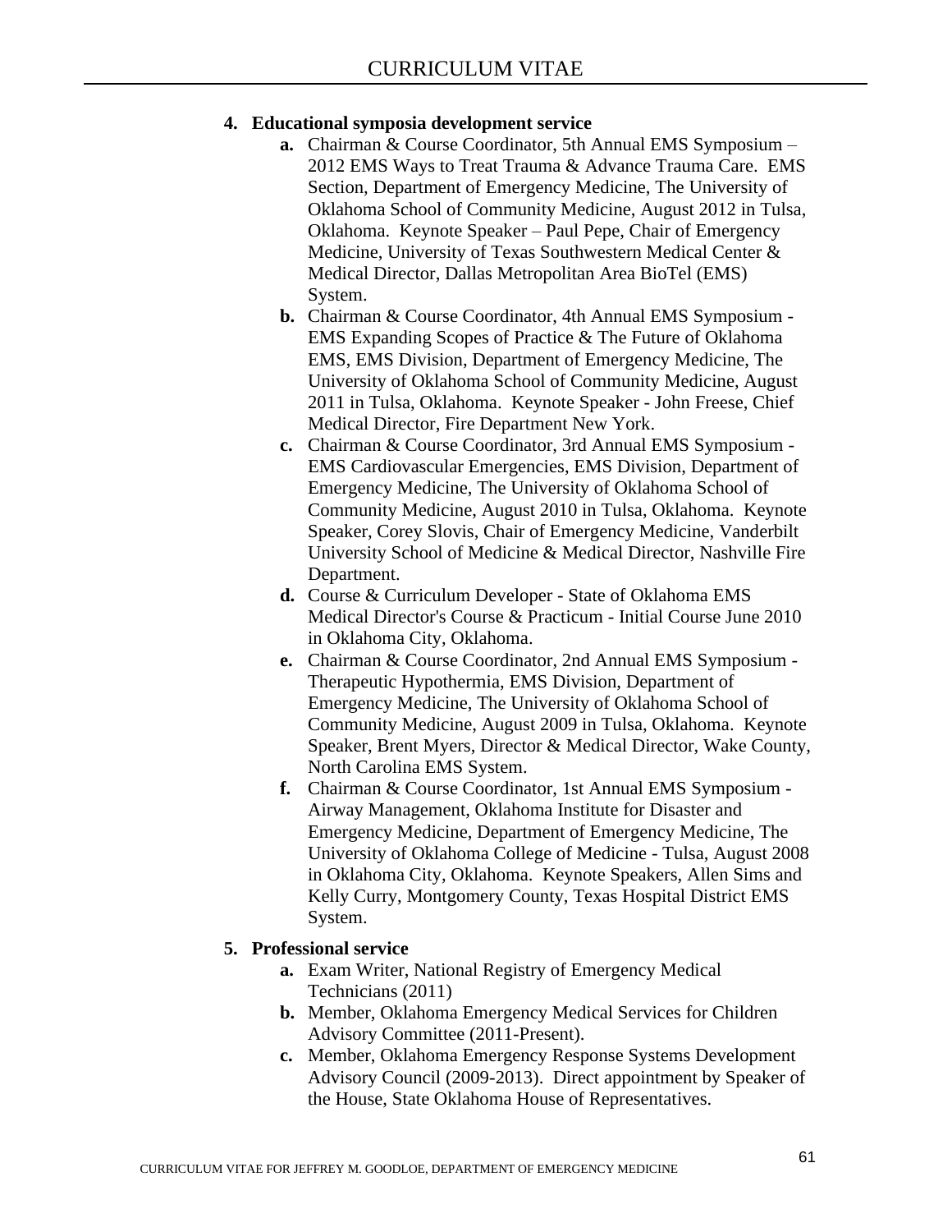4. **Educational symposia development service**
    - **a.** Chairman & Course Coordinator, 5th Annual EMS Symposium – 2012 EMS Ways to Treat Trauma & Advance Trauma Care. EMS Section, Department of Emergency Medicine, The University of Oklahoma School of Community Medicine, August 2012 in Tulsa, Oklahoma. Keynote Speaker – Paul Pepe, Chair of Emergency Medicine, University of Texas Southwestern Medical Center & Medical Director, Dallas Metropolitan Area BioTel (EMS) System.
    - **b.** Chairman & Course Coordinator, 4th Annual EMS Symposium - EMS Expanding Scopes of Practice & The Future of Oklahoma EMS, EMS Division, Department of Emergency Medicine, The University of Oklahoma School of Community Medicine, August 2011 in Tulsa, Oklahoma. Keynote Speaker - John Freese, Chief Medical Director, Fire Department New York.
    - **c.** Chairman & Course Coordinator, 3rd Annual EMS Symposium - EMS Cardiovascular Emergencies, EMS Division, Department of Emergency Medicine, The University of Oklahoma School of Community Medicine, August 2010 in Tulsa, Oklahoma. Keynote Speaker, Corey Slovis, Chair of Emergency Medicine, Vanderbilt University School of Medicine & Medical Director, Nashville Fire Department.
    - **d.** Course & Curriculum Developer - State of Oklahoma EMS Medical Director's Course & Practicum - Initial Course June 2010 in Oklahoma City, Oklahoma.
    - **e.** Chairman & Course Coordinator, 2nd Annual EMS Symposium - Therapeutic Hypothermia, EMS Division, Department of Emergency Medicine, The University of Oklahoma School of Community Medicine, August 2009 in Tulsa, Oklahoma. Keynote Speaker, Brent Myers, Director & Medical Director, Wake County, North Carolina EMS System.
    - **f.** Chairman & Course Coordinator, 1st Annual EMS Symposium - Airway Management, Oklahoma Institute for Disaster and Emergency Medicine, Department of Emergency Medicine, The University of Oklahoma College of Medicine - Tulsa, August 2008 in Oklahoma City, Oklahoma. Keynote Speakers, Allen Sims and Kelly Curry, Montgomery County, Texas Hospital District EMS System.

5. **Professional service**
    - **a.** Exam Writer, National Registry of Emergency Medical Technicians (2011)
    - **b.** Member, Oklahoma Emergency Medical Services for Children Advisory Committee (2011-Present).
    - **c.** Member, Oklahoma Emergency Response Systems Development Advisory Council (2009-2013). Direct appointment by Speaker of the House, State Oklahoma House of Representatives.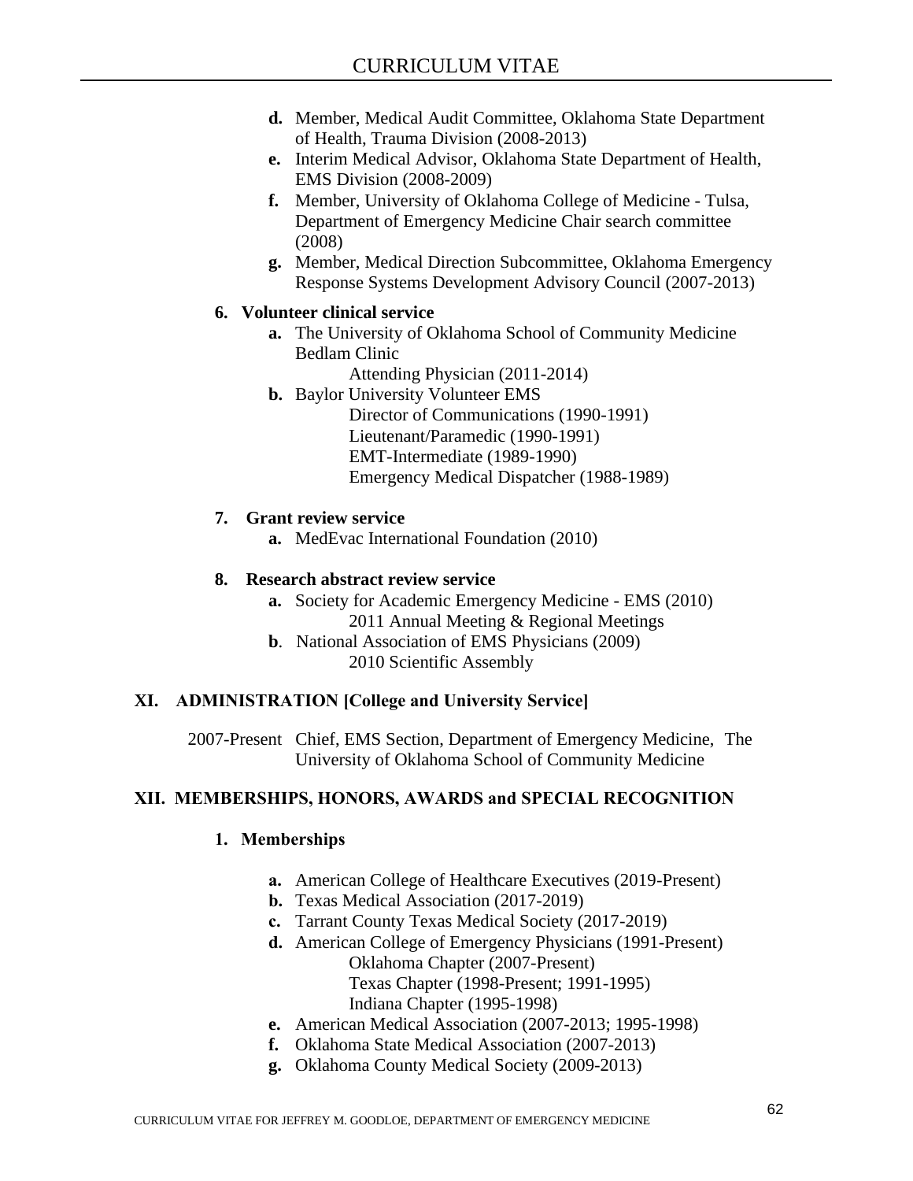- **d.** Member, Medical Audit Committee, Oklahoma State Department of Health, Trauma Division (2008-2013)
- **e.** Interim Medical Advisor, Oklahoma State Department of Health, EMS Division (2008-2009)
- **f.** Member, University of Oklahoma College of Medicine - Tulsa, Department of Emergency Medicine Chair search committee (2008)
- **g.** Member, Medical Direction Subcommittee, Oklahoma Emergency Response Systems Development Advisory Council (2007-2013)

**6. Volunteer clinical service**

- **a.** The University of Oklahoma School of Community Medicine Bedlam Clinic
  - Attending Physician (2011-2014)
- **b.** Baylor University Volunteer EMS
  - Director of Communications (1990-1991)
  - Lieutenant/Paramedic (1990-1991)
  - EMT-Intermediate (1989-1990)
  - Emergency Medical Dispatcher (1988-1989)

**7. Grant review service**

- **a.** MedEvac International Foundation (2010)

**8. Research abstract review service**

- **a.** Society for Academic Emergency Medicine - EMS (2010)
  - 2011 Annual Meeting & Regional Meetings
- **b**. National Association of EMS Physicians (2009)
  - 2010 Scientific Assembly

## XI. ADMINISTRATION [College and University Service]

2007-Present Chief, EMS Section, Department of Emergency Medicine, The University of Oklahoma School of Community Medicine

## XII. MEMBERSHIPS, HONORS, AWARDS and SPECIAL RECOGNITION

**1. Memberships**

- **a.** American College of Healthcare Executives (2019-Present)
- **b.** Texas Medical Association (2017-2019)
- **c.** Tarrant County Texas Medical Society (2017-2019)
- **d.** American College of Emergency Physicians (1991-Present)
  - Oklahoma Chapter (2007-Present)
  - Texas Chapter (1998-Present; 1991-1995)
  - Indiana Chapter (1995-1998)
- **e.** American Medical Association (2007-2013; 1995-1998)
- **f.** Oklahoma State Medical Association (2007-2013)
- **g.** Oklahoma County Medical Society (2009-2013)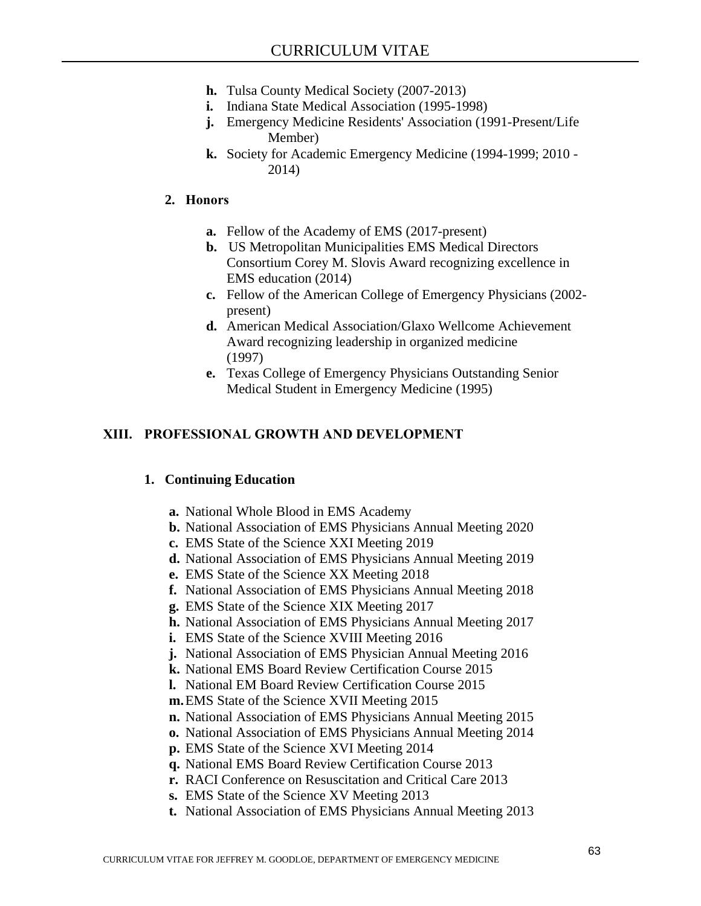- **h.** Tulsa County Medical Society (2007-2013)
- **i.** Indiana State Medical Association (1995-1998)
- **j.** Emergency Medicine Residents' Association (1991-Present/Life Member)
- **k.** Society for Academic Emergency Medicine (1994-1999; 2010 - 2014)

### 2. Honors

- **a.** Fellow of the Academy of EMS (2017-present)
- **b.** US Metropolitan Municipalities EMS Medical Directors Consortium Corey M. Slovis Award recognizing excellence in EMS education (2014)
- **c.** Fellow of the American College of Emergency Physicians (2002-present)
- **d.** American Medical Association/Glaxo Wellcome Achievement Award recognizing leadership in organized medicine (1997)
- **e.** Texas College of Emergency Physicians Outstanding Senior Medical Student in Emergency Medicine (1995)

## XIII. PROFESSIONAL GROWTH AND DEVELOPMENT

### 1. Continuing Education

- **a.** National Whole Blood in EMS Academy
- **b.** National Association of EMS Physicians Annual Meeting 2020
- **c.** EMS State of the Science XXI Meeting 2019
- **d.** National Association of EMS Physicians Annual Meeting 2019
- **e.** EMS State of the Science XX Meeting 2018
- **f.** National Association of EMS Physicians Annual Meeting 2018
- **g.** EMS State of the Science XIX Meeting 2017
- **h.** National Association of EMS Physicians Annual Meeting 2017
- **i.** EMS State of the Science XVIII Meeting 2016
- **j.** National Association of EMS Physician Annual Meeting 2016
- **k.** National EMS Board Review Certification Course 2015
- **l.** National EM Board Review Certification Course 2015
- **m.** EMS State of the Science XVII Meeting 2015
- **n.** National Association of EMS Physicians Annual Meeting 2015
- **o.** National Association of EMS Physicians Annual Meeting 2014
- **p.** EMS State of the Science XVI Meeting 2014
- **q.** National EMS Board Review Certification Course 2013
- **r.** RACI Conference on Resuscitation and Critical Care 2013
- **s.** EMS State of the Science XV Meeting 2013
- **t.** National Association of EMS Physicians Annual Meeting 2013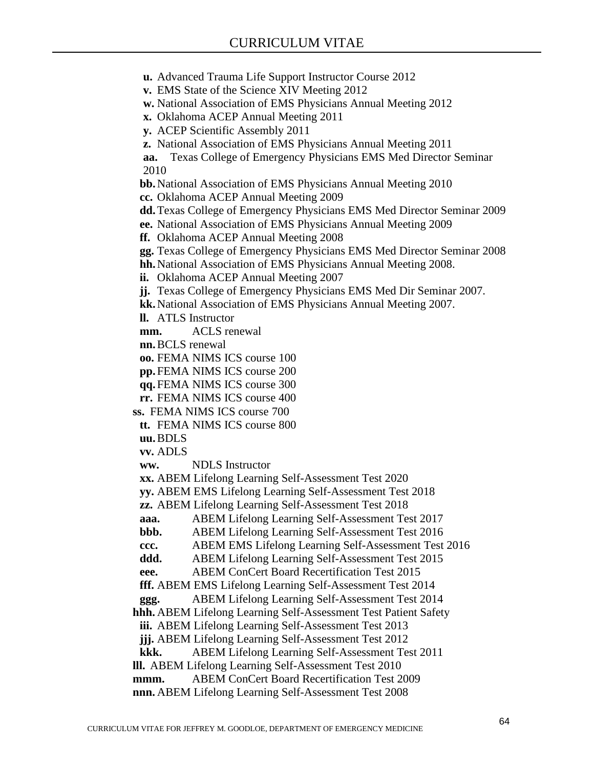**u.** Advanced Trauma Life Support Instructor Course 2012
**v.** EMS State of the Science XIV Meeting 2012
**w.** National Association of EMS Physicians Annual Meeting 2012
**x.** Oklahoma ACEP Annual Meeting 2011
**y.** ACEP Scientific Assembly 2011
**z.** National Association of EMS Physicians Annual Meeting 2011
**aa.** Texas College of Emergency Physicians EMS Med Director Seminar 2010
**bb.** National Association of EMS Physicians Annual Meeting 2010
**cc.** Oklahoma ACEP Annual Meeting 2009
**dd.** Texas College of Emergency Physicians EMS Med Director Seminar 2009
**ee.** National Association of EMS Physicians Annual Meeting 2009
**ff.** Oklahoma ACEP Annual Meeting 2008
**gg.** Texas College of Emergency Physicians EMS Med Director Seminar 2008
**hh.** National Association of EMS Physicians Annual Meeting 2008.
**ii.** Oklahoma ACEP Annual Meeting 2007
**jj.** Texas College of Emergency Physicians EMS Med Dir Seminar 2007.
**kk.** National Association of EMS Physicians Annual Meeting 2007.
**ll.** ATLS Instructor
**mm.** ACLS renewal
**nn.** BCLS renewal
**oo.** FEMA NIMS ICS course 100
**pp.** FEMA NIMS ICS course 200
**qq.** FEMA NIMS ICS course 300
**rr.** FEMA NIMS ICS course 400
**ss.** FEMA NIMS ICS course 700
**tt.** FEMA NIMS ICS course 800
**uu.** BDLS
**vv.** ADLS
**ww.** NDLS Instructor
**xx.** ABEM Lifelong Learning Self-Assessment Test 2020
**yy.** ABEM EMS Lifelong Learning Self-Assessment Test 2018
**zz.** ABEM Lifelong Learning Self-Assessment Test 2018
**aaa.** ABEM Lifelong Learning Self-Assessment Test 2017
**bbb.** ABEM Lifelong Learning Self-Assessment Test 2016
**ccc.** ABEM EMS Lifelong Learning Self-Assessment Test 2016
**ddd.** ABEM Lifelong Learning Self-Assessment Test 2015
**eee.** ABEM ConCert Board Recertification Test 2015
**fff.** ABEM EMS Lifelong Learning Self-Assessment Test 2014
**ggg.** ABEM Lifelong Learning Self-Assessment Test 2014
**hhh.** ABEM Lifelong Learning Self-Assessment Test Patient Safety
**iii.** ABEM Lifelong Learning Self-Assessment Test 2013
**jjj.** ABEM Lifelong Learning Self-Assessment Test 2012
**kkk.** ABEM Lifelong Learning Self-Assessment Test 2011
**lll.** ABEM Lifelong Learning Self-Assessment Test 2010
**mmm.** ABEM ConCert Board Recertification Test 2009
**nnn.** ABEM Lifelong Learning Self-Assessment Test 2008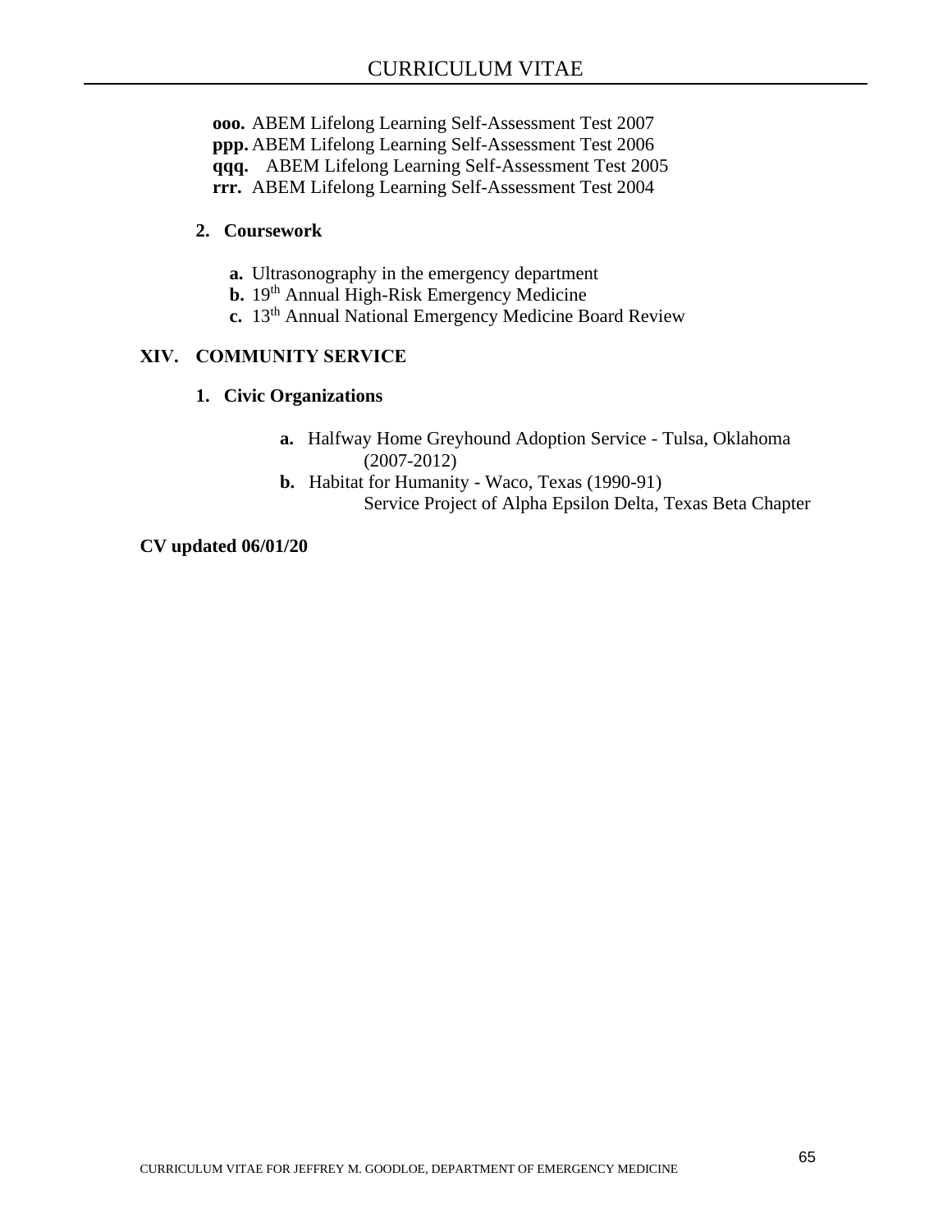**ooo.** ABEM Lifelong Learning Self-Assessment Test 2007
**ppp.** ABEM Lifelong Learning Self-Assessment Test 2006
**qqq.** ABEM Lifelong Learning Self-Assessment Test 2005
**rrr.** ABEM Lifelong Learning Self-Assessment Test 2004

**2. Coursework**

**a.** Ultrasonography in the emergency department
**b.** 19th Annual High-Risk Emergency Medicine
**c.** 13th Annual National Emergency Medicine Board Review

## XIV. COMMUNITY SERVICE

**1. Civic Organizations**

**a.** Halfway Home Greyhound Adoption Service - Tulsa, Oklahoma (2007-2012)
**b.** Habitat for Humanity - Waco, Texas (1990-91)
Service Project of Alpha Epsilon Delta, Texas Beta Chapter

**CV updated 06/01/20**